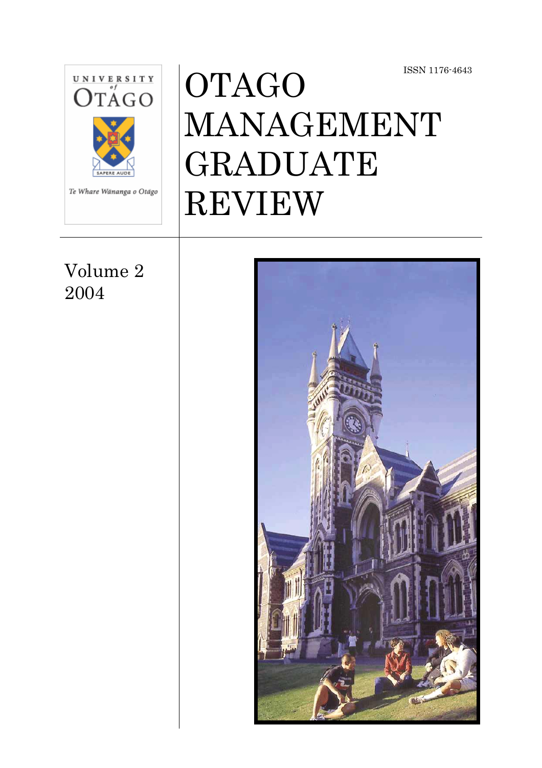UNIVERSITY of OTAGO

SAPERE AUDE

Te Whare Wānanga o Otāgo

ISSN 1176-4643

# OTAGO MANAGEMENT GRADUATE REVIEW

Volume 2
2004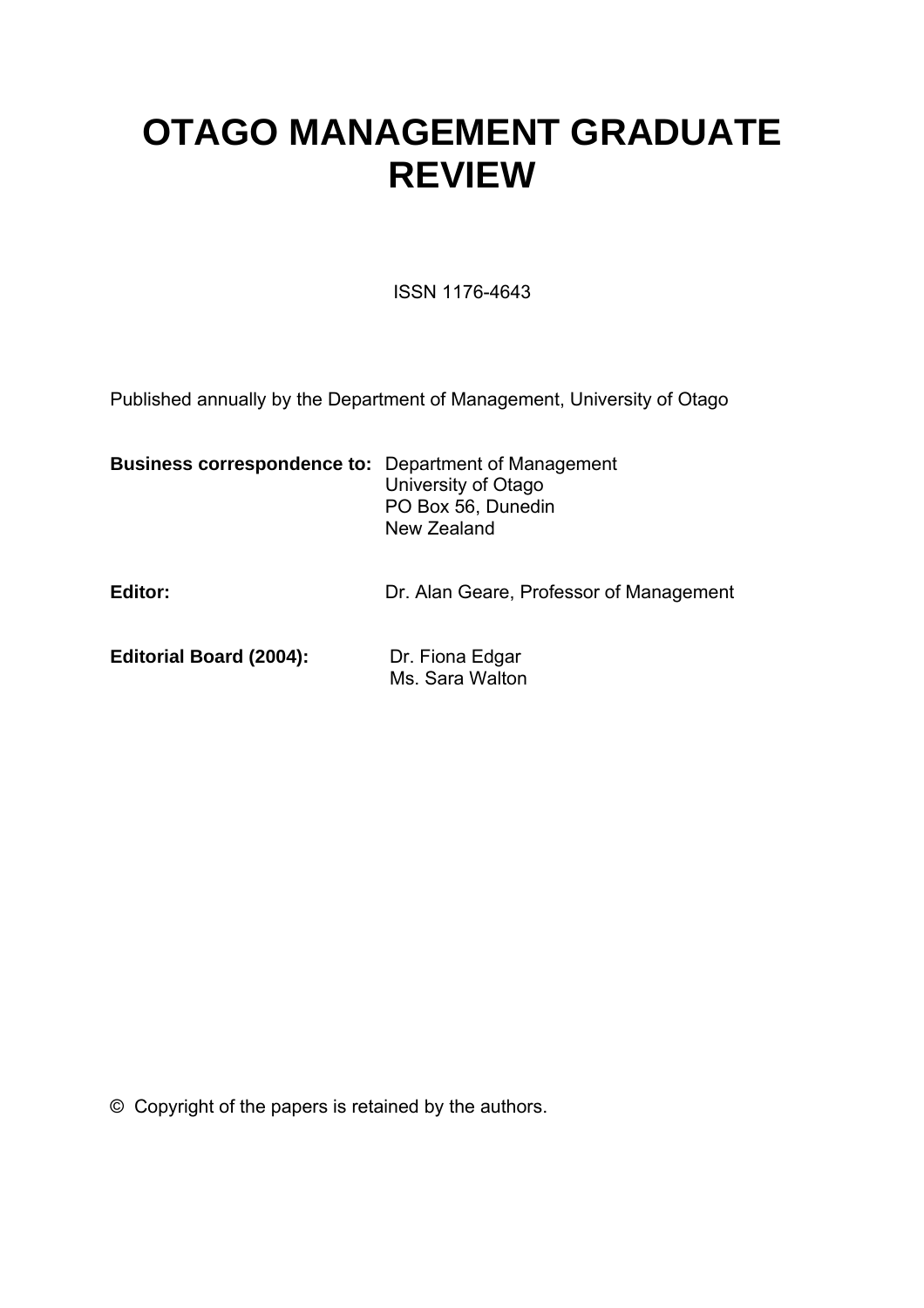# OTAGO MANAGEMENT GRADUATE REVIEW

ISSN 1176-4643

Published annually by the Department of Management, University of Otago

**Business correspondence to:** Department of Management
University of Otago
PO Box 56, Dunedin
New Zealand

**Editor:** Dr. Alan Geare, Professor of Management

**Editorial Board (2004):** Dr. Fiona Edgar
Ms. Sara Walton

© Copyright of the papers is retained by the authors.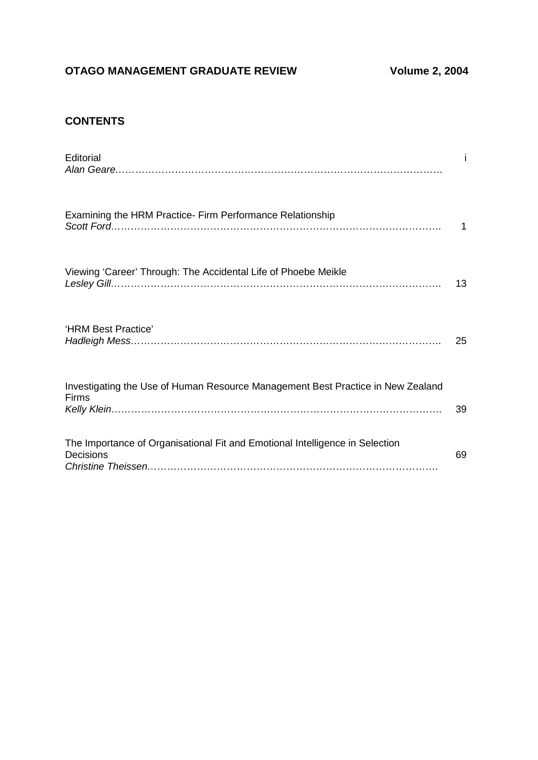**OTAGO MANAGEMENT GRADUATE REVIEW** **Volume 2, 2004**

## CONTENTS

Editorial
*Alan Geare*………………………………………………………………………………… i

Examining the HRM Practice- Firm Performance Relationship
*Scott Ford*………………………………………………………………………………… 1

Viewing ‘Career’ Through: The Accidental Life of Phoebe Meikle
*Lesley Gill*………………………………………………………………………………… 13

‘HRM Best Practice’
*Hadleigh Mess*……………………………………………………………………………… 25

Investigating the Use of Human Resource Management Best Practice in New Zealand Firms
*Kelly Klein*………………………………………………………………………………… 39

The Importance of Organisational Fit and Emotional Intelligence in Selection Decisions
*Christine Theissen*………………………………………………………………………… 69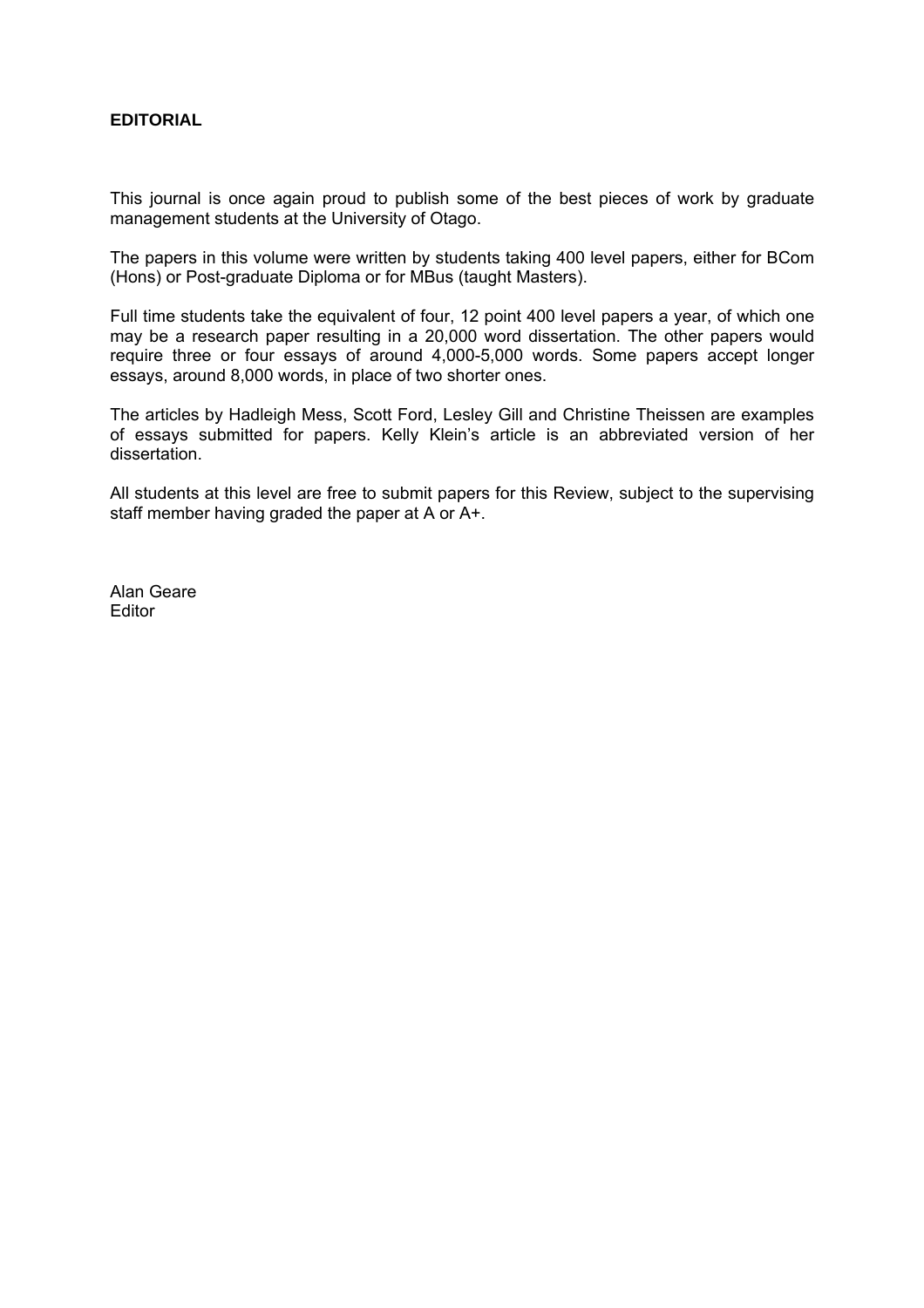# EDITORIAL

This journal is once again proud to publish some of the best pieces of work by graduate management students at the University of Otago.

The papers in this volume were written by students taking 400 level papers, either for BCom (Hons) or Post-graduate Diploma or for MBus (taught Masters).

Full time students take the equivalent of four, 12 point 400 level papers a year, of which one may be a research paper resulting in a 20,000 word dissertation. The other papers would require three or four essays of around 4,000-5,000 words. Some papers accept longer essays, around 8,000 words, in place of two shorter ones.

The articles by Hadleigh Mess, Scott Ford, Lesley Gill and Christine Theissen are examples of essays submitted for papers. Kelly Klein's article is an abbreviated version of her dissertation.

All students at this level are free to submit papers for this Review, subject to the supervising staff member having graded the paper at A or A+.

Alan Geare
Editor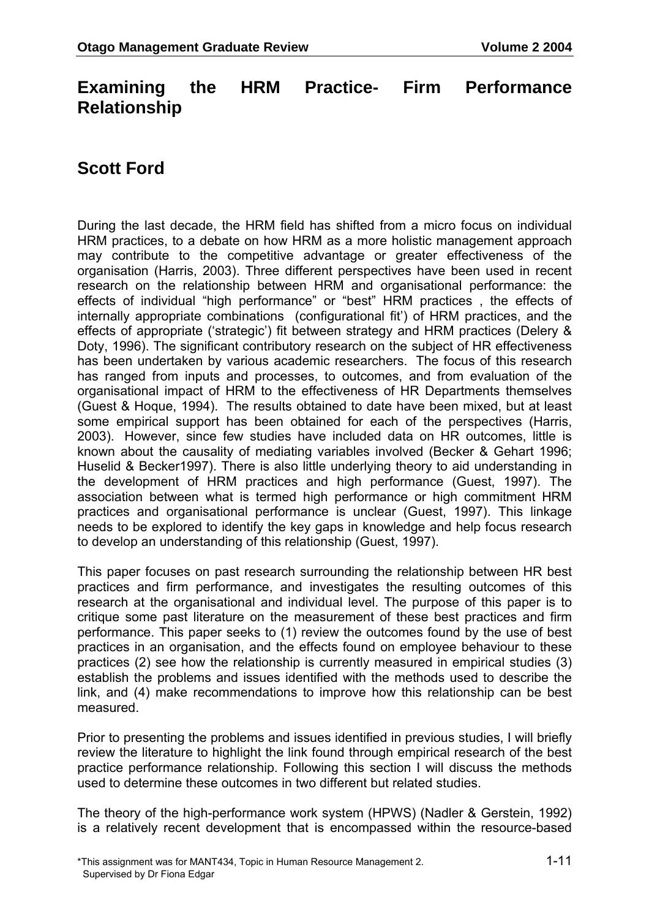# Examining the HRM Practice- Firm Performance Relationship

## Scott Ford

During the last decade, the HRM field has shifted from a micro focus on individual HRM practices, to a debate on how HRM as a more holistic management approach may contribute to the competitive advantage or greater effectiveness of the organisation (Harris, 2003). Three different perspectives have been used in recent research on the relationship between HRM and organisational performance: the effects of individual "high performance" or "best" HRM practices , the effects of internally appropriate combinations (configurational fit') of HRM practices, and the effects of appropriate ('strategic') fit between strategy and HRM practices (Delery & Doty, 1996). The significant contributory research on the subject of HR effectiveness has been undertaken by various academic researchers. The focus of this research has ranged from inputs and processes, to outcomes, and from evaluation of the organisational impact of HRM to the effectiveness of HR Departments themselves (Guest & Hoque, 1994). The results obtained to date have been mixed, but at least some empirical support has been obtained for each of the perspectives (Harris, 2003). However, since few studies have included data on HR outcomes, little is known about the causality of mediating variables involved (Becker & Gehart 1996; Huselid & Becker1997). There is also little underlying theory to aid understanding in the development of HRM practices and high performance (Guest, 1997). The association between what is termed high performance or high commitment HRM practices and organisational performance is unclear (Guest, 1997). This linkage needs to be explored to identify the key gaps in knowledge and help focus research to develop an understanding of this relationship (Guest, 1997).

This paper focuses on past research surrounding the relationship between HR best practices and firm performance, and investigates the resulting outcomes of this research at the organisational and individual level. The purpose of this paper is to critique some past literature on the measurement of these best practices and firm performance. This paper seeks to (1) review the outcomes found by the use of best practices in an organisation, and the effects found on employee behaviour to these practices (2) see how the relationship is currently measured in empirical studies (3) establish the problems and issues identified with the methods used to describe the link, and (4) make recommendations to improve how this relationship can be best measured.

Prior to presenting the problems and issues identified in previous studies, I will briefly review the literature to highlight the link found through empirical research of the best practice performance relationship. Following this section I will discuss the methods used to determine these outcomes in two different but related studies.

The theory of the high-performance work system (HPWS) (Nadler & Gerstein, 1992) is a relatively recent development that is encompassed within the resource-based

*This assignment was for MANT434, Topic in Human Resource Management 2.
Supervised by Dr Fiona Edgar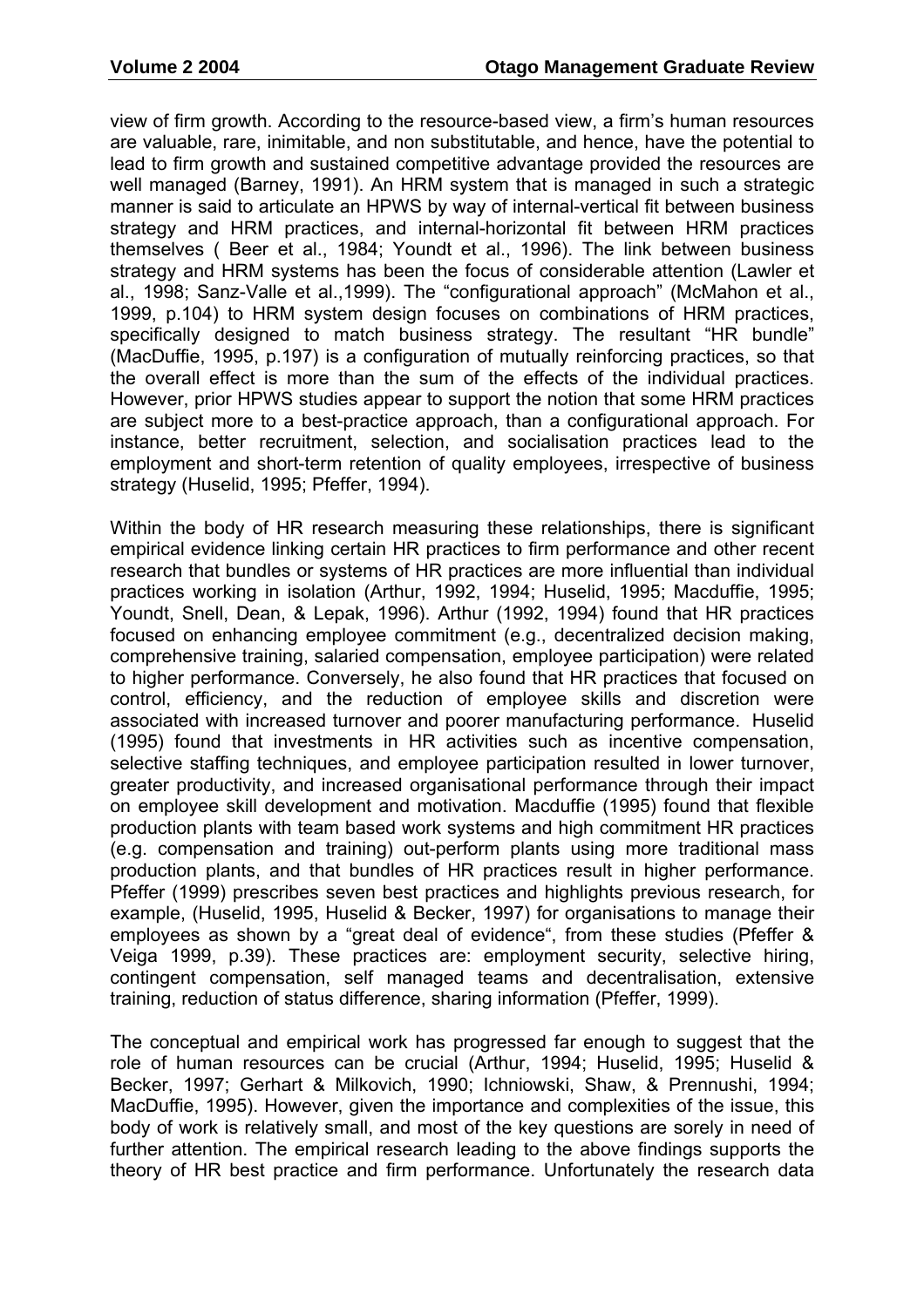view of firm growth. According to the resource-based view, a firm's human resources are valuable, rare, inimitable, and non substitutable, and hence, have the potential to lead to firm growth and sustained competitive advantage provided the resources are well managed (Barney, 1991). An HRM system that is managed in such a strategic manner is said to articulate an HPWS by way of internal-vertical fit between business strategy and HRM practices, and internal-horizontal fit between HRM practices themselves ( Beer et al., 1984; Youndt et al., 1996). The link between business strategy and HRM systems has been the focus of considerable attention (Lawler et al., 1998; Sanz-Valle et al.,1999). The "configurational approach" (McMahon et al., 1999, p.104) to HRM system design focuses on combinations of HRM practices, specifically designed to match business strategy. The resultant "HR bundle" (MacDuffie, 1995, p.197) is a configuration of mutually reinforcing practices, so that the overall effect is more than the sum of the effects of the individual practices. However, prior HPWS studies appear to support the notion that some HRM practices are subject more to a best-practice approach, than a configurational approach. For instance, better recruitment, selection, and socialisation practices lead to the employment and short-term retention of quality employees, irrespective of business strategy (Huselid, 1995; Pfeffer, 1994).

Within the body of HR research measuring these relationships, there is significant empirical evidence linking certain HR practices to firm performance and other recent research that bundles or systems of HR practices are more influential than individual practices working in isolation (Arthur, 1992, 1994; Huselid, 1995; Macduffie, 1995; Youndt, Snell, Dean, & Lepak, 1996). Arthur (1992, 1994) found that HR practices focused on enhancing employee commitment (e.g., decentralized decision making, comprehensive training, salaried compensation, employee participation) were related to higher performance. Conversely, he also found that HR practices that focused on control, efficiency, and the reduction of employee skills and discretion were associated with increased turnover and poorer manufacturing performance. Huselid (1995) found that investments in HR activities such as incentive compensation, selective staffing techniques, and employee participation resulted in lower turnover, greater productivity, and increased organisational performance through their impact on employee skill development and motivation. Macduffie (1995) found that flexible production plants with team based work systems and high commitment HR practices (e.g. compensation and training) out-perform plants using more traditional mass production plants, and that bundles of HR practices result in higher performance. Pfeffer (1999) prescribes seven best practices and highlights previous research, for example, (Huselid, 1995, Huselid & Becker, 1997) for organisations to manage their employees as shown by a "great deal of evidence", from these studies (Pfeffer & Veiga 1999, p.39). These practices are: employment security, selective hiring, contingent compensation, self managed teams and decentralisation, extensive training, reduction of status difference, sharing information (Pfeffer, 1999).

The conceptual and empirical work has progressed far enough to suggest that the role of human resources can be crucial (Arthur, 1994; Huselid, 1995; Huselid & Becker, 1997; Gerhart & Milkovich, 1990; Ichniowski, Shaw, & Prennushi, 1994; MacDuffie, 1995). However, given the importance and complexities of the issue, this body of work is relatively small, and most of the key questions are sorely in need of further attention. The empirical research leading to the above findings supports the theory of HR best practice and firm performance. Unfortunately the research data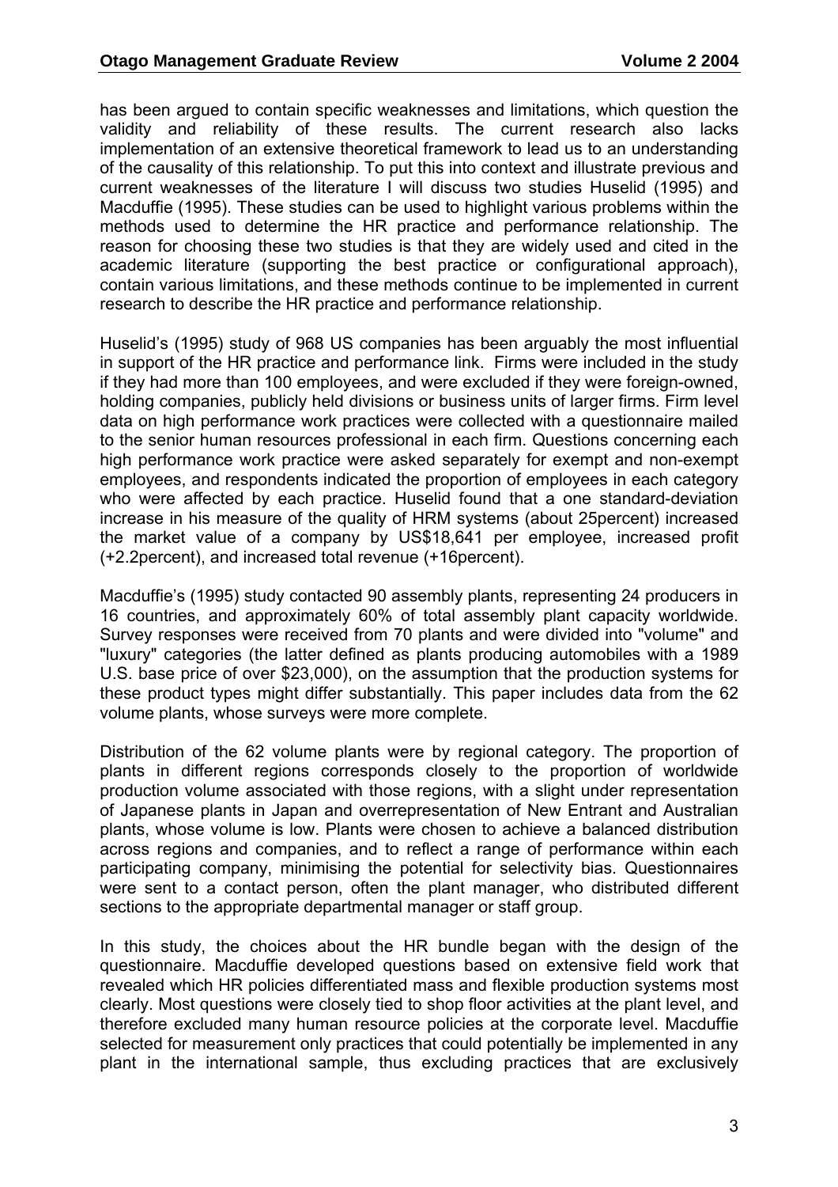has been argued to contain specific weaknesses and limitations, which question the validity and reliability of these results. The current research also lacks implementation of an extensive theoretical framework to lead us to an understanding of the causality of this relationship. To put this into context and illustrate previous and current weaknesses of the literature I will discuss two studies Huselid (1995) and Macduffie (1995). These studies can be used to highlight various problems within the methods used to determine the HR practice and performance relationship. The reason for choosing these two studies is that they are widely used and cited in the academic literature (supporting the best practice or configurational approach), contain various limitations, and these methods continue to be implemented in current research to describe the HR practice and performance relationship.

Huselid's (1995) study of 968 US companies has been arguably the most influential in support of the HR practice and performance link. Firms were included in the study if they had more than 100 employees, and were excluded if they were foreign-owned, holding companies, publicly held divisions or business units of larger firms. Firm level data on high performance work practices were collected with a questionnaire mailed to the senior human resources professional in each firm. Questions concerning each high performance work practice were asked separately for exempt and non-exempt employees, and respondents indicated the proportion of employees in each category who were affected by each practice. Huselid found that a one standard-deviation increase in his measure of the quality of HRM systems (about 25percent) increased the market value of a company by US$18,641 per employee, increased profit (+2.2percent), and increased total revenue (+16percent).

Macduffie's (1995) study contacted 90 assembly plants, representing 24 producers in 16 countries, and approximately 60% of total assembly plant capacity worldwide. Survey responses were received from 70 plants and were divided into "volume" and "luxury" categories (the latter defined as plants producing automobiles with a 1989 U.S. base price of over $23,000), on the assumption that the production systems for these product types might differ substantially. This paper includes data from the 62 volume plants, whose surveys were more complete.

Distribution of the 62 volume plants were by regional category. The proportion of plants in different regions corresponds closely to the proportion of worldwide production volume associated with those regions, with a slight under representation of Japanese plants in Japan and overrepresentation of New Entrant and Australian plants, whose volume is low. Plants were chosen to achieve a balanced distribution across regions and companies, and to reflect a range of performance within each participating company, minimising the potential for selectivity bias. Questionnaires were sent to a contact person, often the plant manager, who distributed different sections to the appropriate departmental manager or staff group.

In this study, the choices about the HR bundle began with the design of the questionnaire. Macduffie developed questions based on extensive field work that revealed which HR policies differentiated mass and flexible production systems most clearly. Most questions were closely tied to shop floor activities at the plant level, and therefore excluded many human resource policies at the corporate level. Macduffie selected for measurement only practices that could potentially be implemented in any plant in the international sample, thus excluding practices that are exclusively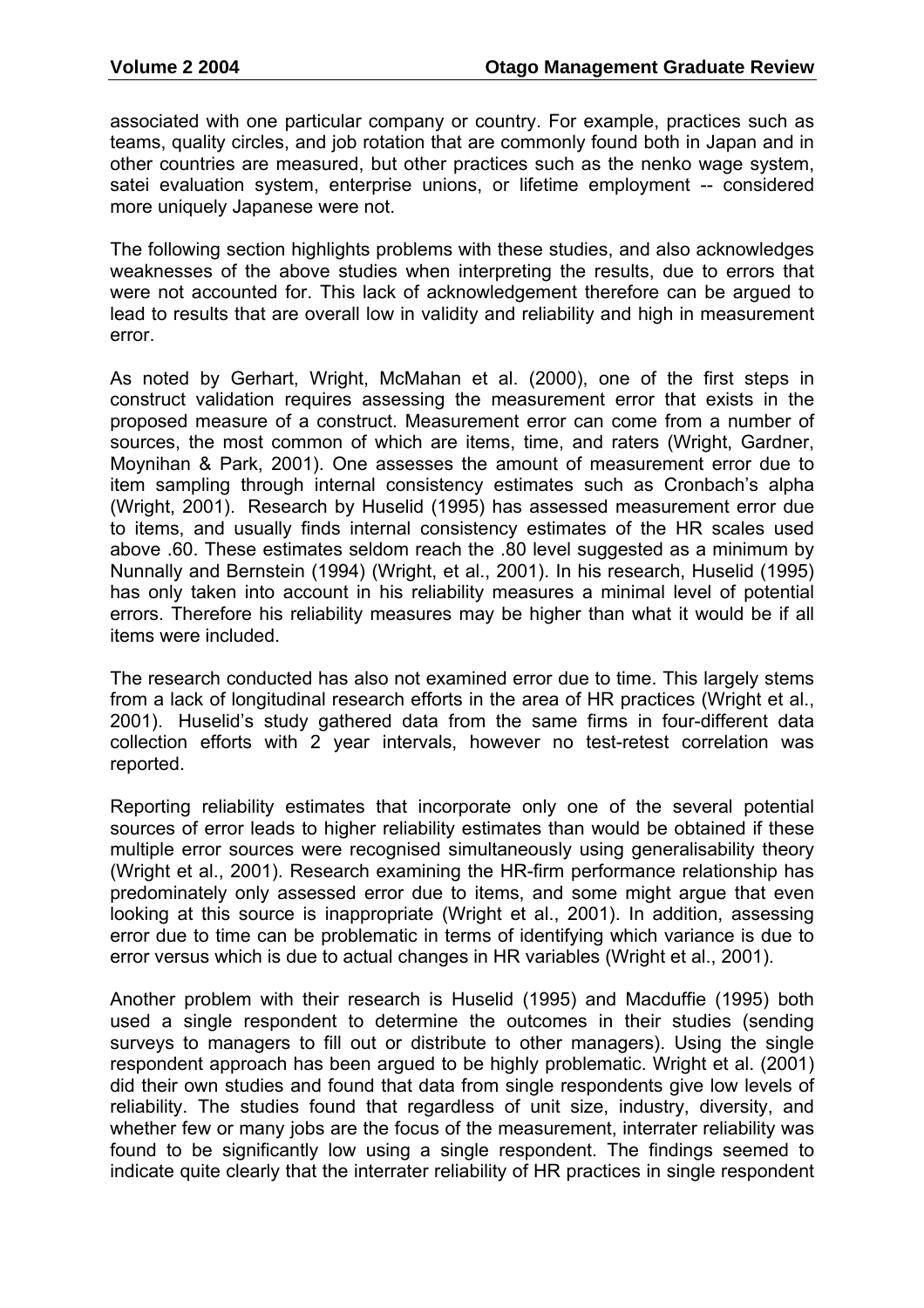associated with one particular company or country. For example, practices such as teams, quality circles, and job rotation that are commonly found both in Japan and in other countries are measured, but other practices such as the nenko wage system, satei evaluation system, enterprise unions, or lifetime employment -- considered more uniquely Japanese were not.

The following section highlights problems with these studies, and also acknowledges weaknesses of the above studies when interpreting the results, due to errors that were not accounted for. This lack of acknowledgement therefore can be argued to lead to results that are overall low in validity and reliability and high in measurement error.

As noted by Gerhart, Wright, McMahan et al. (2000), one of the first steps in construct validation requires assessing the measurement error that exists in the proposed measure of a construct. Measurement error can come from a number of sources, the most common of which are items, time, and raters (Wright, Gardner, Moynihan & Park, 2001). One assesses the amount of measurement error due to item sampling through internal consistency estimates such as Cronbach's alpha (Wright, 2001). Research by Huselid (1995) has assessed measurement error due to items, and usually finds internal consistency estimates of the HR scales used above .60. These estimates seldom reach the .80 level suggested as a minimum by Nunnally and Bernstein (1994) (Wright, et al., 2001). In his research, Huselid (1995) has only taken into account in his reliability measures a minimal level of potential errors. Therefore his reliability measures may be higher than what it would be if all items were included.

The research conducted has also not examined error due to time. This largely stems from a lack of longitudinal research efforts in the area of HR practices (Wright et al., 2001). Huselid's study gathered data from the same firms in four-different data collection efforts with 2 year intervals, however no test-retest correlation was reported.

Reporting reliability estimates that incorporate only one of the several potential sources of error leads to higher reliability estimates than would be obtained if these multiple error sources were recognised simultaneously using generalisability theory (Wright et al., 2001). Research examining the HR-firm performance relationship has predominately only assessed error due to items, and some might argue that even looking at this source is inappropriate (Wright et al., 2001). In addition, assessing error due to time can be problematic in terms of identifying which variance is due to error versus which is due to actual changes in HR variables (Wright et al., 2001).

Another problem with their research is Huselid (1995) and Macduffie (1995) both used a single respondent to determine the outcomes in their studies (sending surveys to managers to fill out or distribute to other managers). Using the single respondent approach has been argued to be highly problematic. Wright et al. (2001) did their own studies and found that data from single respondents give low levels of reliability. The studies found that regardless of unit size, industry, diversity, and whether few or many jobs are the focus of the measurement, interrater reliability was found to be significantly low using a single respondent. The findings seemed to indicate quite clearly that the interrater reliability of HR practices in single respondent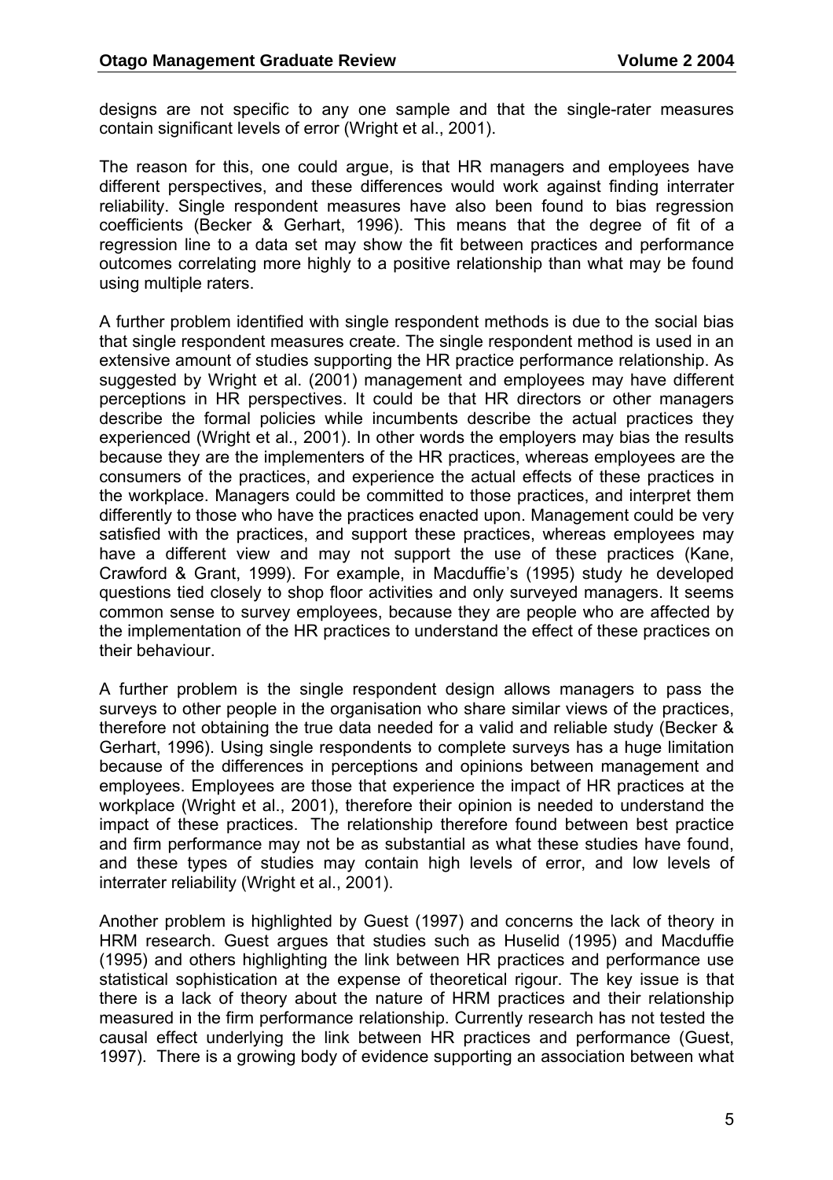designs are not specific to any one sample and that the single-rater measures contain significant levels of error (Wright et al., 2001).

The reason for this, one could argue, is that HR managers and employees have different perspectives, and these differences would work against finding interrater reliability. Single respondent measures have also been found to bias regression coefficients (Becker & Gerhart, 1996). This means that the degree of fit of a regression line to a data set may show the fit between practices and performance outcomes correlating more highly to a positive relationship than what may be found using multiple raters.

A further problem identified with single respondent methods is due to the social bias that single respondent measures create. The single respondent method is used in an extensive amount of studies supporting the HR practice performance relationship. As suggested by Wright et al. (2001) management and employees may have different perceptions in HR perspectives. It could be that HR directors or other managers describe the formal policies while incumbents describe the actual practices they experienced (Wright et al., 2001). In other words the employers may bias the results because they are the implementers of the HR practices, whereas employees are the consumers of the practices, and experience the actual effects of these practices in the workplace. Managers could be committed to those practices, and interpret them differently to those who have the practices enacted upon. Management could be very satisfied with the practices, and support these practices, whereas employees may have a different view and may not support the use of these practices (Kane, Crawford & Grant, 1999). For example, in Macduffie's (1995) study he developed questions tied closely to shop floor activities and only surveyed managers. It seems common sense to survey employees, because they are people who are affected by the implementation of the HR practices to understand the effect of these practices on their behaviour.

A further problem is the single respondent design allows managers to pass the surveys to other people in the organisation who share similar views of the practices, therefore not obtaining the true data needed for a valid and reliable study (Becker & Gerhart, 1996). Using single respondents to complete surveys has a huge limitation because of the differences in perceptions and opinions between management and employees. Employees are those that experience the impact of HR practices at the workplace (Wright et al., 2001), therefore their opinion is needed to understand the impact of these practices. The relationship therefore found between best practice and firm performance may not be as substantial as what these studies have found, and these types of studies may contain high levels of error, and low levels of interrater reliability (Wright et al., 2001).

Another problem is highlighted by Guest (1997) and concerns the lack of theory in HRM research. Guest argues that studies such as Huselid (1995) and Macduffie (1995) and others highlighting the link between HR practices and performance use statistical sophistication at the expense of theoretical rigour. The key issue is that there is a lack of theory about the nature of HRM practices and their relationship measured in the firm performance relationship. Currently research has not tested the causal effect underlying the link between HR practices and performance (Guest, 1997). There is a growing body of evidence supporting an association between what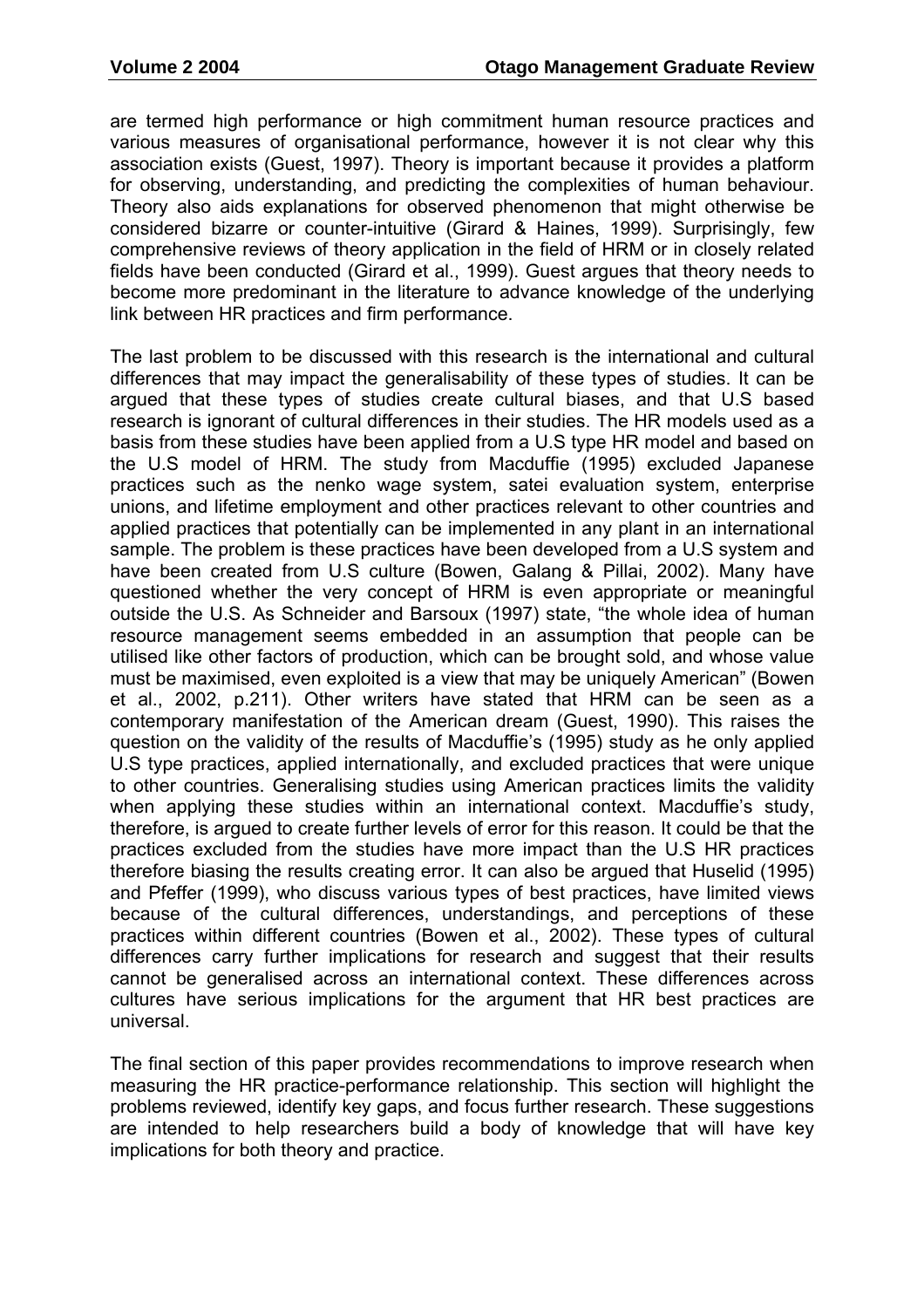are termed high performance or high commitment human resource practices and various measures of organisational performance, however it is not clear why this association exists (Guest, 1997). Theory is important because it provides a platform for observing, understanding, and predicting the complexities of human behaviour. Theory also aids explanations for observed phenomenon that might otherwise be considered bizarre or counter-intuitive (Girard & Haines, 1999). Surprisingly, few comprehensive reviews of theory application in the field of HRM or in closely related fields have been conducted (Girard et al., 1999). Guest argues that theory needs to become more predominant in the literature to advance knowledge of the underlying link between HR practices and firm performance.

The last problem to be discussed with this research is the international and cultural differences that may impact the generalisability of these types of studies. It can be argued that these types of studies create cultural biases, and that U.S based research is ignorant of cultural differences in their studies. The HR models used as a basis from these studies have been applied from a U.S type HR model and based on the U.S model of HRM. The study from Macduffie (1995) excluded Japanese practices such as the nenko wage system, satei evaluation system, enterprise unions, and lifetime employment and other practices relevant to other countries and applied practices that potentially can be implemented in any plant in an international sample. The problem is these practices have been developed from a U.S system and have been created from U.S culture (Bowen, Galang & Pillai, 2002). Many have questioned whether the very concept of HRM is even appropriate or meaningful outside the U.S. As Schneider and Barsoux (1997) state, "the whole idea of human resource management seems embedded in an assumption that people can be utilised like other factors of production, which can be brought sold, and whose value must be maximised, even exploited is a view that may be uniquely American" (Bowen et al., 2002, p.211). Other writers have stated that HRM can be seen as a contemporary manifestation of the American dream (Guest, 1990). This raises the question on the validity of the results of Macduffie's (1995) study as he only applied U.S type practices, applied internationally, and excluded practices that were unique to other countries. Generalising studies using American practices limits the validity when applying these studies within an international context. Macduffie's study, therefore, is argued to create further levels of error for this reason. It could be that the practices excluded from the studies have more impact than the U.S HR practices therefore biasing the results creating error. It can also be argued that Huselid (1995) and Pfeffer (1999), who discuss various types of best practices, have limited views because of the cultural differences, understandings, and perceptions of these practices within different countries (Bowen et al., 2002). These types of cultural differences carry further implications for research and suggest that their results cannot be generalised across an international context. These differences across cultures have serious implications for the argument that HR best practices are universal.

The final section of this paper provides recommendations to improve research when measuring the HR practice-performance relationship. This section will highlight the problems reviewed, identify key gaps, and focus further research. These suggestions are intended to help researchers build a body of knowledge that will have key implications for both theory and practice.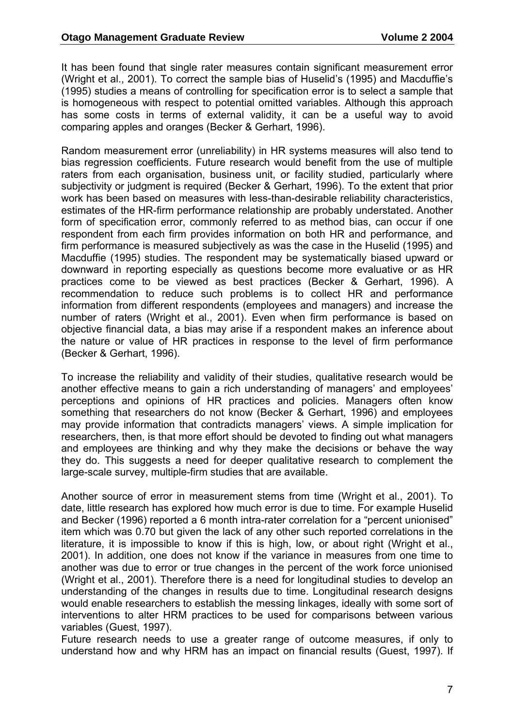It has been found that single rater measures contain significant measurement error (Wright et al., 2001). To correct the sample bias of Huselid's (1995) and Macduffie's (1995) studies a means of controlling for specification error is to select a sample that is homogeneous with respect to potential omitted variables. Although this approach has some costs in terms of external validity, it can be a useful way to avoid comparing apples and oranges (Becker & Gerhart, 1996).

Random measurement error (unreliability) in HR systems measures will also tend to bias regression coefficients. Future research would benefit from the use of multiple raters from each organisation, business unit, or facility studied, particularly where subjectivity or judgment is required (Becker & Gerhart, 1996). To the extent that prior work has been based on measures with less-than-desirable reliability characteristics, estimates of the HR-firm performance relationship are probably understated. Another form of specification error, commonly referred to as method bias, can occur if one respondent from each firm provides information on both HR and performance, and firm performance is measured subjectively as was the case in the Huselid (1995) and Macduffie (1995) studies. The respondent may be systematically biased upward or downward in reporting especially as questions become more evaluative or as HR practices come to be viewed as best practices (Becker & Gerhart, 1996). A recommendation to reduce such problems is to collect HR and performance information from different respondents (employees and managers) and increase the number of raters (Wright et al., 2001). Even when firm performance is based on objective financial data, a bias may arise if a respondent makes an inference about the nature or value of HR practices in response to the level of firm performance (Becker & Gerhart, 1996).

To increase the reliability and validity of their studies, qualitative research would be another effective means to gain a rich understanding of managers' and employees' perceptions and opinions of HR practices and policies. Managers often know something that researchers do not know (Becker & Gerhart, 1996) and employees may provide information that contradicts managers' views. A simple implication for researchers, then, is that more effort should be devoted to finding out what managers and employees are thinking and why they make the decisions or behave the way they do. This suggests a need for deeper qualitative research to complement the large-scale survey, multiple-firm studies that are available.

Another source of error in measurement stems from time (Wright et al., 2001). To date, little research has explored how much error is due to time. For example Huselid and Becker (1996) reported a 6 month intra-rater correlation for a "percent unionised" item which was 0.70 but given the lack of any other such reported correlations in the literature, it is impossible to know if this is high, low, or about right (Wright et al., 2001). In addition, one does not know if the variance in measures from one time to another was due to error or true changes in the percent of the work force unionised (Wright et al., 2001). Therefore there is a need for longitudinal studies to develop an understanding of the changes in results due to time. Longitudinal research designs would enable researchers to establish the messing linkages, ideally with some sort of interventions to alter HRM practices to be used for comparisons between various variables (Guest, 1997).

Future research needs to use a greater range of outcome measures, if only to understand how and why HRM has an impact on financial results (Guest, 1997). If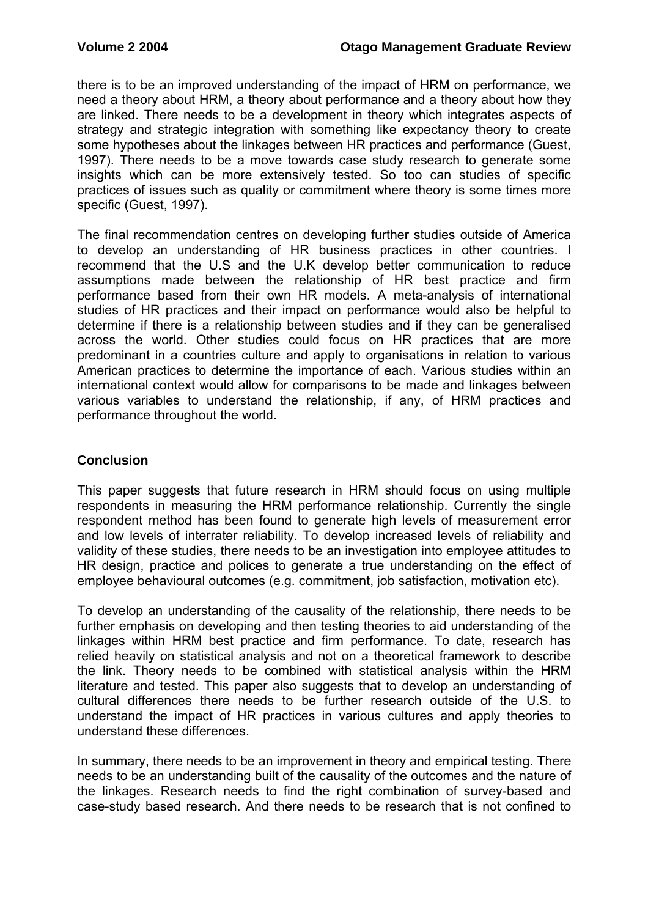there is to be an improved understanding of the impact of HRM on performance, we need a theory about HRM, a theory about performance and a theory about how they are linked. There needs to be a development in theory which integrates aspects of strategy and strategic integration with something like expectancy theory to create some hypotheses about the linkages between HR practices and performance (Guest, 1997). There needs to be a move towards case study research to generate some insights which can be more extensively tested. So too can studies of specific practices of issues such as quality or commitment where theory is some times more specific (Guest, 1997).

The final recommendation centres on developing further studies outside of America to develop an understanding of HR business practices in other countries. I recommend that the U.S and the U.K develop better communication to reduce assumptions made between the relationship of HR best practice and firm performance based from their own HR models. A meta-analysis of international studies of HR practices and their impact on performance would also be helpful to determine if there is a relationship between studies and if they can be generalised across the world. Other studies could focus on HR practices that are more predominant in a countries culture and apply to organisations in relation to various American practices to determine the importance of each. Various studies within an international context would allow for comparisons to be made and linkages between various variables to understand the relationship, if any, of HRM practices and performance throughout the world.

## Conclusion

This paper suggests that future research in HRM should focus on using multiple respondents in measuring the HRM performance relationship. Currently the single respondent method has been found to generate high levels of measurement error and low levels of interrater reliability. To develop increased levels of reliability and validity of these studies, there needs to be an investigation into employee attitudes to HR design, practice and polices to generate a true understanding on the effect of employee behavioural outcomes (e.g. commitment, job satisfaction, motivation etc).

To develop an understanding of the causality of the relationship, there needs to be further emphasis on developing and then testing theories to aid understanding of the linkages within HRM best practice and firm performance. To date, research has relied heavily on statistical analysis and not on a theoretical framework to describe the link. Theory needs to be combined with statistical analysis within the HRM literature and tested. This paper also suggests that to develop an understanding of cultural differences there needs to be further research outside of the U.S. to understand the impact of HR practices in various cultures and apply theories to understand these differences.

In summary, there needs to be an improvement in theory and empirical testing. There needs to be an understanding built of the causality of the outcomes and the nature of the linkages. Research needs to find the right combination of survey-based and case-study based research. And there needs to be research that is not confined to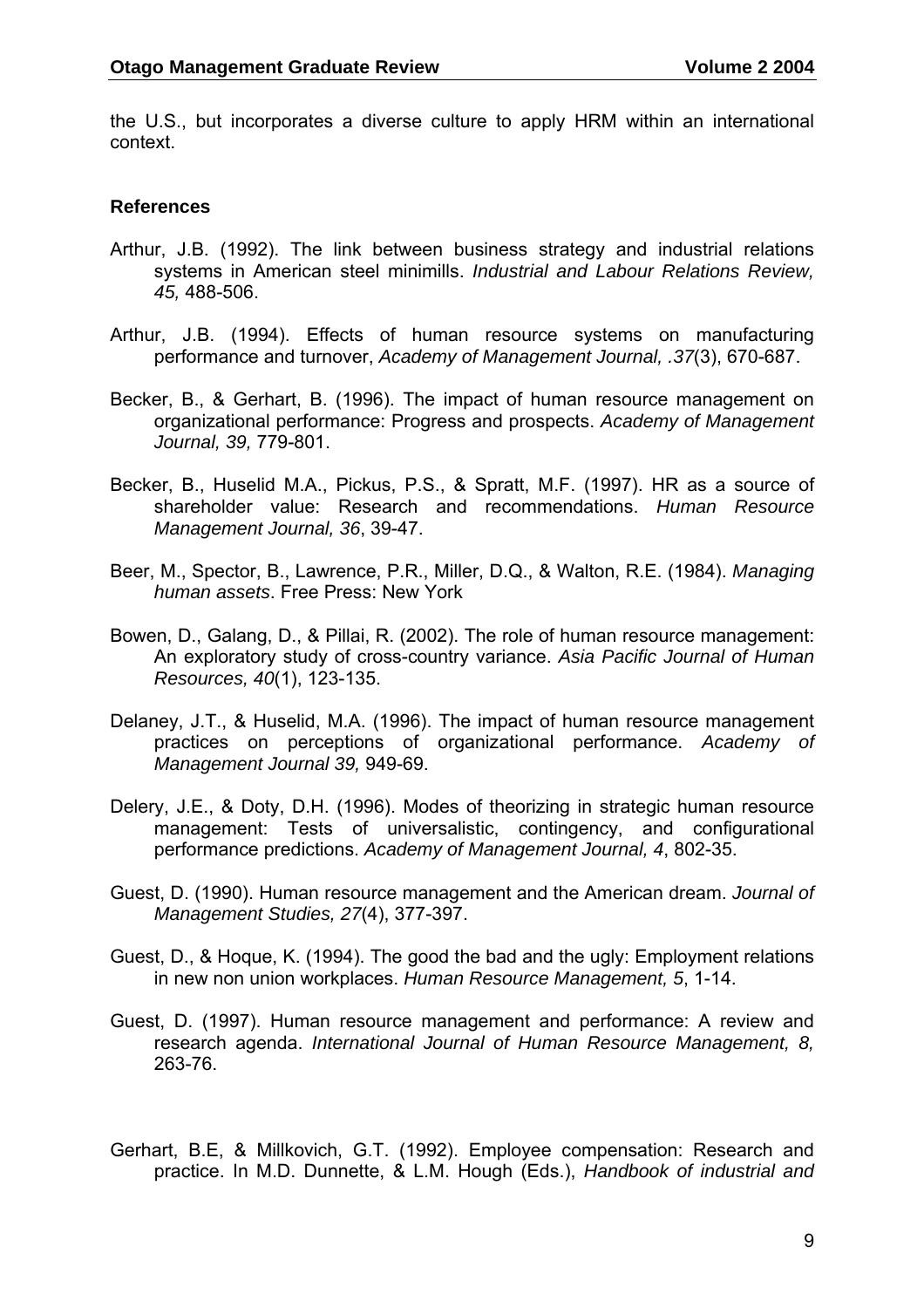the U.S., but incorporates a diverse culture to apply HRM within an international context.

**References**

Arthur, J.B. (1992). The link between business strategy and industrial relations systems in American steel minimills. *Industrial and Labour Relations Review, 45,* 488-506.

Arthur, J.B. (1994). Effects of human resource systems on manufacturing performance and turnover, *Academy of Management Journal, .37*(3), 670-687.

Becker, B., & Gerhart, B. (1996). The impact of human resource management on organizational performance: Progress and prospects. *Academy of Management Journal, 39,* 779-801.

Becker, B., Huselid M.A., Pickus, P.S., & Spratt, M.F. (1997). HR as a source of shareholder value: Research and recommendations. *Human Resource Management Journal, 36*, 39-47.

Beer, M., Spector, B., Lawrence, P.R., Miller, D.Q., & Walton, R.E. (1984). *Managing human assets*. Free Press: New York

Bowen, D., Galang, D., & Pillai, R. (2002). The role of human resource management: An exploratory study of cross-country variance. *Asia Pacific Journal of Human Resources, 40*(1), 123-135.

Delaney, J.T., & Huselid, M.A. (1996). The impact of human resource management practices on perceptions of organizational performance. *Academy of Management Journal 39,* 949-69.

Delery, J.E., & Doty, D.H. (1996). Modes of theorizing in strategic human resource management: Tests of universalistic, contingency, and configurational performance predictions. *Academy of Management Journal, 4*, 802-35.

Guest, D. (1990). Human resource management and the American dream. *Journal of Management Studies, 27*(4), 377-397.

Guest, D., & Hoque, K. (1994). The good the bad and the ugly: Employment relations in new non union workplaces. *Human Resource Management, 5*, 1-14.

Guest, D. (1997). Human resource management and performance: A review and research agenda. *International Journal of Human Resource Management, 8,* 263-76.

Gerhart, B.E, & Millkovich, G.T. (1992). Employee compensation: Research and practice. In M.D. Dunnette, & L.M. Hough (Eds.), *Handbook of industrial and*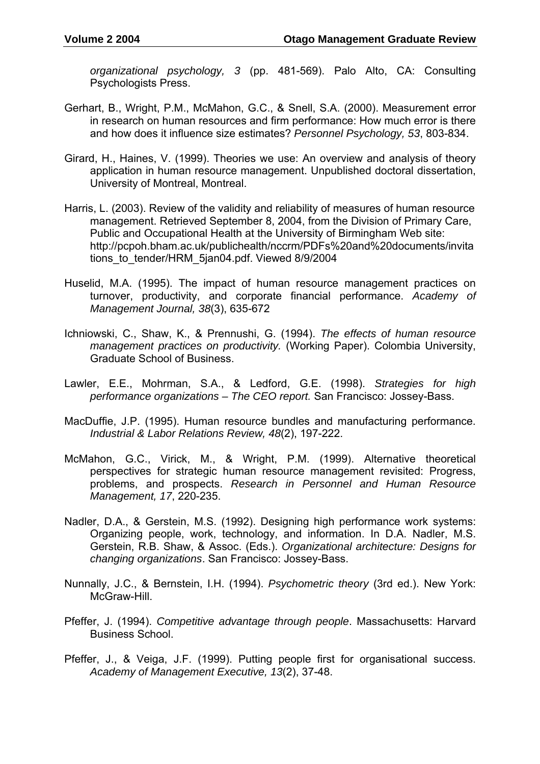*organizational psychology, 3* (pp. 481-569). Palo Alto, CA: Consulting Psychologists Press.

Gerhart, B., Wright, P.M., McMahon, G.C., & Snell, S.A. (2000). Measurement error in research on human resources and firm performance: How much error is there and how does it influence size estimates? *Personnel Psychology, 53*, 803-834.

Girard, H., Haines, V. (1999). Theories we use: An overview and analysis of theory application in human resource management. Unpublished doctoral dissertation, University of Montreal, Montreal.

Harris, L. (2003). Review of the validity and reliability of measures of human resource management. Retrieved September 8, 2004, from the Division of Primary Care, Public and Occupational Health at the University of Birmingham Web site: http://pcpoh.bham.ac.uk/publichealth/nccrm/PDFs%20and%20documents/invitations_to_tender/HRM_5jan04.pdf. Viewed 8/9/2004

Huselid, M.A. (1995). The impact of human resource management practices on turnover, productivity, and corporate financial performance. *Academy of Management Journal, 38*(3), 635-672

Ichniowski, C., Shaw, K., & Prennushi, G. (1994). *The effects of human resource management practices on productivity.* (Working Paper). Colombia University, Graduate School of Business.

Lawler, E.E., Mohrman, S.A., & Ledford, G.E. (1998). *Strategies for high performance organizations – The CEO report.* San Francisco: Jossey-Bass.

MacDuffie, J.P. (1995). Human resource bundles and manufacturing performance. *Industrial & Labor Relations Review, 48*(2), 197-222.

McMahon, G.C., Virick, M., & Wright, P.M. (1999). Alternative theoretical perspectives for strategic human resource management revisited: Progress, problems, and prospects. *Research in Personnel and Human Resource Management, 17*, 220-235.

Nadler, D.A., & Gerstein, M.S. (1992). Designing high performance work systems: Organizing people, work, technology, and information. In D.A. Nadler, M.S. Gerstein, R.B. Shaw, & Assoc. (Eds.). *Organizational architecture: Designs for changing organizations*. San Francisco: Jossey-Bass.

Nunnally, J.C., & Bernstein, I.H. (1994). *Psychometric theory* (3rd ed.). New York: McGraw-Hill.

Pfeffer, J. (1994). *Competitive advantage through people*. Massachusetts: Harvard Business School.

Pfeffer, J., & Veiga, J.F. (1999). Putting people first for organisational success. *Academy of Management Executive, 13*(2), 37-48.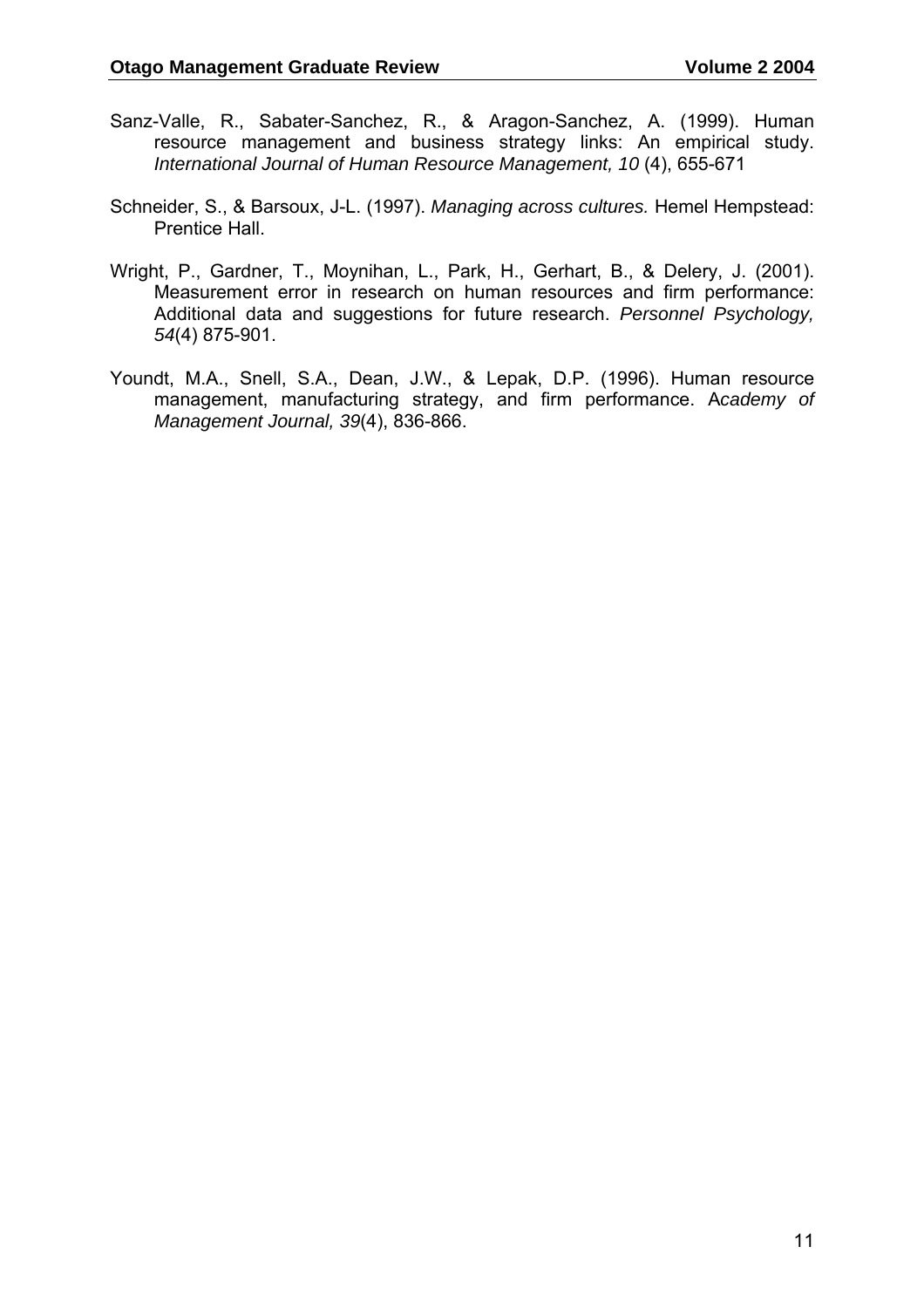Sanz-Valle, R., Sabater-Sanchez, R., & Aragon-Sanchez, A. (1999). Human resource management and business strategy links: An empirical study. *International Journal of Human Resource Management, 10* (4), 655-671

Schneider, S., & Barsoux, J-L. (1997). *Managing across cultures.* Hemel Hempstead: Prentice Hall.

Wright, P., Gardner, T., Moynihan, L., Park, H., Gerhart, B., & Delery, J. (2001). Measurement error in research on human resources and firm performance: Additional data and suggestions for future research. *Personnel Psychology, 54*(4) 875-901.

Youndt, M.A., Snell, S.A., Dean, J.W., & Lepak, D.P. (1996). Human resource management, manufacturing strategy, and firm performance. A*cademy of Management Journal, 39*(4), 836-866.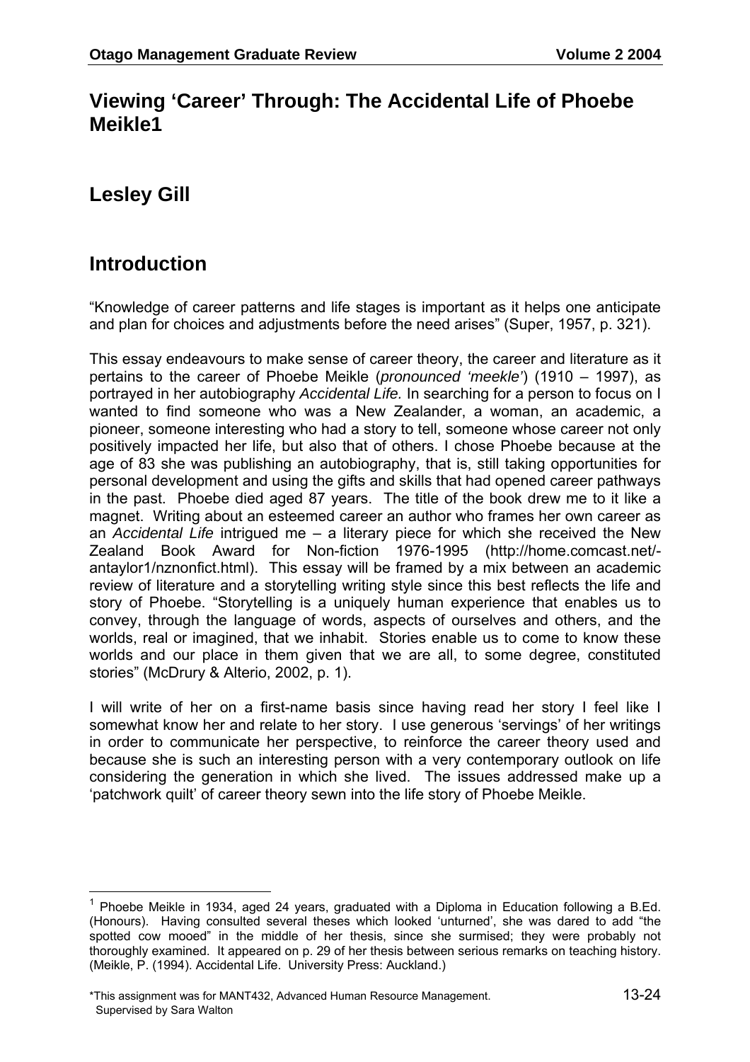# Viewing 'Career' Through: The Accidental Life of Phoebe Meikle[1]

## Lesley Gill

## Introduction

"Knowledge of career patterns and life stages is important as it helps one anticipate and plan for choices and adjustments before the need arises" (Super, 1957, p. 321).

This essay endeavours to make sense of career theory, the career and literature as it pertains to the career of Phoebe Meikle (*pronounced 'meekle'*) (1910 – 1997), as portrayed in her autobiography *Accidental Life.* In searching for a person to focus on I wanted to find someone who was a New Zealander, a woman, an academic, a pioneer, someone interesting who had a story to tell, someone whose career not only positively impacted her life, but also that of others. I chose Phoebe because at the age of 83 she was publishing an autobiography, that is, still taking opportunities for personal development and using the gifts and skills that had opened career pathways in the past. Phoebe died aged 87 years. The title of the book drew me to it like a magnet. Writing about an esteemed career an author who frames her own career as an *Accidental Life* intrigued me – a literary piece for which she received the New Zealand Book Award for Non-fiction 1976-1995 (http://home.comcast.net/-antaylor1/nznonfict.html). This essay will be framed by a mix between an academic review of literature and a storytelling writing style since this best reflects the life and story of Phoebe. "Storytelling is a uniquely human experience that enables us to convey, through the language of words, aspects of ourselves and others, and the worlds, real or imagined, that we inhabit. Stories enable us to come to know these worlds and our place in them given that we are all, to some degree, constituted stories" (McDrury & Alterio, 2002, p. 1).

I will write of her on a first-name basis since having read her story I feel like I somewhat know her and relate to her story. I use generous 'servings' of her writings in order to communicate her perspective, to reinforce the career theory used and because she is such an interesting person with a very contemporary outlook on life considering the generation in which she lived. The issues addressed make up a 'patchwork quilt' of career theory sewn into the life story of Phoebe Meikle.

---

[1] Phoebe Meikle in 1934, aged 24 years, graduated with a Diploma in Education following a B.Ed. (Honours). Having consulted several theses which looked 'unturned', she was dared to add "the spotted cow mooed" in the middle of her thesis, since she surmised; they were probably not thoroughly examined. It appeared on p. 29 of her thesis between serious remarks on teaching history. (Meikle, P. (1994). Accidental Life. University Press: Auckland.)

*This assignment was for MANT432, Advanced Human Resource Management. Supervised by Sara Walton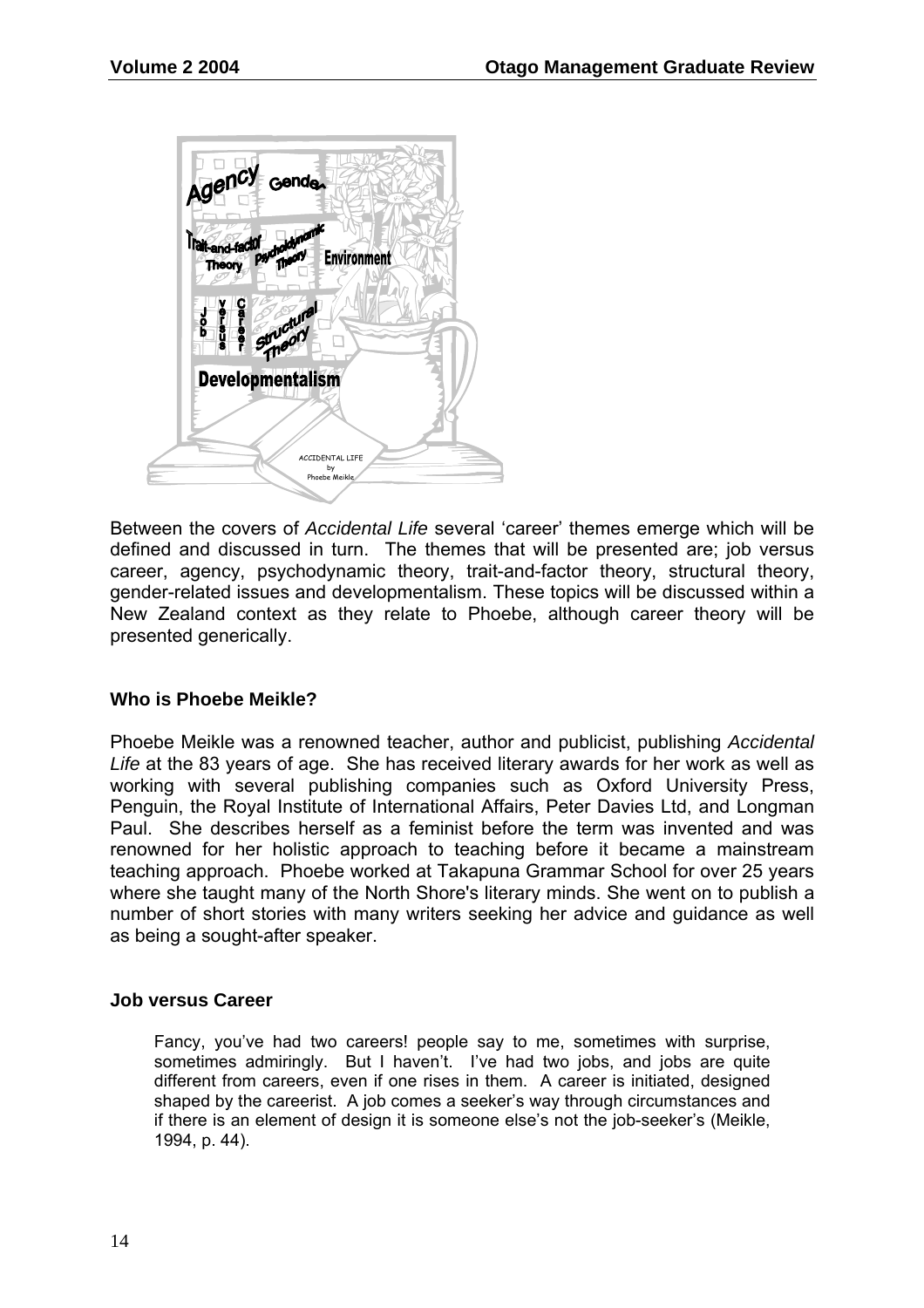Between the covers of *Accidental Life* several 'career' themes emerge which will be defined and discussed in turn. The themes that will be presented are; job versus career, agency, psychodynamic theory, trait-and-factor theory, structural theory, gender-related issues and developmentalism. These topics will be discussed within a New Zealand context as they relate to Phoebe, although career theory will be presented generically.

### Who is Phoebe Meikle?

Phoebe Meikle was a renowned teacher, author and publicist, publishing *Accidental Life* at the 83 years of age. She has received literary awards for her work as well as working with several publishing companies such as Oxford University Press, Penguin, the Royal Institute of International Affairs, Peter Davies Ltd, and Longman Paul. She describes herself as a feminist before the term was invented and was renowned for her holistic approach to teaching before it became a mainstream teaching approach. Phoebe worked at Takapuna Grammar School for over 25 years where she taught many of the North Shore's literary minds. She went on to publish a number of short stories with many writers seeking her advice and guidance as well as being a sought-after speaker.

### Job versus Career

> Fancy, you've had two careers! people say to me, sometimes with surprise, sometimes admiringly. But I haven't. I've had two jobs, and jobs are quite different from careers, even if one rises in them. A career is initiated, designed shaped by the careerist. A job comes a seeker's way through circumstances and if there is an element of design it is someone else's not the job-seeker's (Meikle, 1994, p. 44).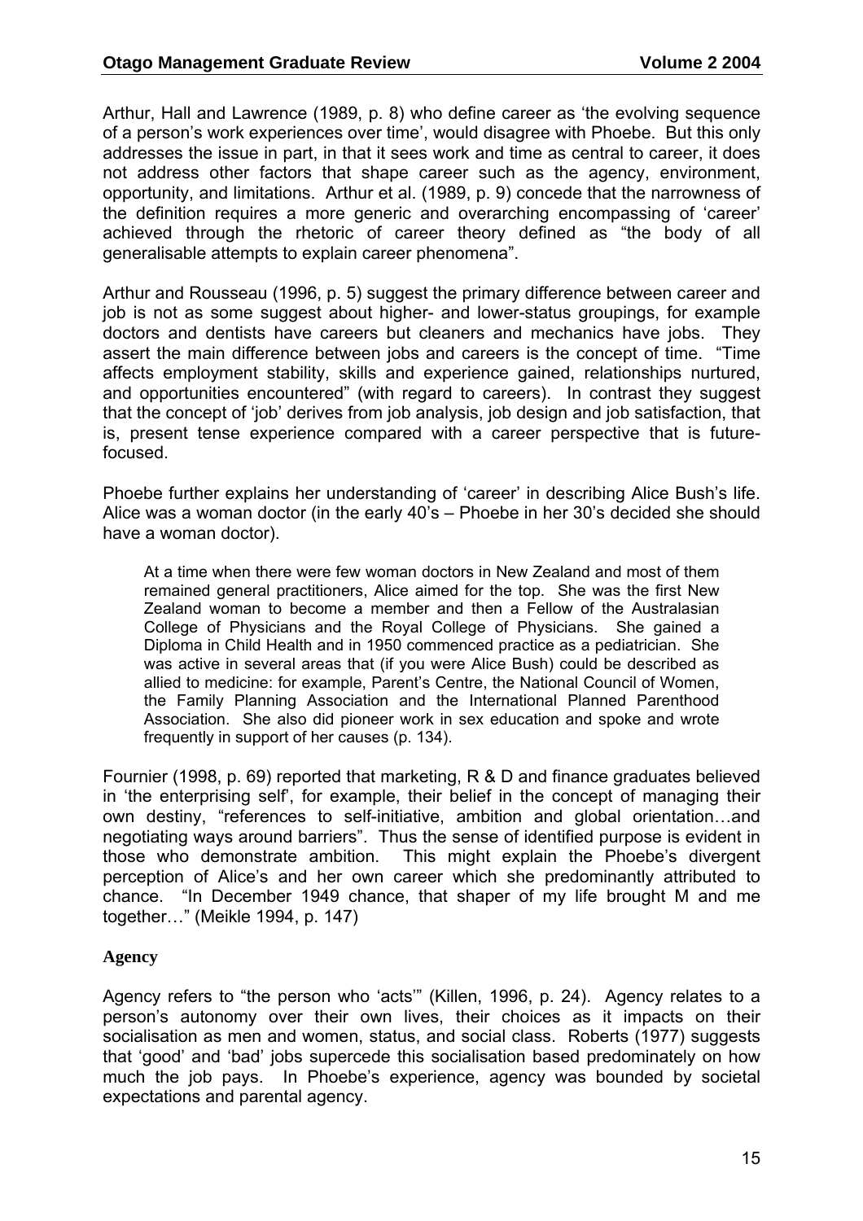Arthur, Hall and Lawrence (1989, p. 8) who define career as 'the evolving sequence of a person's work experiences over time', would disagree with Phoebe. But this only addresses the issue in part, in that it sees work and time as central to career, it does not address other factors that shape career such as the agency, environment, opportunity, and limitations. Arthur et al. (1989, p. 9) concede that the narrowness of the definition requires a more generic and overarching encompassing of 'career' achieved through the rhetoric of career theory defined as "the body of all generalisable attempts to explain career phenomena".

Arthur and Rousseau (1996, p. 5) suggest the primary difference between career and job is not as some suggest about higher- and lower-status groupings, for example doctors and dentists have careers but cleaners and mechanics have jobs. They assert the main difference between jobs and careers is the concept of time. "Time affects employment stability, skills and experience gained, relationships nurtured, and opportunities encountered" (with regard to careers). In contrast they suggest that the concept of 'job' derives from job analysis, job design and job satisfaction, that is, present tense experience compared with a career perspective that is future-focused.

Phoebe further explains her understanding of 'career' in describing Alice Bush's life. Alice was a woman doctor (in the early 40's – Phoebe in her 30's decided she should have a woman doctor).

> At a time when there were few woman doctors in New Zealand and most of them remained general practitioners, Alice aimed for the top. She was the first New Zealand woman to become a member and then a Fellow of the Australasian College of Physicians and the Royal College of Physicians. She gained a Diploma in Child Health and in 1950 commenced practice as a pediatrician. She was active in several areas that (if you were Alice Bush) could be described as allied to medicine: for example, Parent's Centre, the National Council of Women, the Family Planning Association and the International Planned Parenthood Association. She also did pioneer work in sex education and spoke and wrote frequently in support of her causes (p. 134).

Fournier (1998, p. 69) reported that marketing, R & D and finance graduates believed in 'the enterprising self', for example, their belief in the concept of managing their own destiny, "references to self-initiative, ambition and global orientation…and negotiating ways around barriers". Thus the sense of identified purpose is evident in those who demonstrate ambition. This might explain the Phoebe's divergent perception of Alice's and her own career which she predominantly attributed to chance. "In December 1949 chance, that shaper of my life brought M and me together…" (Meikle 1994, p. 147)

## Agency

Agency refers to "the person who 'acts'" (Killen, 1996, p. 24). Agency relates to a person's autonomy over their own lives, their choices as it impacts on their socialisation as men and women, status, and social class. Roberts (1977) suggests that 'good' and 'bad' jobs supercede this socialisation based predominately on how much the job pays. In Phoebe's experience, agency was bounded by societal expectations and parental agency.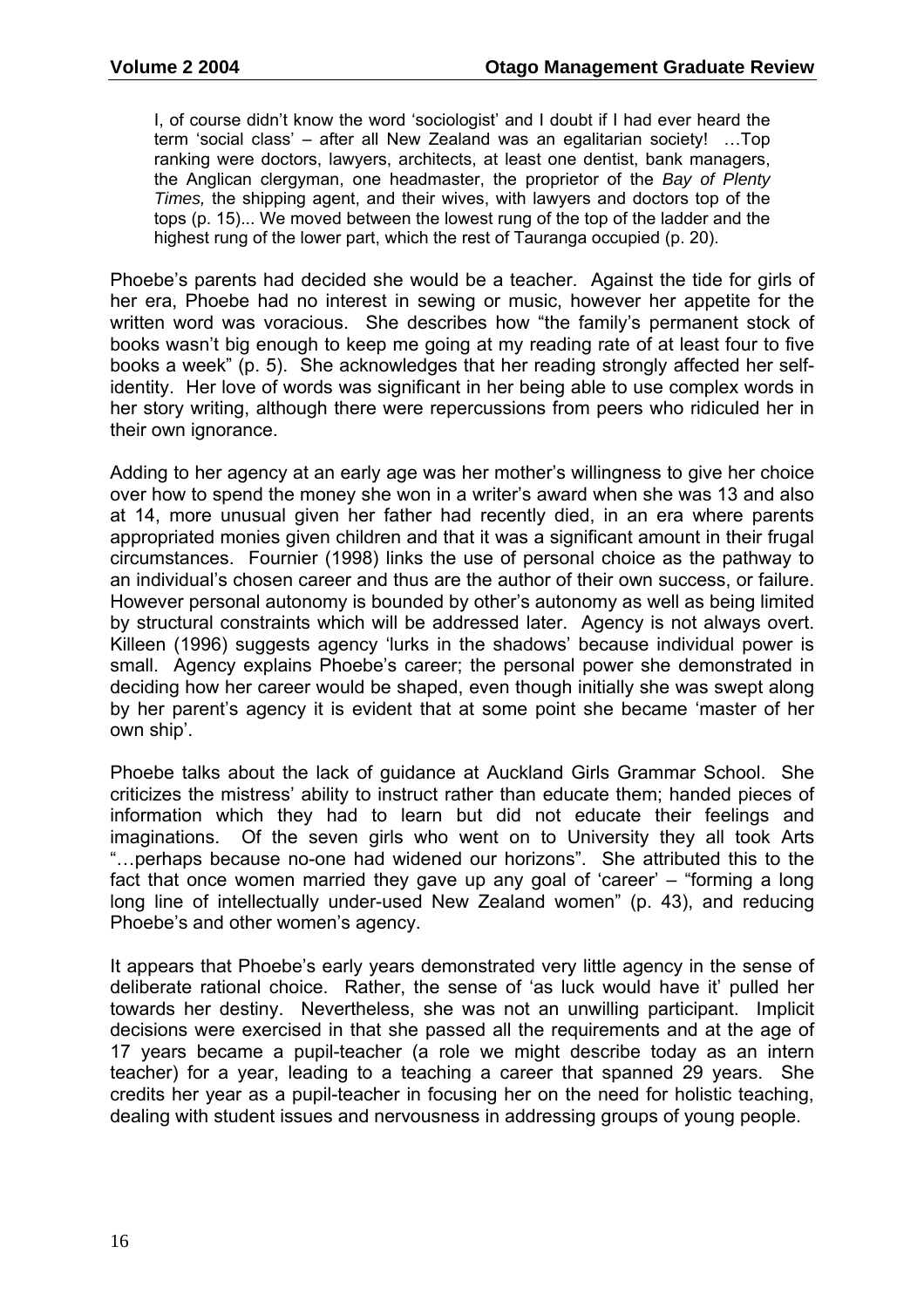> I, of course didn't know the word 'sociologist' and I doubt if I had ever heard the term 'social class' – after all New Zealand was an egalitarian society! …Top ranking were doctors, lawyers, architects, at least one dentist, bank managers, the Anglican clergyman, one headmaster, the proprietor of the *Bay of Plenty Times,* the shipping agent, and their wives, with lawyers and doctors top of the tops (p. 15)... We moved between the lowest rung of the top of the ladder and the highest rung of the lower part, which the rest of Tauranga occupied (p. 20).

Phoebe's parents had decided she would be a teacher. Against the tide for girls of her era, Phoebe had no interest in sewing or music, however her appetite for the written word was voracious. She describes how "the family's permanent stock of books wasn't big enough to keep me going at my reading rate of at least four to five books a week" (p. 5). She acknowledges that her reading strongly affected her self-identity. Her love of words was significant in her being able to use complex words in her story writing, although there were repercussions from peers who ridiculed her in their own ignorance.

Adding to her agency at an early age was her mother's willingness to give her choice over how to spend the money she won in a writer's award when she was 13 and also at 14, more unusual given her father had recently died, in an era where parents appropriated monies given children and that it was a significant amount in their frugal circumstances. Fournier (1998) links the use of personal choice as the pathway to an individual's chosen career and thus are the author of their own success, or failure. However personal autonomy is bounded by other's autonomy as well as being limited by structural constraints which will be addressed later. Agency is not always overt. Killeen (1996) suggests agency 'lurks in the shadows' because individual power is small. Agency explains Phoebe's career; the personal power she demonstrated in deciding how her career would be shaped, even though initially she was swept along by her parent's agency it is evident that at some point she became 'master of her own ship'.

Phoebe talks about the lack of guidance at Auckland Girls Grammar School. She criticizes the mistress' ability to instruct rather than educate them; handed pieces of information which they had to learn but did not educate their feelings and imaginations. Of the seven girls who went on to University they all took Arts "…perhaps because no-one had widened our horizons". She attributed this to the fact that once women married they gave up any goal of 'career' – "forming a long long line of intellectually under-used New Zealand women" (p. 43), and reducing Phoebe's and other women's agency.

It appears that Phoebe's early years demonstrated very little agency in the sense of deliberate rational choice. Rather, the sense of 'as luck would have it' pulled her towards her destiny. Nevertheless, she was not an unwilling participant. Implicit decisions were exercised in that she passed all the requirements and at the age of 17 years became a pupil-teacher (a role we might describe today as an intern teacher) for a year, leading to a teaching a career that spanned 29 years. She credits her year as a pupil-teacher in focusing her on the need for holistic teaching, dealing with student issues and nervousness in addressing groups of young people.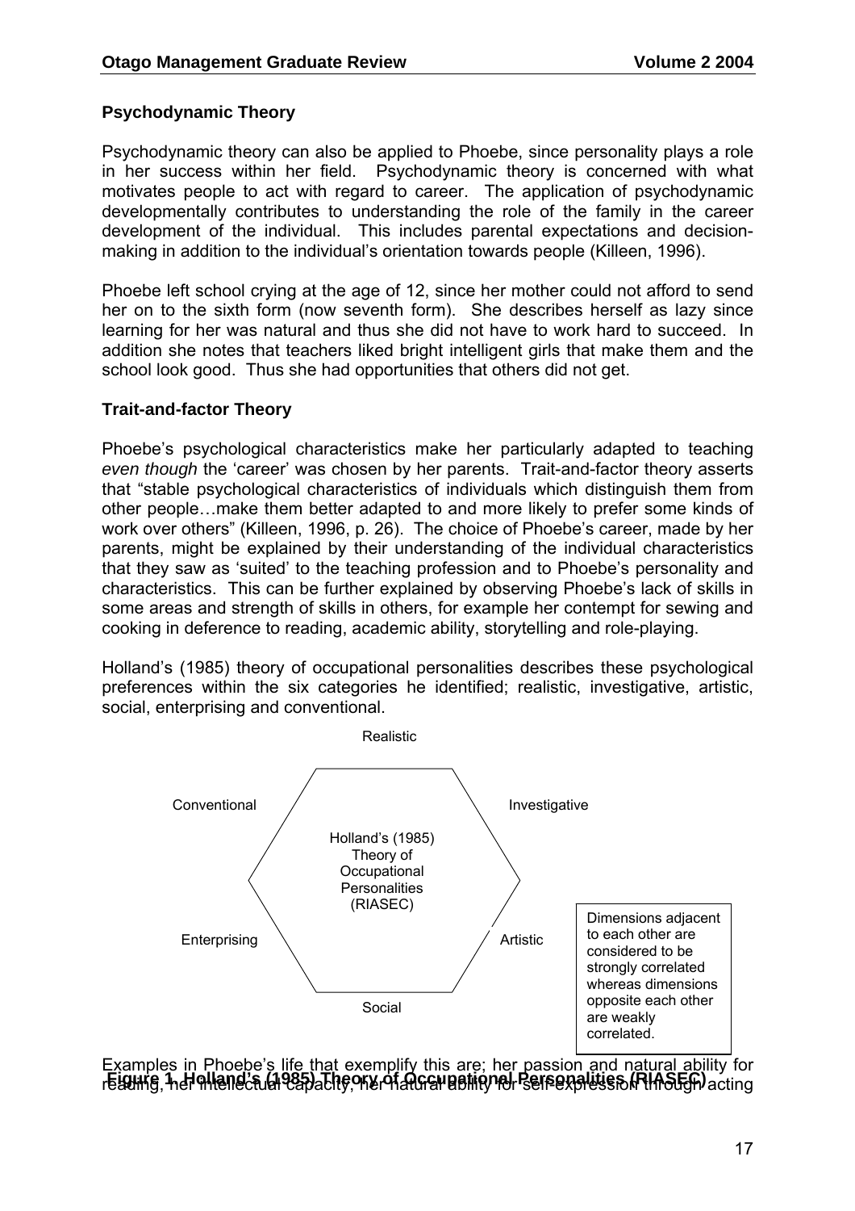### Psychodynamic Theory

Psychodynamic theory can also be applied to Phoebe, since personality plays a role in her success within her field. Psychodynamic theory is concerned with what motivates people to act with regard to career. The application of psychodynamic developmentally contributes to understanding the role of the family in the career development of the individual. This includes parental expectations and decision-making in addition to the individual's orientation towards people (Killeen, 1996).

Phoebe left school crying at the age of 12, since her mother could not afford to send her on to the sixth form (now seventh form). She describes herself as lazy since learning for her was natural and thus she did not have to work hard to succeed. In addition she notes that teachers liked bright intelligent girls that make them and the school look good. Thus she had opportunities that others did not get.

### Trait-and-factor Theory

Phoebe's psychological characteristics make her particularly adapted to teaching *even though* the 'career' was chosen by her parents. Trait-and-factor theory asserts that "stable psychological characteristics of individuals which distinguish them from other people…make them better adapted to and more likely to prefer some kinds of work over others" (Killeen, 1996, p. 26). The choice of Phoebe's career, made by her parents, might be explained by their understanding of the individual characteristics that they saw as 'suited' to the teaching profession and to Phoebe's personality and characteristics. This can be further explained by observing Phoebe's lack of skills in some areas and strength of skills in others, for example her contempt for sewing and cooking in deference to reading, academic ability, storytelling and role-playing.

Holland's (1985) theory of occupational personalities describes these psychological preferences within the six categories he identified; realistic, investigative, artistic, social, enterprising and conventional.

Realistic

Conventional

Investigative

Holland's (1985) Theory of Occupational Personalities (RIASEC)

Enterprising

Artistic

Social

Dimensions adjacent to each other are considered to be strongly correlated whereas dimensions opposite each other are weakly correlated.

**Figure 1. Holland's (1985) Theory of Occupational Personalities (RIASEC)**

Examples in Phoebe's life that exemplify this are; her passion and natural ability for reading, her intellectual capacity, her natural ability for self-expression through acting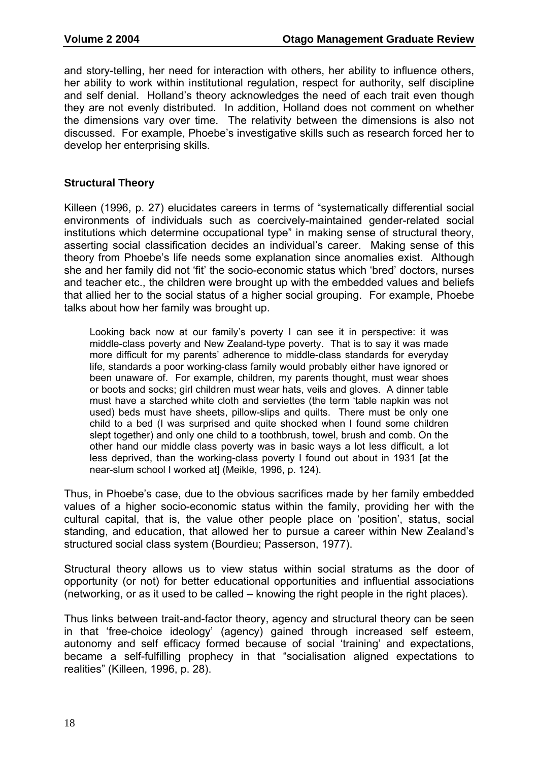and story-telling, her need for interaction with others, her ability to influence others, her ability to work within institutional regulation, respect for authority, self discipline and self denial. Holland's theory acknowledges the need of each trait even though they are not evenly distributed. In addition, Holland does not comment on whether the dimensions vary over time. The relativity between the dimensions is also not discussed. For example, Phoebe's investigative skills such as research forced her to develop her enterprising skills.

### Structural Theory

Killeen (1996, p. 27) elucidates careers in terms of "systematically differential social environments of individuals such as coercively-maintained gender-related social institutions which determine occupational type" in making sense of structural theory, asserting social classification decides an individual's career. Making sense of this theory from Phoebe's life needs some explanation since anomalies exist. Although she and her family did not 'fit' the socio-economic status which 'bred' doctors, nurses and teacher etc., the children were brought up with the embedded values and beliefs that allied her to the social status of a higher social grouping. For example, Phoebe talks about how her family was brought up.

> Looking back now at our family's poverty I can see it in perspective: it was middle-class poverty and New Zealand-type poverty. That is to say it was made more difficult for my parents' adherence to middle-class standards for everyday life, standards a poor working-class family would probably either have ignored or been unaware of. For example, children, my parents thought, must wear shoes or boots and socks; girl children must wear hats, veils and gloves. A dinner table must have a starched white cloth and serviettes (the term 'table napkin was not used) beds must have sheets, pillow-slips and quilts. There must be only one child to a bed (I was surprised and quite shocked when I found some children slept together) and only one child to a toothbrush, towel, brush and comb. On the other hand our middle class poverty was in basic ways a lot less difficult, a lot less deprived, than the working-class poverty I found out about in 1931 [at the near-slum school I worked at] (Meikle, 1996, p. 124).

Thus, in Phoebe's case, due to the obvious sacrifices made by her family embedded values of a higher socio-economic status within the family, providing her with the cultural capital, that is, the value other people place on 'position', status, social standing, and education, that allowed her to pursue a career within New Zealand's structured social class system (Bourdieu; Passerson, 1977).

Structural theory allows us to view status within social stratums as the door of opportunity (or not) for better educational opportunities and influential associations (networking, or as it used to be called – knowing the right people in the right places).

Thus links between trait-and-factor theory, agency and structural theory can be seen in that 'free-choice ideology' (agency) gained through increased self esteem, autonomy and self efficacy formed because of social 'training' and expectations, became a self-fulfilling prophecy in that "socialisation aligned expectations to realities" (Killeen, 1996, p. 28).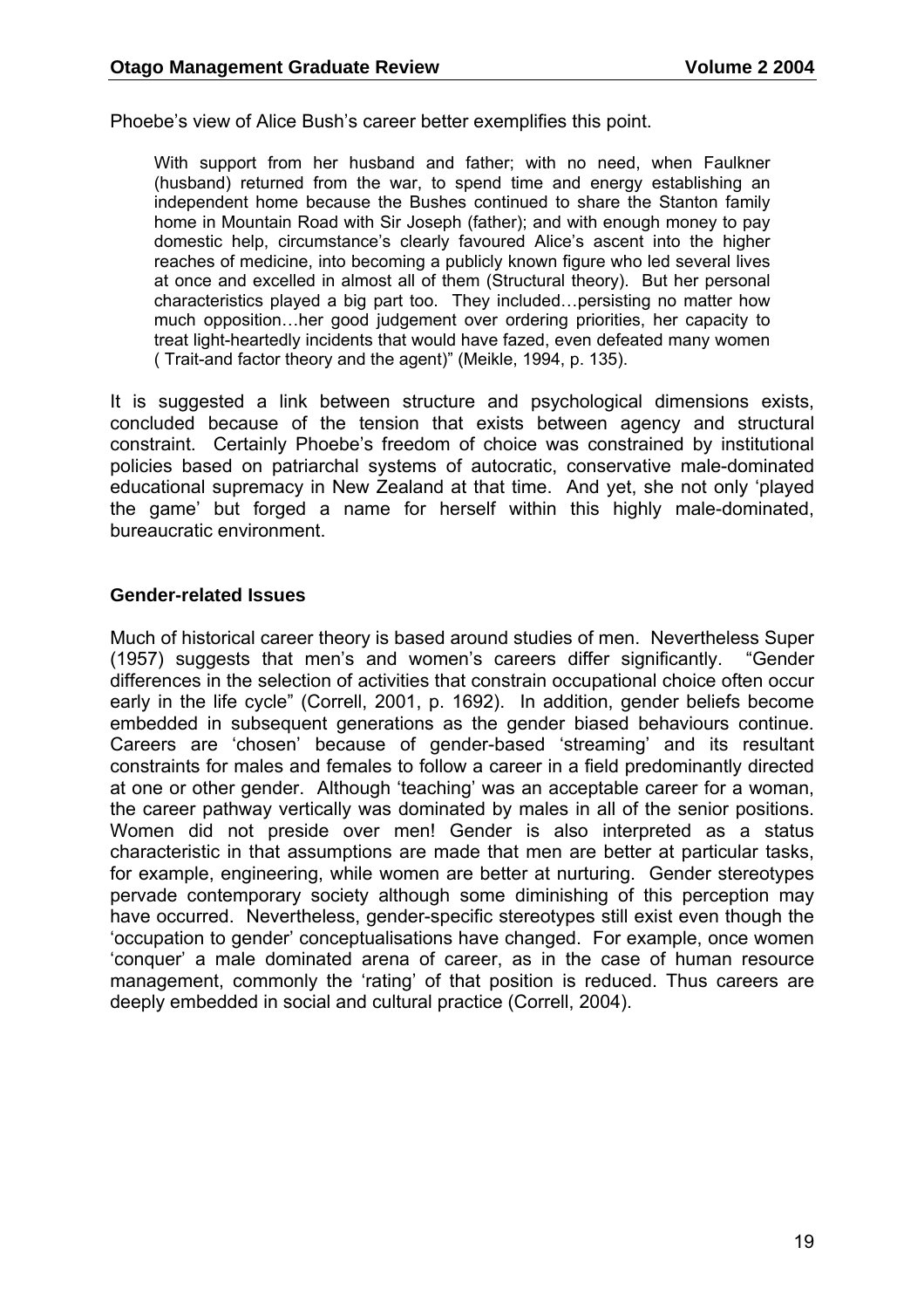Phoebe's view of Alice Bush's career better exemplifies this point.

> With support from her husband and father; with no need, when Faulkner (husband) returned from the war, to spend time and energy establishing an independent home because the Bushes continued to share the Stanton family home in Mountain Road with Sir Joseph (father); and with enough money to pay domestic help, circumstance's clearly favoured Alice's ascent into the higher reaches of medicine, into becoming a publicly known figure who led several lives at once and excelled in almost all of them (Structural theory). But her personal characteristics played a big part too. They included…persisting no matter how much opposition…her good judgement over ordering priorities, her capacity to treat light-heartedly incidents that would have fazed, even defeated many women ( Trait-and factor theory and the agent)" (Meikle, 1994, p. 135).

It is suggested a link between structure and psychological dimensions exists, concluded because of the tension that exists between agency and structural constraint. Certainly Phoebe's freedom of choice was constrained by institutional policies based on patriarchal systems of autocratic, conservative male-dominated educational supremacy in New Zealand at that time. And yet, she not only 'played the game' but forged a name for herself within this highly male-dominated, bureaucratic environment.

### Gender-related Issues

Much of historical career theory is based around studies of men. Nevertheless Super (1957) suggests that men's and women's careers differ significantly. "Gender differences in the selection of activities that constrain occupational choice often occur early in the life cycle" (Correll, 2001, p. 1692). In addition, gender beliefs become embedded in subsequent generations as the gender biased behaviours continue. Careers are 'chosen' because of gender-based 'streaming' and its resultant constraints for males and females to follow a career in a field predominantly directed at one or other gender. Although 'teaching' was an acceptable career for a woman, the career pathway vertically was dominated by males in all of the senior positions. Women did not preside over men! Gender is also interpreted as a status characteristic in that assumptions are made that men are better at particular tasks, for example, engineering, while women are better at nurturing. Gender stereotypes pervade contemporary society although some diminishing of this perception may have occurred. Nevertheless, gender-specific stereotypes still exist even though the 'occupation to gender' conceptualisations have changed. For example, once women 'conquer' a male dominated arena of career, as in the case of human resource management, commonly the 'rating' of that position is reduced. Thus careers are deeply embedded in social and cultural practice (Correll, 2004).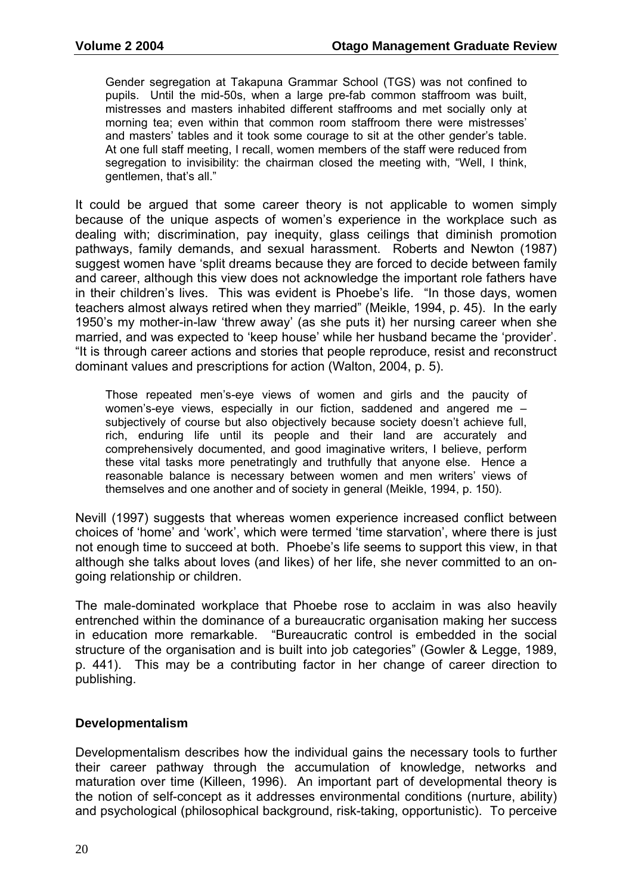> Gender segregation at Takapuna Grammar School (TGS) was not confined to pupils. Until the mid-50s, when a large pre-fab common staffroom was built, mistresses and masters inhabited different staffrooms and met socially only at morning tea; even within that common room staffroom there were mistresses' and masters' tables and it took some courage to sit at the other gender's table. At one full staff meeting, I recall, women members of the staff were reduced from segregation to invisibility: the chairman closed the meeting with, "Well, I think, gentlemen, that's all."

It could be argued that some career theory is not applicable to women simply because of the unique aspects of women's experience in the workplace such as dealing with; discrimination, pay inequity, glass ceilings that diminish promotion pathways, family demands, and sexual harassment. Roberts and Newton (1987) suggest women have 'split dreams because they are forced to decide between family and career, although this view does not acknowledge the important role fathers have in their children's lives. This was evident is Phoebe's life. "In those days, women teachers almost always retired when they married" (Meikle, 1994, p. 45). In the early 1950's my mother-in-law 'threw away' (as she puts it) her nursing career when she married, and was expected to 'keep house' while her husband became the 'provider'. "It is through career actions and stories that people reproduce, resist and reconstruct dominant values and prescriptions for action (Walton, 2004, p. 5).

> Those repeated men's-eye views of women and girls and the paucity of women's-eye views, especially in our fiction, saddened and angered me – subjectively of course but also objectively because society doesn't achieve full, rich, enduring life until its people and their land are accurately and comprehensively documented, and good imaginative writers, I believe, perform these vital tasks more penetratingly and truthfully that anyone else. Hence a reasonable balance is necessary between women and men writers' views of themselves and one another and of society in general (Meikle, 1994, p. 150).

Nevill (1997) suggests that whereas women experience increased conflict between choices of 'home' and 'work', which were termed 'time starvation', where there is just not enough time to succeed at both. Phoebe's life seems to support this view, in that although she talks about loves (and likes) of her life, she never committed to an on-going relationship or children.

The male-dominated workplace that Phoebe rose to acclaim in was also heavily entrenched within the dominance of a bureaucratic organisation making her success in education more remarkable. "Bureaucratic control is embedded in the social structure of the organisation and is built into job categories" (Gowler & Legge, 1989, p. 441). This may be a contributing factor in her change of career direction to publishing.

### Developmentalism

Developmentalism describes how the individual gains the necessary tools to further their career pathway through the accumulation of knowledge, networks and maturation over time (Killeen, 1996). An important part of developmental theory is the notion of self-concept as it addresses environmental conditions (nurture, ability) and psychological (philosophical background, risk-taking, opportunistic). To perceive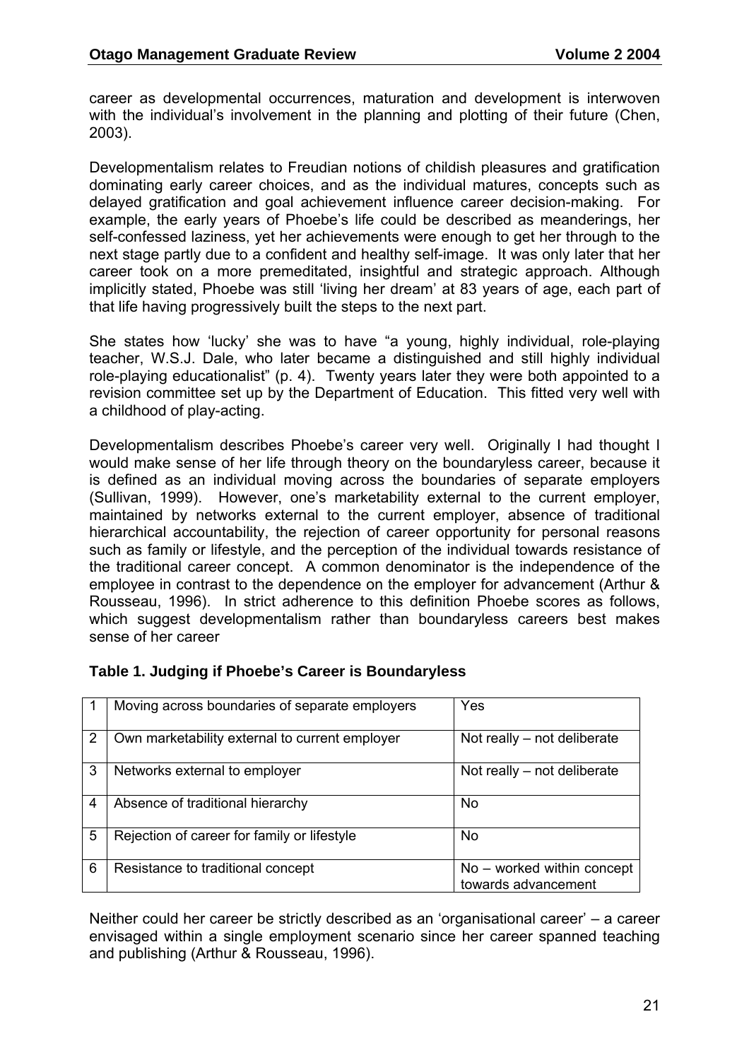career as developmental occurrences, maturation and development is interwoven with the individual's involvement in the planning and plotting of their future (Chen, 2003).

Developmentalism relates to Freudian notions of childish pleasures and gratification dominating early career choices, and as the individual matures, concepts such as delayed gratification and goal achievement influence career decision-making. For example, the early years of Phoebe's life could be described as meanderings, her self-confessed laziness, yet her achievements were enough to get her through to the next stage partly due to a confident and healthy self-image. It was only later that her career took on a more premeditated, insightful and strategic approach. Although implicitly stated, Phoebe was still 'living her dream' at 83 years of age, each part of that life having progressively built the steps to the next part.

She states how 'lucky' she was to have "a young, highly individual, role-playing teacher, W.S.J. Dale, who later became a distinguished and still highly individual role-playing educationalist" (p. 4). Twenty years later they were both appointed to a revision committee set up by the Department of Education. This fitted very well with a childhood of play-acting.

Developmentalism describes Phoebe's career very well. Originally I had thought I would make sense of her life through theory on the boundaryless career, because it is defined as an individual moving across the boundaries of separate employers (Sullivan, 1999). However, one's marketability external to the current employer, maintained by networks external to the current employer, absence of traditional hierarchical accountability, the rejection of career opportunity for personal reasons such as family or lifestyle, and the perception of the individual towards resistance of the traditional career concept. A common denominator is the independence of the employee in contrast to the dependence on the employer for advancement (Arthur & Rousseau, 1996). In strict adherence to this definition Phoebe scores as follows, which suggest developmentalism rather than boundaryless careers best makes sense of her career

**Table 1. Judging if Phoebe's Career is Boundaryless**

| | | |
|---|---|---|
| 1 | Moving across boundaries of separate employers | Yes |
| 2 | Own marketability external to current employer | Not really – not deliberate |
| 3 | Networks external to employer | Not really – not deliberate |
| 4 | Absence of traditional hierarchy | No |
| 5 | Rejection of career for family or lifestyle | No |
| 6 | Resistance to traditional concept | No – worked within concept towards advancement |

Neither could her career be strictly described as an 'organisational career' – a career envisaged within a single employment scenario since her career spanned teaching and publishing (Arthur & Rousseau, 1996).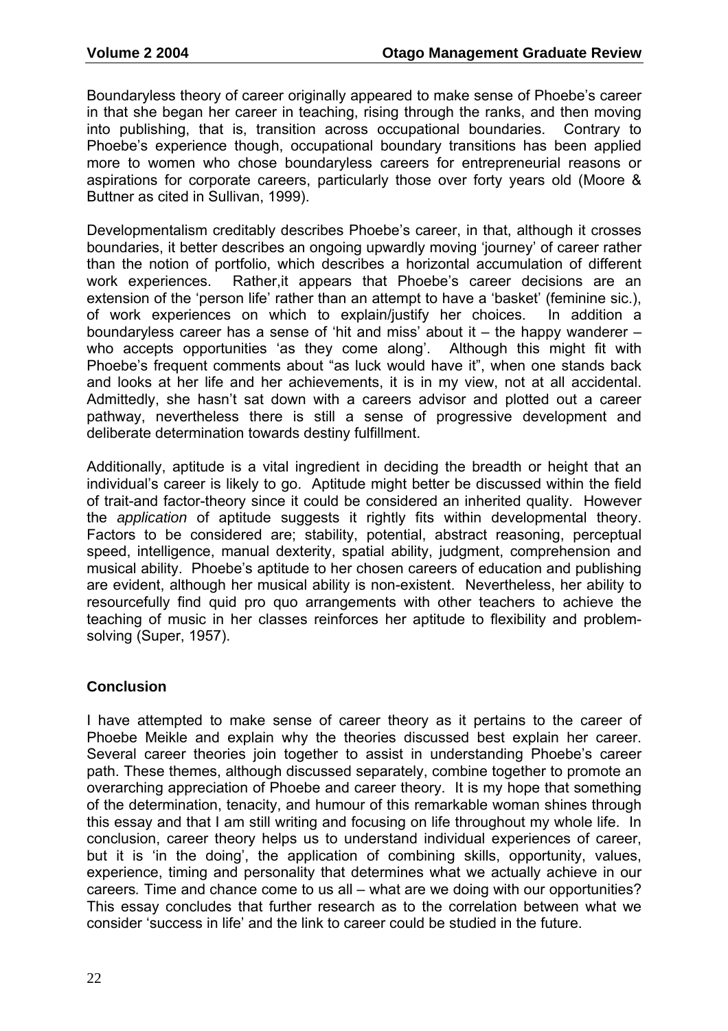Boundaryless theory of career originally appeared to make sense of Phoebe's career in that she began her career in teaching, rising through the ranks, and then moving into publishing, that is, transition across occupational boundaries. Contrary to Phoebe's experience though, occupational boundary transitions has been applied more to women who chose boundaryless careers for entrepreneurial reasons or aspirations for corporate careers, particularly those over forty years old (Moore & Buttner as cited in Sullivan, 1999).

Developmentalism creditably describes Phoebe's career, in that, although it crosses boundaries, it better describes an ongoing upwardly moving 'journey' of career rather than the notion of portfolio, which describes a horizontal accumulation of different work experiences. Rather,it appears that Phoebe's career decisions are an extension of the 'person life' rather than an attempt to have a 'basket' (feminine sic.), of work experiences on which to explain/justify her choices. In addition a boundaryless career has a sense of 'hit and miss' about it – the happy wanderer – who accepts opportunities 'as they come along'. Although this might fit with Phoebe's frequent comments about "as luck would have it", when one stands back and looks at her life and her achievements, it is in my view, not at all accidental. Admittedly, she hasn't sat down with a careers advisor and plotted out a career pathway, nevertheless there is still a sense of progressive development and deliberate determination towards destiny fulfillment.

Additionally, aptitude is a vital ingredient in deciding the breadth or height that an individual's career is likely to go. Aptitude might better be discussed within the field of trait-and factor-theory since it could be considered an inherited quality. However the *application* of aptitude suggests it rightly fits within developmental theory. Factors to be considered are; stability, potential, abstract reasoning, perceptual speed, intelligence, manual dexterity, spatial ability, judgment, comprehension and musical ability. Phoebe's aptitude to her chosen careers of education and publishing are evident, although her musical ability is non-existent. Nevertheless, her ability to resourcefully find quid pro quo arrangements with other teachers to achieve the teaching of music in her classes reinforces her aptitude to flexibility and problem-solving (Super, 1957).

## Conclusion

I have attempted to make sense of career theory as it pertains to the career of Phoebe Meikle and explain why the theories discussed best explain her career. Several career theories join together to assist in understanding Phoebe's career path. These themes, although discussed separately, combine together to promote an overarching appreciation of Phoebe and career theory. It is my hope that something of the determination, tenacity, and humour of this remarkable woman shines through this essay and that I am still writing and focusing on life throughout my whole life. In conclusion, career theory helps us to understand individual experiences of career, but it is 'in the doing', the application of combining skills, opportunity, values, experience, timing and personality that determines what we actually achieve in our careers*.* Time and chance come to us all – what are we doing with our opportunities? This essay concludes that further research as to the correlation between what we consider 'success in life' and the link to career could be studied in the future.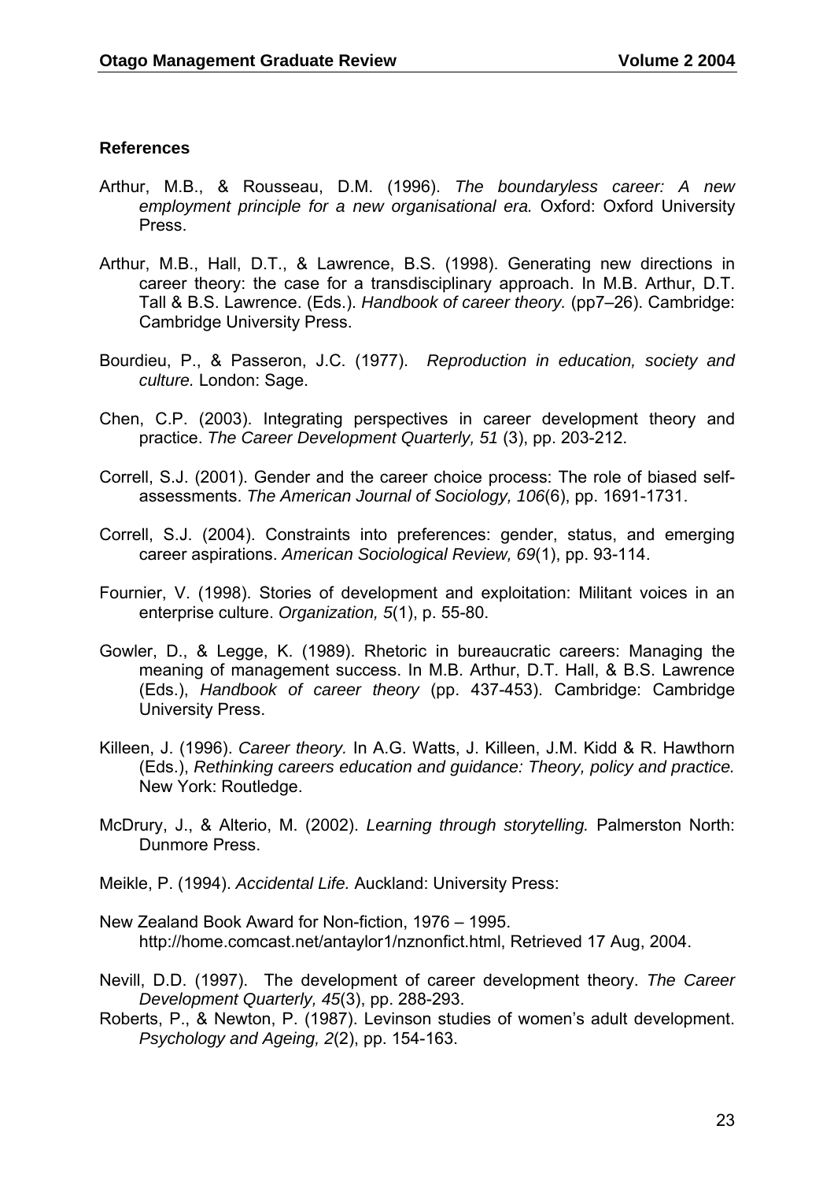### References

Arthur, M.B., & Rousseau, D.M. (1996). *The boundaryless career: A new employment principle for a new organisational era.* Oxford: Oxford University Press.

Arthur, M.B., Hall, D.T., & Lawrence, B.S. (1998). Generating new directions in career theory: the case for a transdisciplinary approach. In M.B. Arthur, D.T. Tall & B.S. Lawrence. (Eds.). *Handbook of career theory.* (pp7–26). Cambridge: Cambridge University Press.

Bourdieu, P., & Passeron, J.C. (1977). *Reproduction in education, society and culture.* London: Sage.

Chen, C.P. (2003). Integrating perspectives in career development theory and practice. *The Career Development Quarterly, 51* (3), pp. 203-212.

Correll, S.J. (2001). Gender and the career choice process: The role of biased self-assessments. *The American Journal of Sociology, 106*(6), pp. 1691-1731.

Correll, S.J. (2004). Constraints into preferences: gender, status, and emerging career aspirations. *American Sociological Review, 69*(1), pp. 93-114.

Fournier, V. (1998). Stories of development and exploitation: Militant voices in an enterprise culture. *Organization, 5*(1), p. 55-80.

Gowler, D., & Legge, K. (1989). Rhetoric in bureaucratic careers: Managing the meaning of management success. In M.B. Arthur, D.T. Hall, & B.S. Lawrence (Eds.), *Handbook of career theory* (pp. 437-453). Cambridge: Cambridge University Press.

Killeen, J. (1996). *Career theory.* In A.G. Watts, J. Killeen, J.M. Kidd & R. Hawthorn (Eds.), *Rethinking careers education and guidance: Theory, policy and practice.* New York: Routledge.

McDrury, J., & Alterio, M. (2002). *Learning through storytelling.* Palmerston North: Dunmore Press.

Meikle, P. (1994). *Accidental Life.* Auckland: University Press:

New Zealand Book Award for Non-fiction, 1976 – 1995. http://home.comcast.net/antaylor1/nznonfict.html, Retrieved 17 Aug, 2004.

Nevill, D.D. (1997). The development of career development theory. *The Career Development Quarterly, 45*(3), pp. 288-293.

Roberts, P., & Newton, P. (1987). Levinson studies of women's adult development. *Psychology and Ageing, 2*(2), pp. 154-163.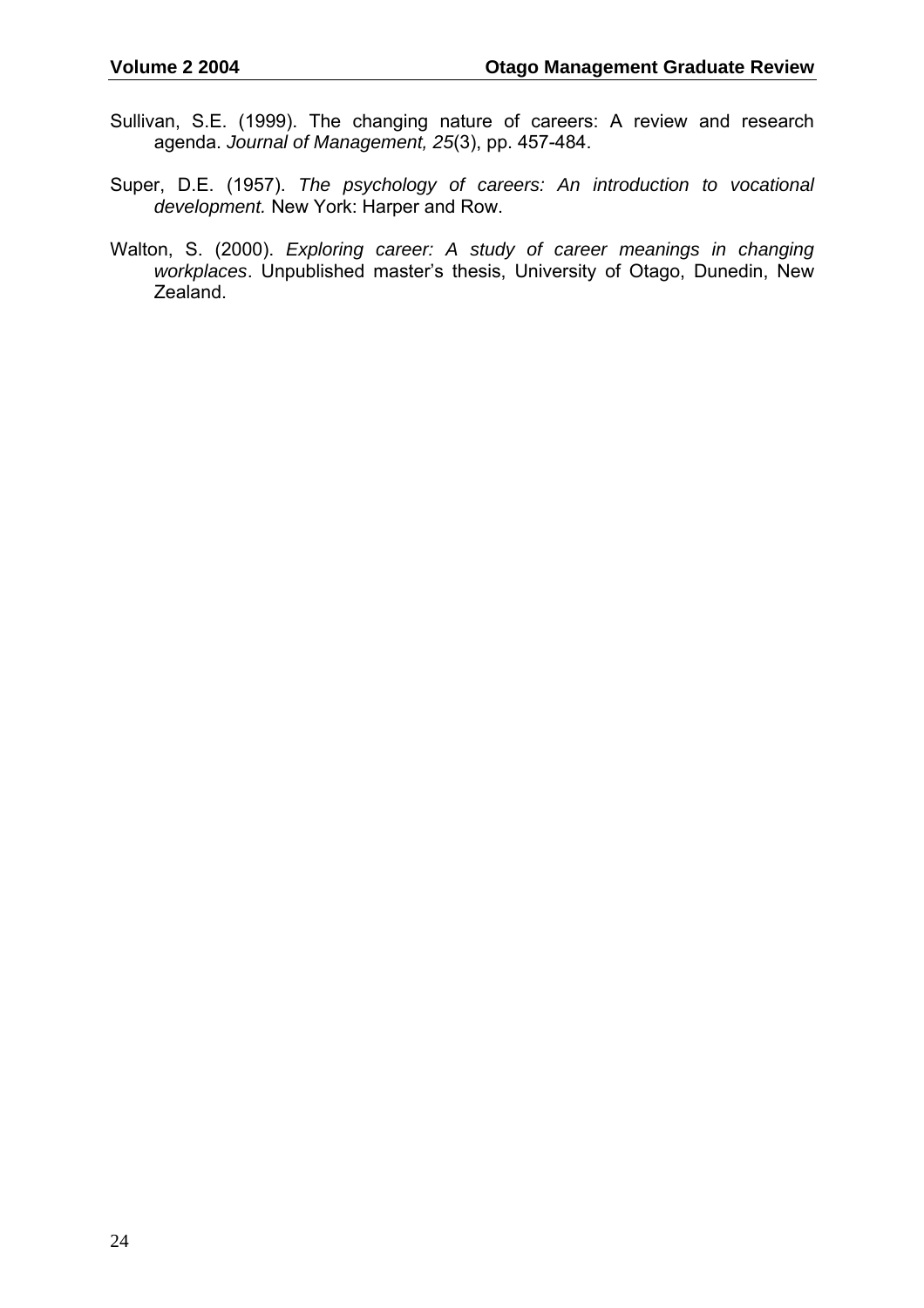Sullivan, S.E. (1999). The changing nature of careers: A review and research agenda. *Journal of Management, 25*(3), pp. 457-484.

Super, D.E. (1957). *The psychology of careers: An introduction to vocational development.* New York: Harper and Row.

Walton, S. (2000). *Exploring career: A study of career meanings in changing workplaces*. Unpublished master's thesis, University of Otago, Dunedin, New Zealand.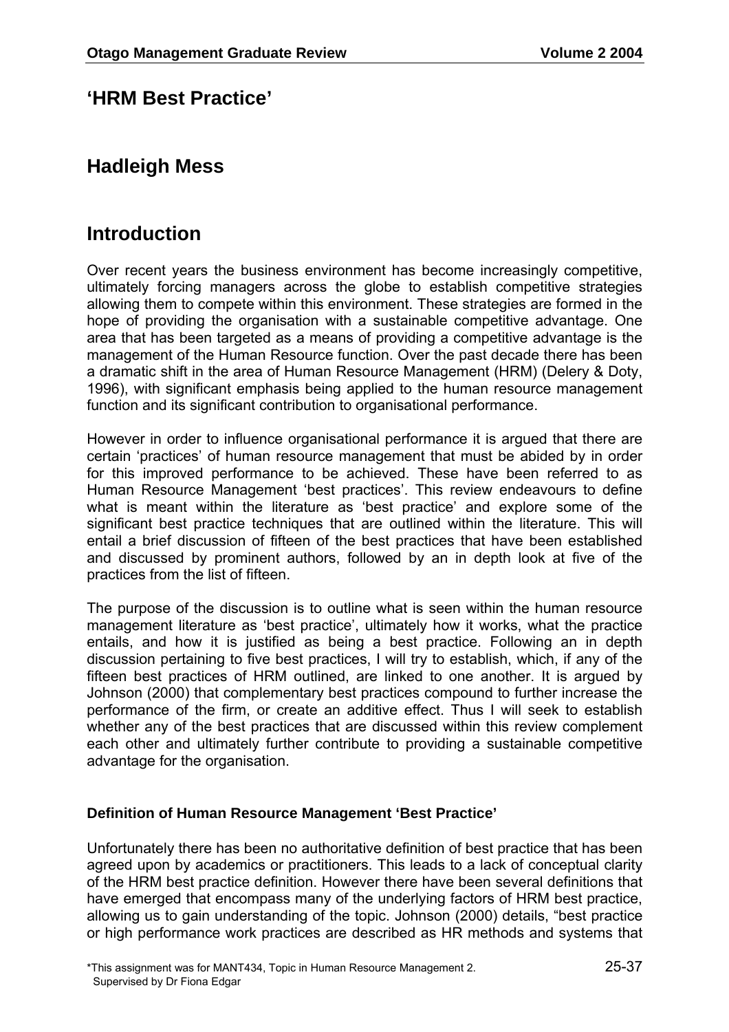# 'HRM Best Practice'

## Hadleigh Mess

## Introduction

Over recent years the business environment has become increasingly competitive, ultimately forcing managers across the globe to establish competitive strategies allowing them to compete within this environment. These strategies are formed in the hope of providing the organisation with a sustainable competitive advantage. One area that has been targeted as a means of providing a competitive advantage is the management of the Human Resource function. Over the past decade there has been a dramatic shift in the area of Human Resource Management (HRM) (Delery & Doty, 1996), with significant emphasis being applied to the human resource management function and its significant contribution to organisational performance.

However in order to influence organisational performance it is argued that there are certain 'practices' of human resource management that must be abided by in order for this improved performance to be achieved. These have been referred to as Human Resource Management 'best practices'. This review endeavours to define what is meant within the literature as 'best practice' and explore some of the significant best practice techniques that are outlined within the literature. This will entail a brief discussion of fifteen of the best practices that have been established and discussed by prominent authors, followed by an in depth look at five of the practices from the list of fifteen.

The purpose of the discussion is to outline what is seen within the human resource management literature as 'best practice', ultimately how it works, what the practice entails, and how it is justified as being a best practice. Following an in depth discussion pertaining to five best practices, I will try to establish, which, if any of the fifteen best practices of HRM outlined, are linked to one another. It is argued by Johnson (2000) that complementary best practices compound to further increase the performance of the firm, or create an additive effect. Thus I will seek to establish whether any of the best practices that are discussed within this review complement each other and ultimately further contribute to providing a sustainable competitive advantage for the organisation.

### Definition of Human Resource Management 'Best Practice'

Unfortunately there has been no authoritative definition of best practice that has been agreed upon by academics or practitioners. This leads to a lack of conceptual clarity of the HRM best practice definition. However there have been several definitions that have emerged that encompass many of the underlying factors of HRM best practice, allowing us to gain understanding of the topic. Johnson (2000) details, "best practice or high performance work practices are described as HR methods and systems that

*This assignment was for MANT434, Topic in Human Resource Management 2. Supervised by Dr Fiona Edgar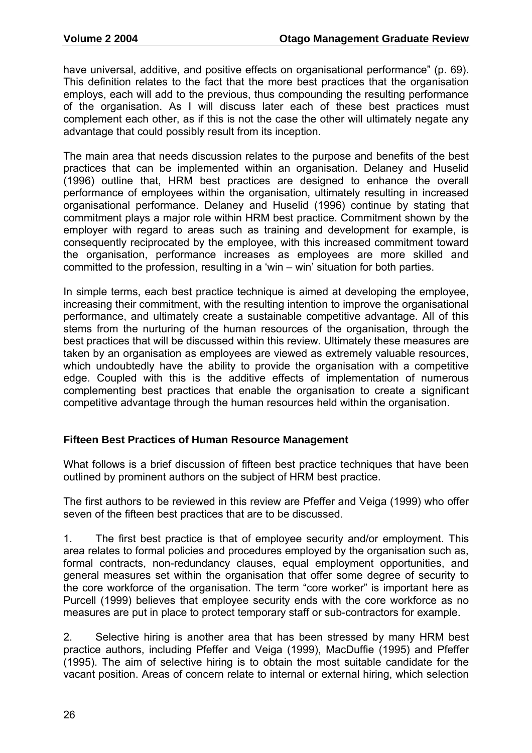have universal, additive, and positive effects on organisational performance" (p. 69). This definition relates to the fact that the more best practices that the organisation employs, each will add to the previous, thus compounding the resulting performance of the organisation. As I will discuss later each of these best practices must complement each other, as if this is not the case the other will ultimately negate any advantage that could possibly result from its inception.

The main area that needs discussion relates to the purpose and benefits of the best practices that can be implemented within an organisation. Delaney and Huselid (1996) outline that, HRM best practices are designed to enhance the overall performance of employees within the organisation, ultimately resulting in increased organisational performance. Delaney and Huselid (1996) continue by stating that commitment plays a major role within HRM best practice. Commitment shown by the employer with regard to areas such as training and development for example, is consequently reciprocated by the employee, with this increased commitment toward the organisation, performance increases as employees are more skilled and committed to the profession, resulting in a 'win – win' situation for both parties.

In simple terms, each best practice technique is aimed at developing the employee, increasing their commitment, with the resulting intention to improve the organisational performance, and ultimately create a sustainable competitive advantage. All of this stems from the nurturing of the human resources of the organisation, through the best practices that will be discussed within this review. Ultimately these measures are taken by an organisation as employees are viewed as extremely valuable resources, which undoubtedly have the ability to provide the organisation with a competitive edge. Coupled with this is the additive effects of implementation of numerous complementing best practices that enable the organisation to create a significant competitive advantage through the human resources held within the organisation.

### Fifteen Best Practices of Human Resource Management

What follows is a brief discussion of fifteen best practice techniques that have been outlined by prominent authors on the subject of HRM best practice.

The first authors to be reviewed in this review are Pfeffer and Veiga (1999) who offer seven of the fifteen best practices that are to be discussed.

1. The first best practice is that of employee security and/or employment. This area relates to formal policies and procedures employed by the organisation such as, formal contracts, non-redundancy clauses, equal employment opportunities, and general measures set within the organisation that offer some degree of security to the core workforce of the organisation. The term "core worker" is important here as Purcell (1999) believes that employee security ends with the core workforce as no measures are put in place to protect temporary staff or sub-contractors for example.

2. Selective hiring is another area that has been stressed by many HRM best practice authors, including Pfeffer and Veiga (1999), MacDuffie (1995) and Pfeffer (1995). The aim of selective hiring is to obtain the most suitable candidate for the vacant position. Areas of concern relate to internal or external hiring, which selection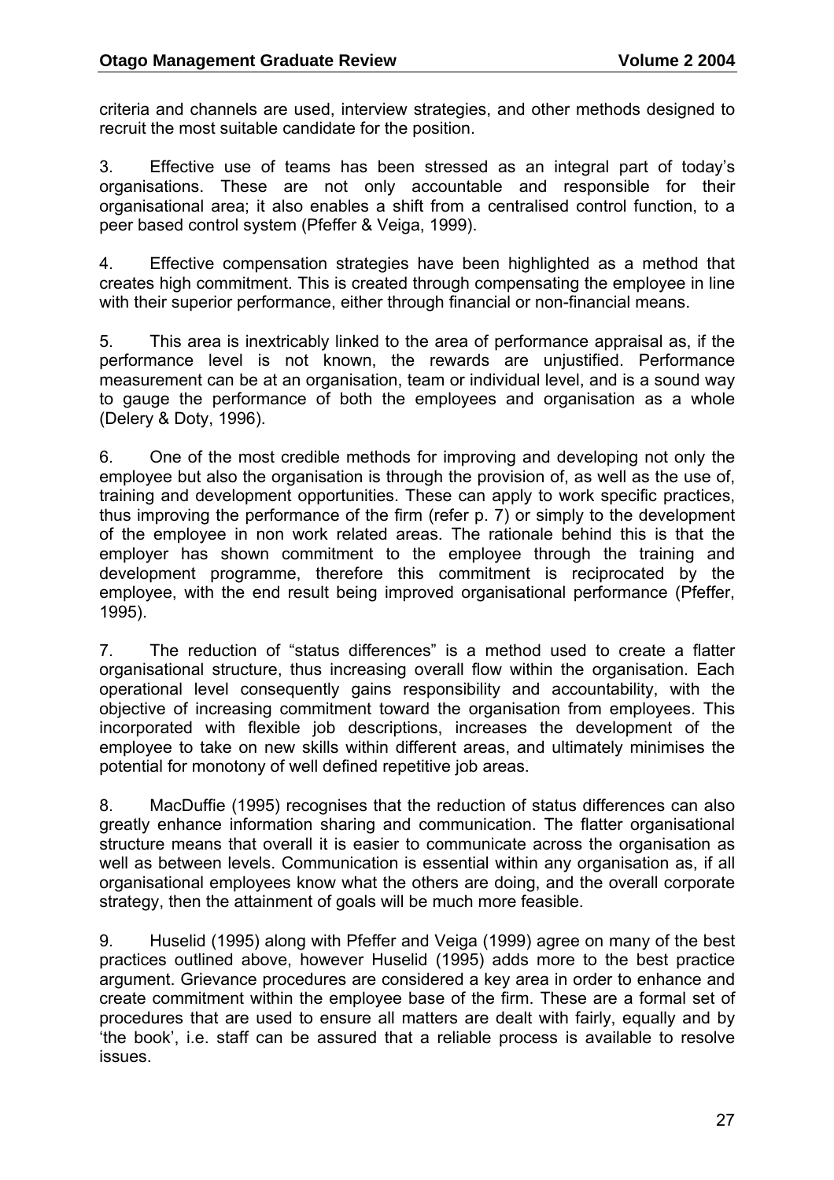criteria and channels are used, interview strategies, and other methods designed to recruit the most suitable candidate for the position.

3. Effective use of teams has been stressed as an integral part of today's organisations. These are not only accountable and responsible for their organisational area; it also enables a shift from a centralised control function, to a peer based control system (Pfeffer & Veiga, 1999).

4. Effective compensation strategies have been highlighted as a method that creates high commitment. This is created through compensating the employee in line with their superior performance, either through financial or non-financial means.

5. This area is inextricably linked to the area of performance appraisal as, if the performance level is not known, the rewards are unjustified. Performance measurement can be at an organisation, team or individual level, and is a sound way to gauge the performance of both the employees and organisation as a whole (Delery & Doty, 1996).

6. One of the most credible methods for improving and developing not only the employee but also the organisation is through the provision of, as well as the use of, training and development opportunities. These can apply to work specific practices, thus improving the performance of the firm (refer p. 7) or simply to the development of the employee in non work related areas. The rationale behind this is that the employer has shown commitment to the employee through the training and development programme, therefore this commitment is reciprocated by the employee, with the end result being improved organisational performance (Pfeffer, 1995).

7. The reduction of "status differences" is a method used to create a flatter organisational structure, thus increasing overall flow within the organisation. Each operational level consequently gains responsibility and accountability, with the objective of increasing commitment toward the organisation from employees. This incorporated with flexible job descriptions, increases the development of the employee to take on new skills within different areas, and ultimately minimises the potential for monotony of well defined repetitive job areas.

8. MacDuffie (1995) recognises that the reduction of status differences can also greatly enhance information sharing and communication. The flatter organisational structure means that overall it is easier to communicate across the organisation as well as between levels. Communication is essential within any organisation as, if all organisational employees know what the others are doing, and the overall corporate strategy, then the attainment of goals will be much more feasible.

9. Huselid (1995) along with Pfeffer and Veiga (1999) agree on many of the best practices outlined above, however Huselid (1995) adds more to the best practice argument. Grievance procedures are considered a key area in order to enhance and create commitment within the employee base of the firm. These are a formal set of procedures that are used to ensure all matters are dealt with fairly, equally and by 'the book', i.e. staff can be assured that a reliable process is available to resolve issues.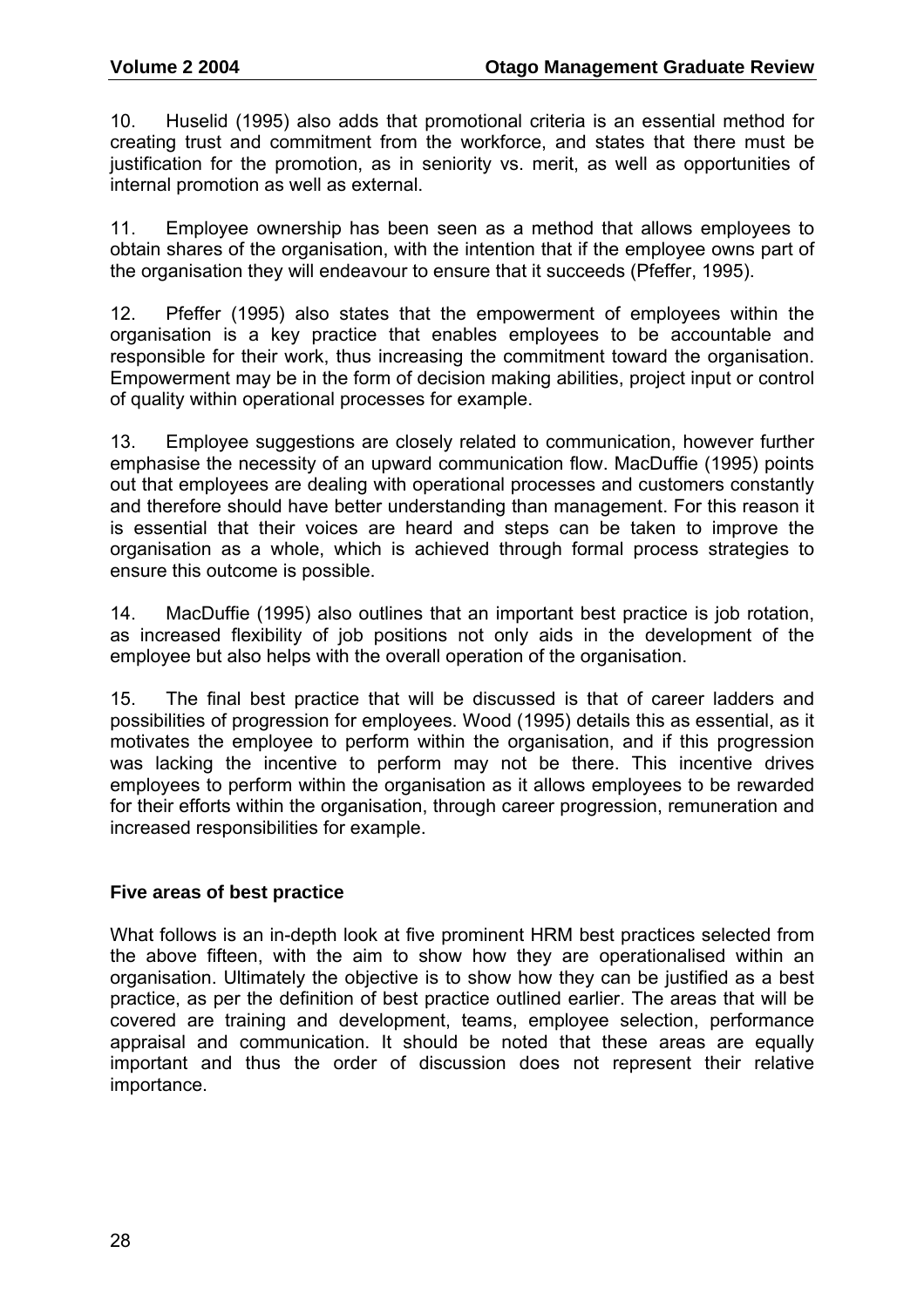10. Huselid (1995) also adds that promotional criteria is an essential method for creating trust and commitment from the workforce, and states that there must be justification for the promotion, as in seniority vs. merit, as well as opportunities of internal promotion as well as external.

11. Employee ownership has been seen as a method that allows employees to obtain shares of the organisation, with the intention that if the employee owns part of the organisation they will endeavour to ensure that it succeeds (Pfeffer, 1995).

12. Pfeffer (1995) also states that the empowerment of employees within the organisation is a key practice that enables employees to be accountable and responsible for their work, thus increasing the commitment toward the organisation. Empowerment may be in the form of decision making abilities, project input or control of quality within operational processes for example.

13. Employee suggestions are closely related to communication, however further emphasise the necessity of an upward communication flow. MacDuffie (1995) points out that employees are dealing with operational processes and customers constantly and therefore should have better understanding than management. For this reason it is essential that their voices are heard and steps can be taken to improve the organisation as a whole, which is achieved through formal process strategies to ensure this outcome is possible.

14. MacDuffie (1995) also outlines that an important best practice is job rotation, as increased flexibility of job positions not only aids in the development of the employee but also helps with the overall operation of the organisation.

15. The final best practice that will be discussed is that of career ladders and possibilities of progression for employees. Wood (1995) details this as essential, as it motivates the employee to perform within the organisation, and if this progression was lacking the incentive to perform may not be there. This incentive drives employees to perform within the organisation as it allows employees to be rewarded for their efforts within the organisation, through career progression, remuneration and increased responsibilities for example.

### Five areas of best practice

What follows is an in-depth look at five prominent HRM best practices selected from the above fifteen, with the aim to show how they are operationalised within an organisation. Ultimately the objective is to show how they can be justified as a best practice, as per the definition of best practice outlined earlier. The areas that will be covered are training and development, teams, employee selection, performance appraisal and communication. It should be noted that these areas are equally important and thus the order of discussion does not represent their relative importance.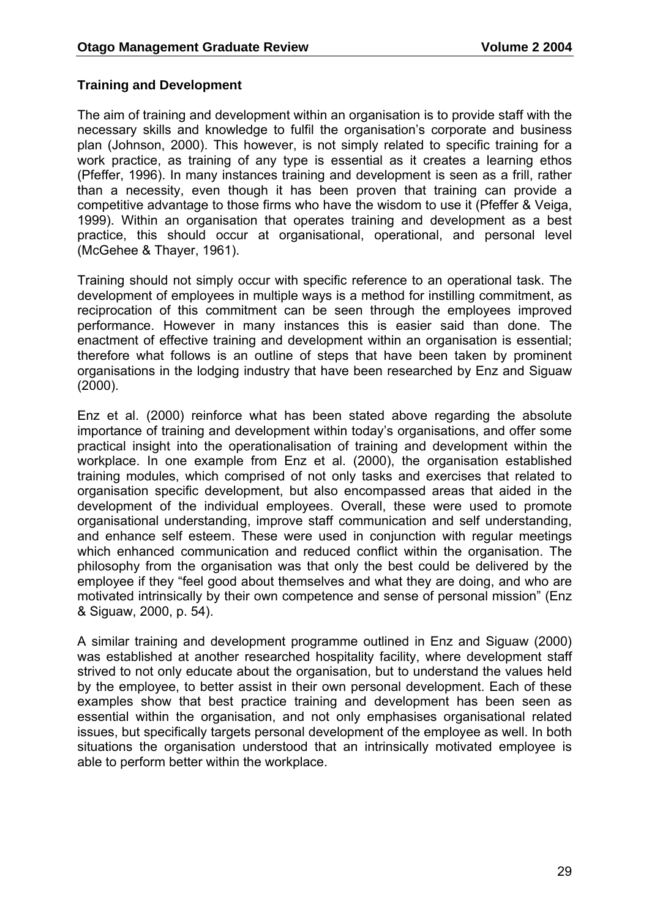### Training and Development

The aim of training and development within an organisation is to provide staff with the necessary skills and knowledge to fulfil the organisation's corporate and business plan (Johnson, 2000). This however, is not simply related to specific training for a work practice, as training of any type is essential as it creates a learning ethos (Pfeffer, 1996). In many instances training and development is seen as a frill, rather than a necessity, even though it has been proven that training can provide a competitive advantage to those firms who have the wisdom to use it (Pfeffer & Veiga, 1999). Within an organisation that operates training and development as a best practice, this should occur at organisational, operational, and personal level (McGehee & Thayer, 1961).

Training should not simply occur with specific reference to an operational task. The development of employees in multiple ways is a method for instilling commitment, as reciprocation of this commitment can be seen through the employees improved performance. However in many instances this is easier said than done. The enactment of effective training and development within an organisation is essential; therefore what follows is an outline of steps that have been taken by prominent organisations in the lodging industry that have been researched by Enz and Siguaw (2000).

Enz et al. (2000) reinforce what has been stated above regarding the absolute importance of training and development within today's organisations, and offer some practical insight into the operationalisation of training and development within the workplace. In one example from Enz et al. (2000), the organisation established training modules, which comprised of not only tasks and exercises that related to organisation specific development, but also encompassed areas that aided in the development of the individual employees. Overall, these were used to promote organisational understanding, improve staff communication and self understanding, and enhance self esteem. These were used in conjunction with regular meetings which enhanced communication and reduced conflict within the organisation. The philosophy from the organisation was that only the best could be delivered by the employee if they "feel good about themselves and what they are doing, and who are motivated intrinsically by their own competence and sense of personal mission" (Enz & Siguaw, 2000, p. 54).

A similar training and development programme outlined in Enz and Siguaw (2000) was established at another researched hospitality facility, where development staff strived to not only educate about the organisation, but to understand the values held by the employee, to better assist in their own personal development. Each of these examples show that best practice training and development has been seen as essential within the organisation, and not only emphasises organisational related issues, but specifically targets personal development of the employee as well. In both situations the organisation understood that an intrinsically motivated employee is able to perform better within the workplace.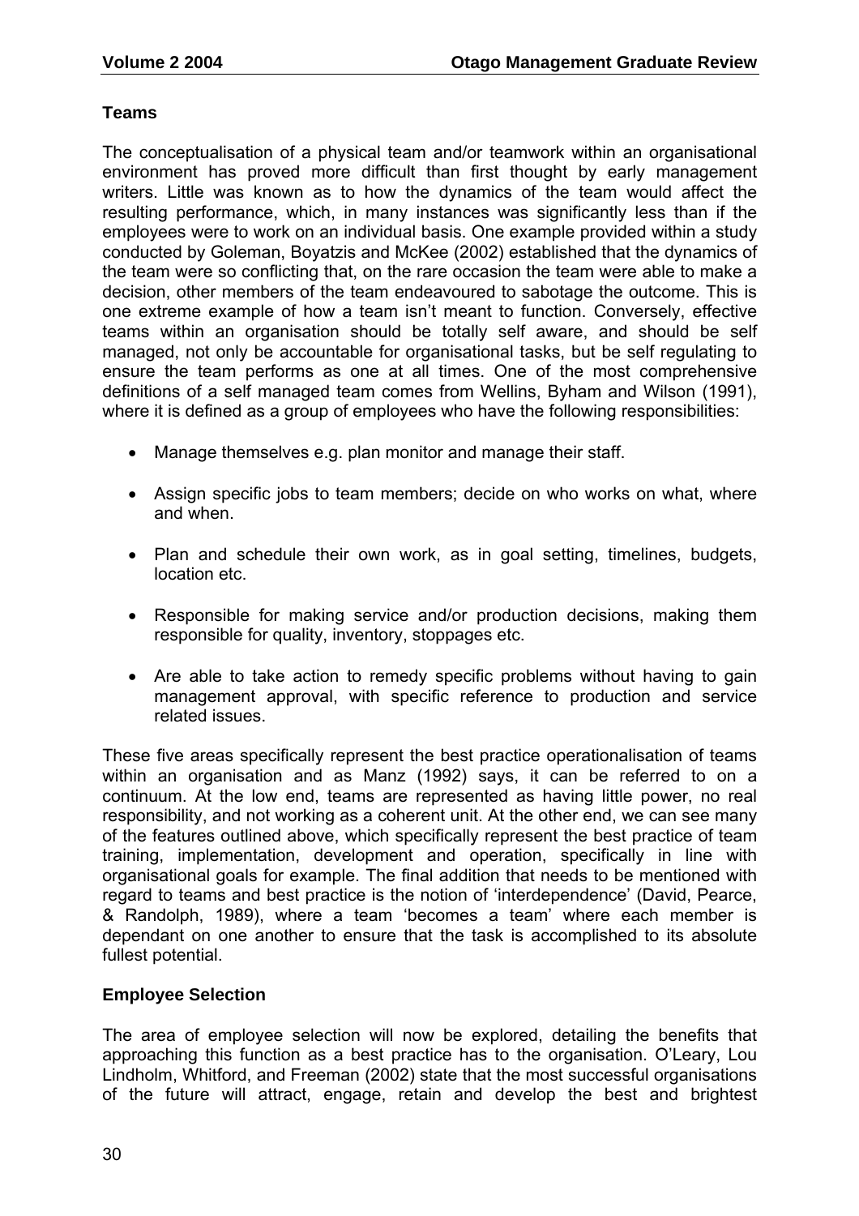## Teams

The conceptualisation of a physical team and/or teamwork within an organisational environment has proved more difficult than first thought by early management writers. Little was known as to how the dynamics of the team would affect the resulting performance, which, in many instances was significantly less than if the employees were to work on an individual basis. One example provided within a study conducted by Goleman, Boyatzis and McKee (2002) established that the dynamics of the team were so conflicting that, on the rare occasion the team were able to make a decision, other members of the team endeavoured to sabotage the outcome. This is one extreme example of how a team isn't meant to function. Conversely, effective teams within an organisation should be totally self aware, and should be self managed, not only be accountable for organisational tasks, but be self regulating to ensure the team performs as one at all times. One of the most comprehensive definitions of a self managed team comes from Wellins, Byham and Wilson (1991), where it is defined as a group of employees who have the following responsibilities:

- Manage themselves e.g. plan monitor and manage their staff.
- Assign specific jobs to team members; decide on who works on what, where and when.
- Plan and schedule their own work, as in goal setting, timelines, budgets, location etc.
- Responsible for making service and/or production decisions, making them responsible for quality, inventory, stoppages etc.
- Are able to take action to remedy specific problems without having to gain management approval, with specific reference to production and service related issues.

These five areas specifically represent the best practice operationalisation of teams within an organisation and as Manz (1992) says, it can be referred to on a continuum. At the low end, teams are represented as having little power, no real responsibility, and not working as a coherent unit. At the other end, we can see many of the features outlined above, which specifically represent the best practice of team training, implementation, development and operation, specifically in line with organisational goals for example. The final addition that needs to be mentioned with regard to teams and best practice is the notion of 'interdependence' (David, Pearce, & Randolph, 1989), where a team 'becomes a team' where each member is dependant on one another to ensure that the task is accomplished to its absolute fullest potential.

## Employee Selection

The area of employee selection will now be explored, detailing the benefits that approaching this function as a best practice has to the organisation. O'Leary, Lou Lindholm, Whitford, and Freeman (2002) state that the most successful organisations of the future will attract, engage, retain and develop the best and brightest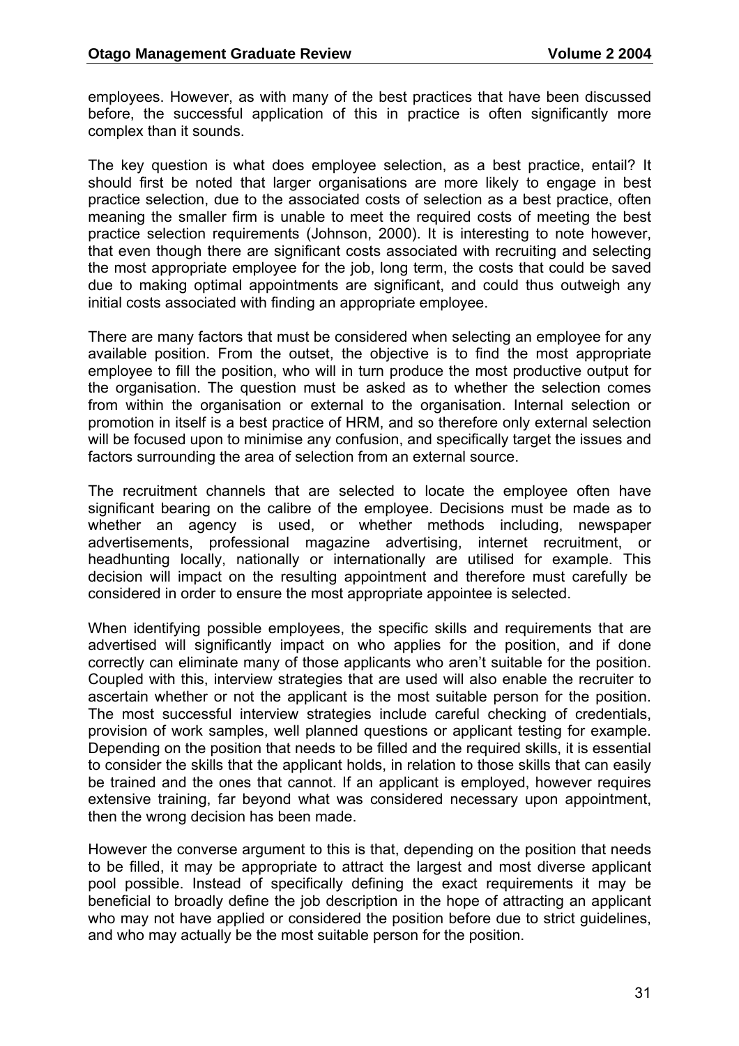employees. However, as with many of the best practices that have been discussed before, the successful application of this in practice is often significantly more complex than it sounds.

The key question is what does employee selection, as a best practice, entail? It should first be noted that larger organisations are more likely to engage in best practice selection, due to the associated costs of selection as a best practice, often meaning the smaller firm is unable to meet the required costs of meeting the best practice selection requirements (Johnson, 2000). It is interesting to note however, that even though there are significant costs associated with recruiting and selecting the most appropriate employee for the job, long term, the costs that could be saved due to making optimal appointments are significant, and could thus outweigh any initial costs associated with finding an appropriate employee.

There are many factors that must be considered when selecting an employee for any available position. From the outset, the objective is to find the most appropriate employee to fill the position, who will in turn produce the most productive output for the organisation. The question must be asked as to whether the selection comes from within the organisation or external to the organisation. Internal selection or promotion in itself is a best practice of HRM, and so therefore only external selection will be focused upon to minimise any confusion, and specifically target the issues and factors surrounding the area of selection from an external source.

The recruitment channels that are selected to locate the employee often have significant bearing on the calibre of the employee. Decisions must be made as to whether an agency is used, or whether methods including, newspaper advertisements, professional magazine advertising, internet recruitment, or headhunting locally, nationally or internationally are utilised for example. This decision will impact on the resulting appointment and therefore must carefully be considered in order to ensure the most appropriate appointee is selected.

When identifying possible employees, the specific skills and requirements that are advertised will significantly impact on who applies for the position, and if done correctly can eliminate many of those applicants who aren't suitable for the position. Coupled with this, interview strategies that are used will also enable the recruiter to ascertain whether or not the applicant is the most suitable person for the position. The most successful interview strategies include careful checking of credentials, provision of work samples, well planned questions or applicant testing for example. Depending on the position that needs to be filled and the required skills, it is essential to consider the skills that the applicant holds, in relation to those skills that can easily be trained and the ones that cannot. If an applicant is employed, however requires extensive training, far beyond what was considered necessary upon appointment, then the wrong decision has been made.

However the converse argument to this is that, depending on the position that needs to be filled, it may be appropriate to attract the largest and most diverse applicant pool possible. Instead of specifically defining the exact requirements it may be beneficial to broadly define the job description in the hope of attracting an applicant who may not have applied or considered the position before due to strict guidelines, and who may actually be the most suitable person for the position.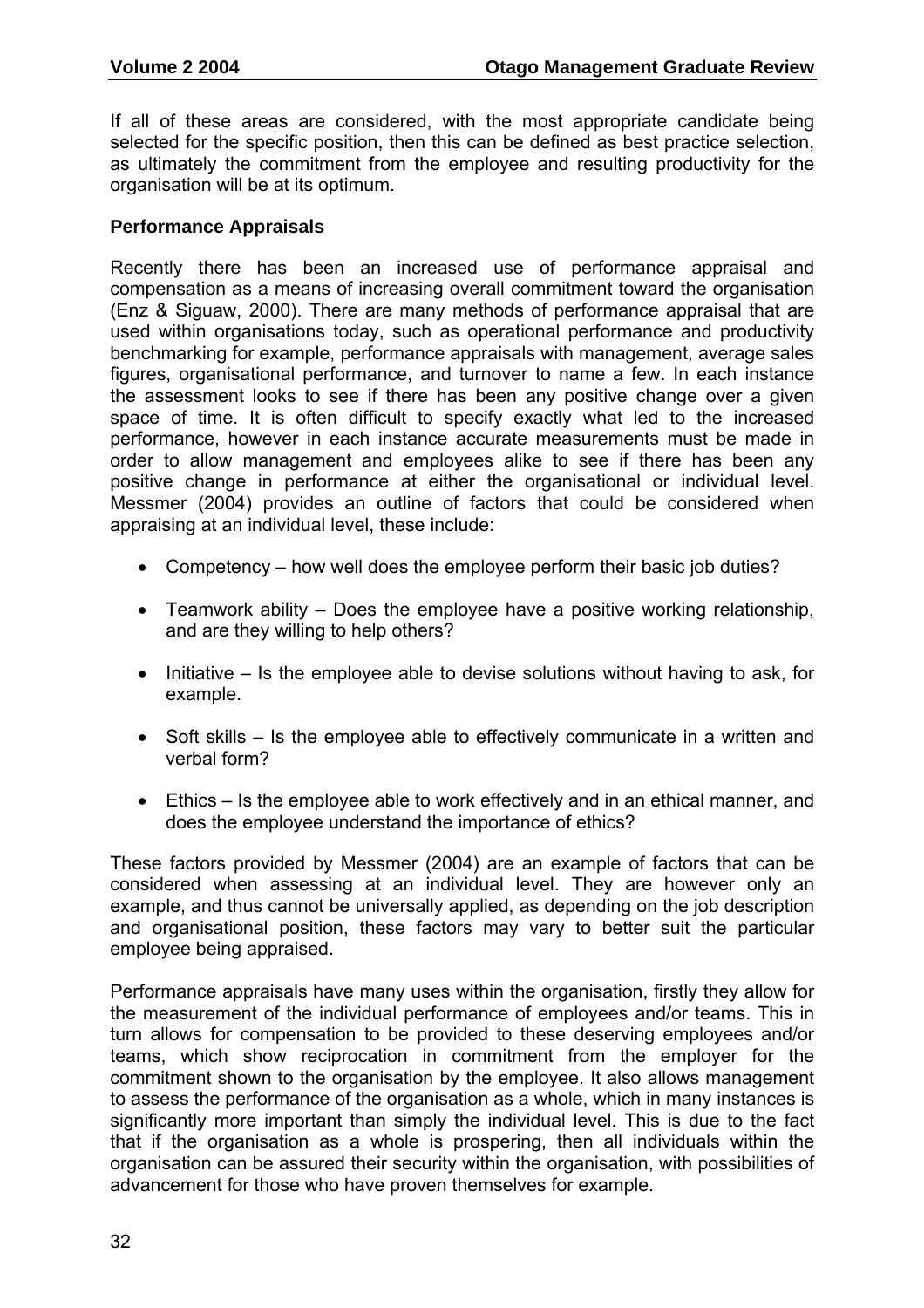If all of these areas are considered, with the most appropriate candidate being selected for the specific position, then this can be defined as best practice selection, as ultimately the commitment from the employee and resulting productivity for the organisation will be at its optimum.

### Performance Appraisals

Recently there has been an increased use of performance appraisal and compensation as a means of increasing overall commitment toward the organisation (Enz & Siguaw, 2000). There are many methods of performance appraisal that are used within organisations today, such as operational performance and productivity benchmarking for example, performance appraisals with management, average sales figures, organisational performance, and turnover to name a few. In each instance the assessment looks to see if there has been any positive change over a given space of time. It is often difficult to specify exactly what led to the increased performance, however in each instance accurate measurements must be made in order to allow management and employees alike to see if there has been any positive change in performance at either the organisational or individual level. Messmer (2004) provides an outline of factors that could be considered when appraising at an individual level, these include:

- Competency – how well does the employee perform their basic job duties?
- Teamwork ability – Does the employee have a positive working relationship, and are they willing to help others?
- Initiative – Is the employee able to devise solutions without having to ask, for example.
- Soft skills – Is the employee able to effectively communicate in a written and verbal form?
- Ethics – Is the employee able to work effectively and in an ethical manner, and does the employee understand the importance of ethics?

These factors provided by Messmer (2004) are an example of factors that can be considered when assessing at an individual level. They are however only an example, and thus cannot be universally applied, as depending on the job description and organisational position, these factors may vary to better suit the particular employee being appraised.

Performance appraisals have many uses within the organisation, firstly they allow for the measurement of the individual performance of employees and/or teams. This in turn allows for compensation to be provided to these deserving employees and/or teams, which show reciprocation in commitment from the employer for the commitment shown to the organisation by the employee. It also allows management to assess the performance of the organisation as a whole, which in many instances is significantly more important than simply the individual level. This is due to the fact that if the organisation as a whole is prospering, then all individuals within the organisation can be assured their security within the organisation, with possibilities of advancement for those who have proven themselves for example.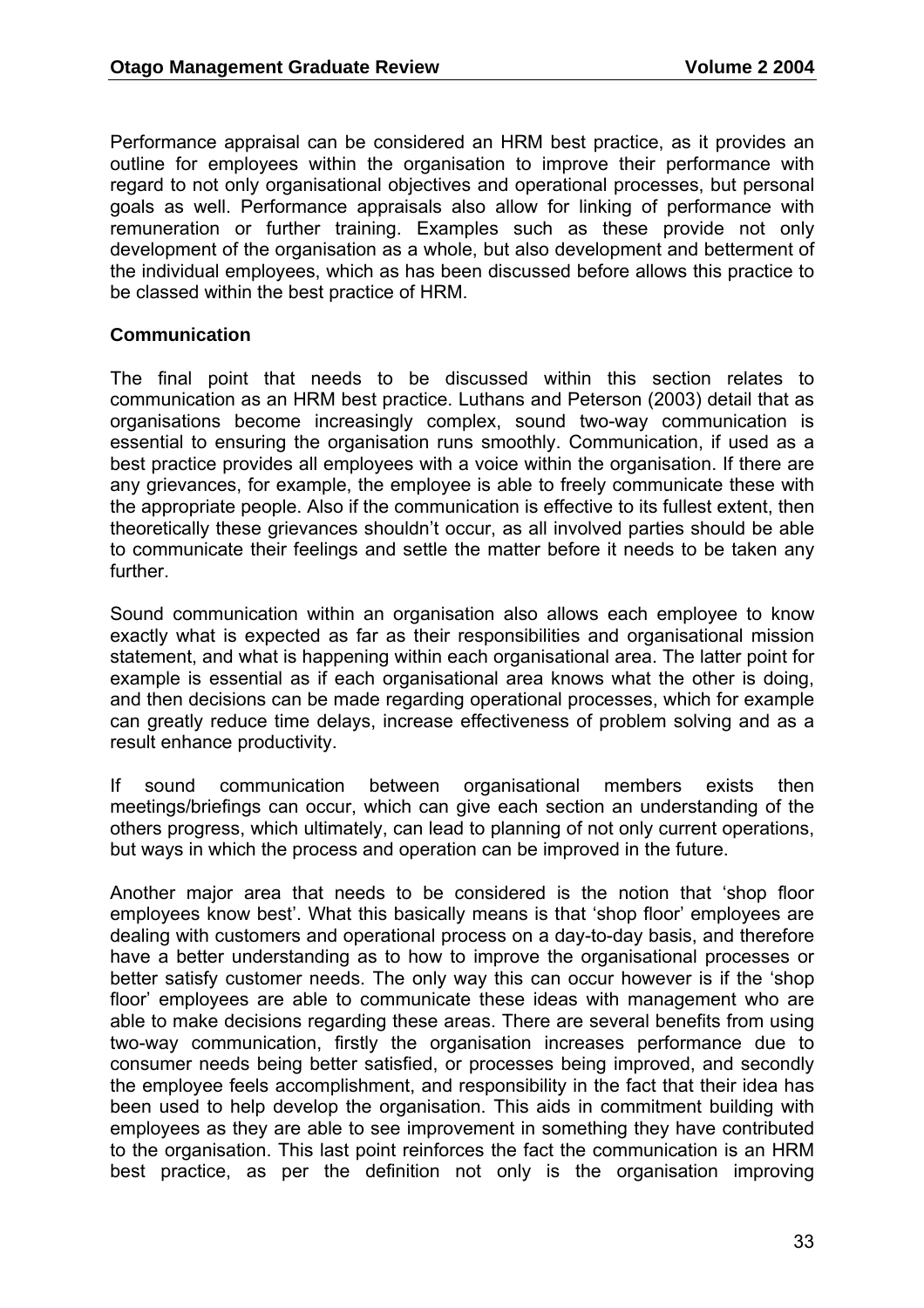Performance appraisal can be considered an HRM best practice, as it provides an outline for employees within the organisation to improve their performance with regard to not only organisational objectives and operational processes, but personal goals as well. Performance appraisals also allow for linking of performance with remuneration or further training. Examples such as these provide not only development of the organisation as a whole, but also development and betterment of the individual employees, which as has been discussed before allows this practice to be classed within the best practice of HRM.

**Communication**

The final point that needs to be discussed within this section relates to communication as an HRM best practice. Luthans and Peterson (2003) detail that as organisations become increasingly complex, sound two-way communication is essential to ensuring the organisation runs smoothly. Communication, if used as a best practice provides all employees with a voice within the organisation. If there are any grievances, for example, the employee is able to freely communicate these with the appropriate people. Also if the communication is effective to its fullest extent, then theoretically these grievances shouldn't occur, as all involved parties should be able to communicate their feelings and settle the matter before it needs to be taken any further.

Sound communication within an organisation also allows each employee to know exactly what is expected as far as their responsibilities and organisational mission statement, and what is happening within each organisational area. The latter point for example is essential as if each organisational area knows what the other is doing, and then decisions can be made regarding operational processes, which for example can greatly reduce time delays, increase effectiveness of problem solving and as a result enhance productivity.

If sound communication between organisational members exists then meetings/briefings can occur, which can give each section an understanding of the others progress, which ultimately, can lead to planning of not only current operations, but ways in which the process and operation can be improved in the future.

Another major area that needs to be considered is the notion that 'shop floor employees know best'. What this basically means is that 'shop floor' employees are dealing with customers and operational process on a day-to-day basis, and therefore have a better understanding as to how to improve the organisational processes or better satisfy customer needs. The only way this can occur however is if the 'shop floor' employees are able to communicate these ideas with management who are able to make decisions regarding these areas. There are several benefits from using two-way communication, firstly the organisation increases performance due to consumer needs being better satisfied, or processes being improved, and secondly the employee feels accomplishment, and responsibility in the fact that their idea has been used to help develop the organisation. This aids in commitment building with employees as they are able to see improvement in something they have contributed to the organisation. This last point reinforces the fact the communication is an HRM best practice, as per the definition not only is the organisation improving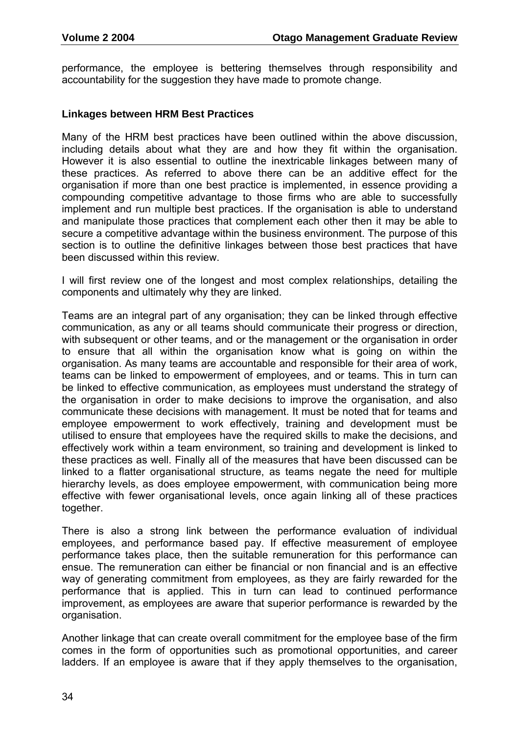performance, the employee is bettering themselves through responsibility and accountability for the suggestion they have made to promote change.

### Linkages between HRM Best Practices

Many of the HRM best practices have been outlined within the above discussion, including details about what they are and how they fit within the organisation. However it is also essential to outline the inextricable linkages between many of these practices. As referred to above there can be an additive effect for the organisation if more than one best practice is implemented, in essence providing a compounding competitive advantage to those firms who are able to successfully implement and run multiple best practices. If the organisation is able to understand and manipulate those practices that complement each other then it may be able to secure a competitive advantage within the business environment. The purpose of this section is to outline the definitive linkages between those best practices that have been discussed within this review.

I will first review one of the longest and most complex relationships, detailing the components and ultimately why they are linked.

Teams are an integral part of any organisation; they can be linked through effective communication, as any or all teams should communicate their progress or direction, with subsequent or other teams, and or the management or the organisation in order to ensure that all within the organisation know what is going on within the organisation. As many teams are accountable and responsible for their area of work, teams can be linked to empowerment of employees, and or teams. This in turn can be linked to effective communication, as employees must understand the strategy of the organisation in order to make decisions to improve the organisation, and also communicate these decisions with management. It must be noted that for teams and employee empowerment to work effectively, training and development must be utilised to ensure that employees have the required skills to make the decisions, and effectively work within a team environment, so training and development is linked to these practices as well. Finally all of the measures that have been discussed can be linked to a flatter organisational structure, as teams negate the need for multiple hierarchy levels, as does employee empowerment, with communication being more effective with fewer organisational levels, once again linking all of these practices together.

There is also a strong link between the performance evaluation of individual employees, and performance based pay. If effective measurement of employee performance takes place, then the suitable remuneration for this performance can ensue. The remuneration can either be financial or non financial and is an effective way of generating commitment from employees, as they are fairly rewarded for the performance that is applied. This in turn can lead to continued performance improvement, as employees are aware that superior performance is rewarded by the organisation.

Another linkage that can create overall commitment for the employee base of the firm comes in the form of opportunities such as promotional opportunities, and career ladders. If an employee is aware that if they apply themselves to the organisation,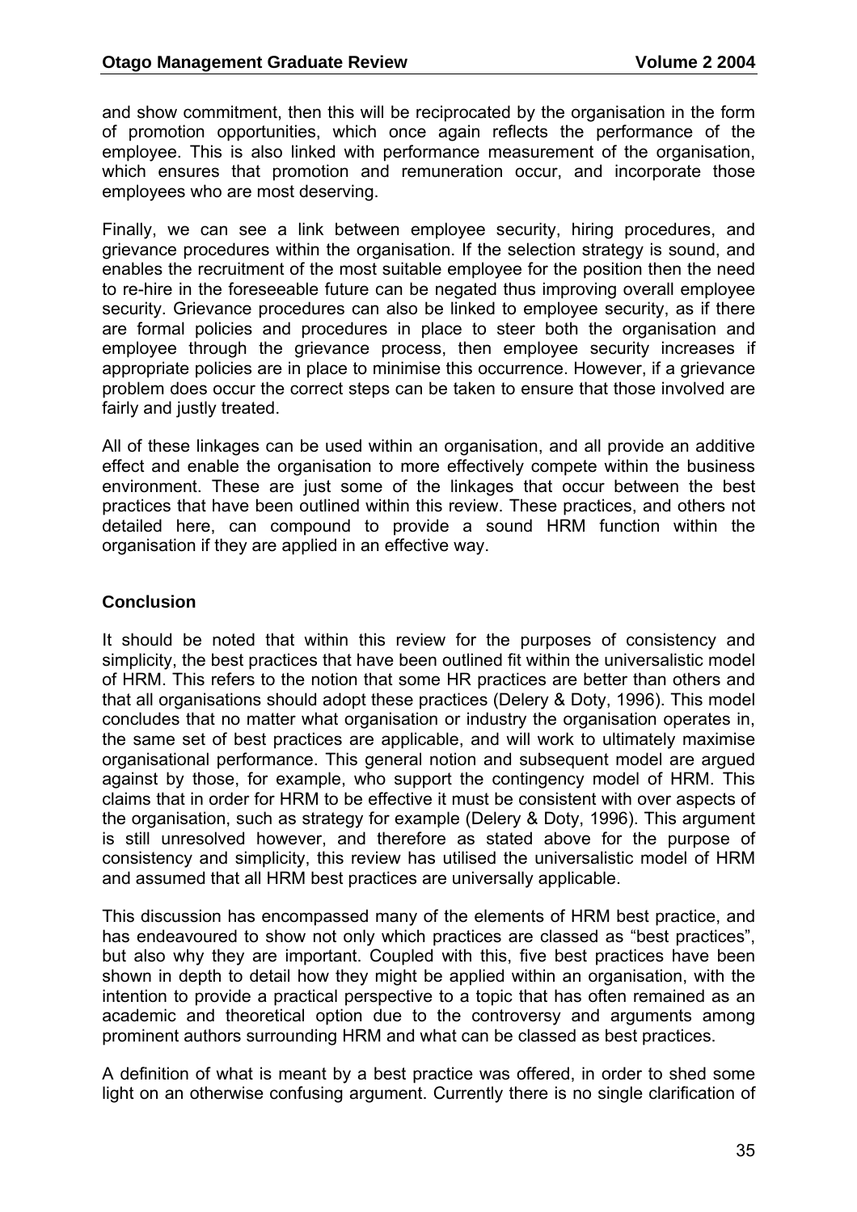and show commitment, then this will be reciprocated by the organisation in the form of promotion opportunities, which once again reflects the performance of the employee. This is also linked with performance measurement of the organisation, which ensures that promotion and remuneration occur, and incorporate those employees who are most deserving.

Finally, we can see a link between employee security, hiring procedures, and grievance procedures within the organisation. If the selection strategy is sound, and enables the recruitment of the most suitable employee for the position then the need to re-hire in the foreseeable future can be negated thus improving overall employee security. Grievance procedures can also be linked to employee security, as if there are formal policies and procedures in place to steer both the organisation and employee through the grievance process, then employee security increases if appropriate policies are in place to minimise this occurrence. However, if a grievance problem does occur the correct steps can be taken to ensure that those involved are fairly and justly treated.

All of these linkages can be used within an organisation, and all provide an additive effect and enable the organisation to more effectively compete within the business environment. These are just some of the linkages that occur between the best practices that have been outlined within this review. These practices, and others not detailed here, can compound to provide a sound HRM function within the organisation if they are applied in an effective way.

**Conclusion**

It should be noted that within this review for the purposes of consistency and simplicity, the best practices that have been outlined fit within the universalistic model of HRM. This refers to the notion that some HR practices are better than others and that all organisations should adopt these practices (Delery & Doty, 1996). This model concludes that no matter what organisation or industry the organisation operates in, the same set of best practices are applicable, and will work to ultimately maximise organisational performance. This general notion and subsequent model are argued against by those, for example, who support the contingency model of HRM. This claims that in order for HRM to be effective it must be consistent with over aspects of the organisation, such as strategy for example (Delery & Doty, 1996). This argument is still unresolved however, and therefore as stated above for the purpose of consistency and simplicity, this review has utilised the universalistic model of HRM and assumed that all HRM best practices are universally applicable.

This discussion has encompassed many of the elements of HRM best practice, and has endeavoured to show not only which practices are classed as "best practices", but also why they are important. Coupled with this, five best practices have been shown in depth to detail how they might be applied within an organisation, with the intention to provide a practical perspective to a topic that has often remained as an academic and theoretical option due to the controversy and arguments among prominent authors surrounding HRM and what can be classed as best practices.

A definition of what is meant by a best practice was offered, in order to shed some light on an otherwise confusing argument. Currently there is no single clarification of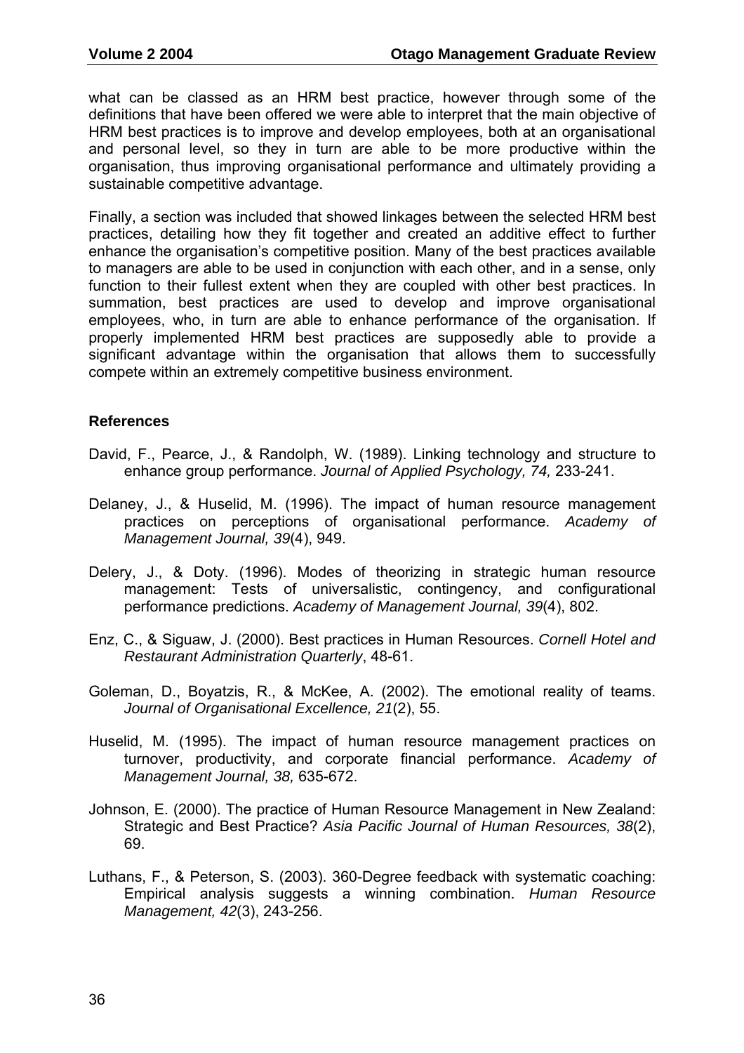what can be classed as an HRM best practice, however through some of the definitions that have been offered we were able to interpret that the main objective of HRM best practices is to improve and develop employees, both at an organisational and personal level, so they in turn are able to be more productive within the organisation, thus improving organisational performance and ultimately providing a sustainable competitive advantage.

Finally, a section was included that showed linkages between the selected HRM best practices, detailing how they fit together and created an additive effect to further enhance the organisation's competitive position. Many of the best practices available to managers are able to be used in conjunction with each other, and in a sense, only function to their fullest extent when they are coupled with other best practices. In summation, best practices are used to develop and improve organisational employees, who, in turn are able to enhance performance of the organisation. If properly implemented HRM best practices are supposedly able to provide a significant advantage within the organisation that allows them to successfully compete within an extremely competitive business environment.

## References

David, F., Pearce, J., & Randolph, W. (1989). Linking technology and structure to enhance group performance. *Journal of Applied Psychology, 74,* 233-241.

Delaney, J., & Huselid, M. (1996). The impact of human resource management practices on perceptions of organisational performance. *Academy of Management Journal, 39*(4), 949.

Delery, J., & Doty. (1996). Modes of theorizing in strategic human resource management: Tests of universalistic, contingency, and configurational performance predictions. *Academy of Management Journal, 39*(4), 802.

Enz, C., & Siguaw, J. (2000). Best practices in Human Resources. *Cornell Hotel and Restaurant Administration Quarterly*, 48-61.

Goleman, D., Boyatzis, R., & McKee, A. (2002). The emotional reality of teams. *Journal of Organisational Excellence, 21*(2), 55.

Huselid, M. (1995). The impact of human resource management practices on turnover, productivity, and corporate financial performance. *Academy of Management Journal, 38,* 635-672.

Johnson, E. (2000). The practice of Human Resource Management in New Zealand: Strategic and Best Practice? *Asia Pacific Journal of Human Resources, 38*(2), 69.

Luthans, F., & Peterson, S. (2003). 360-Degree feedback with systematic coaching: Empirical analysis suggests a winning combination. *Human Resource Management, 42*(3), 243-256.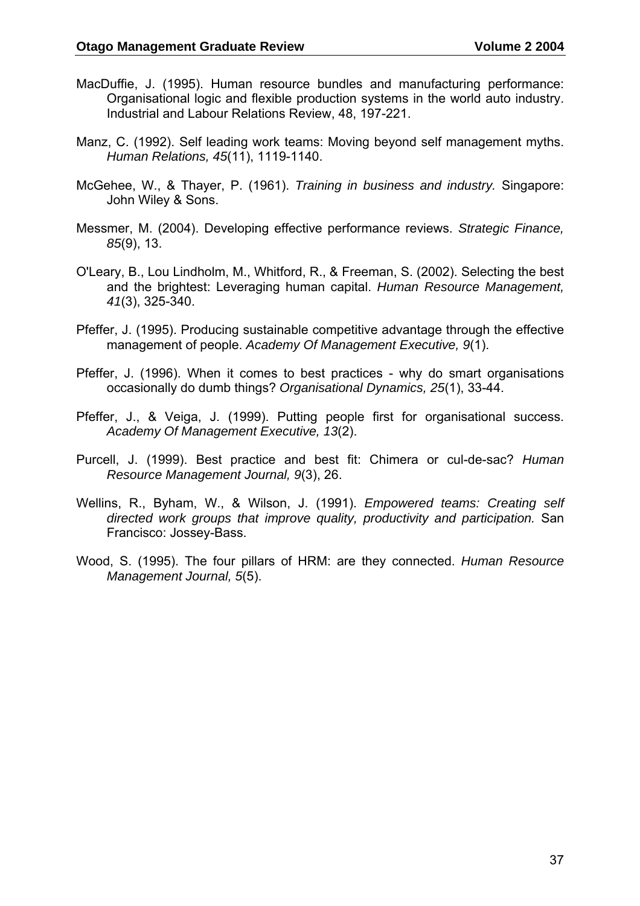MacDuffie, J. (1995). Human resource bundles and manufacturing performance: Organisational logic and flexible production systems in the world auto industry. Industrial and Labour Relations Review, 48, 197-221.

Manz, C. (1992). Self leading work teams: Moving beyond self management myths. *Human Relations, 45*(11), 1119-1140.

McGehee, W., & Thayer, P. (1961). *Training in business and industry.* Singapore: John Wiley & Sons.

Messmer, M. (2004). Developing effective performance reviews. *Strategic Finance, 85*(9), 13.

O'Leary, B., Lou Lindholm, M., Whitford, R., & Freeman, S. (2002). Selecting the best and the brightest: Leveraging human capital. *Human Resource Management, 41*(3), 325-340.

Pfeffer, J. (1995). Producing sustainable competitive advantage through the effective management of people. *Academy Of Management Executive, 9*(1).

Pfeffer, J. (1996). When it comes to best practices - why do smart organisations occasionally do dumb things? *Organisational Dynamics, 25*(1), 33-44.

Pfeffer, J., & Veiga, J. (1999). Putting people first for organisational success. *Academy Of Management Executive, 13*(2).

Purcell, J. (1999). Best practice and best fit: Chimera or cul-de-sac? *Human Resource Management Journal, 9*(3), 26.

Wellins, R., Byham, W., & Wilson, J. (1991). *Empowered teams: Creating self directed work groups that improve quality, productivity and participation.* San Francisco: Jossey-Bass.

Wood, S. (1995). The four pillars of HRM: are they connected. *Human Resource Management Journal, 5*(5).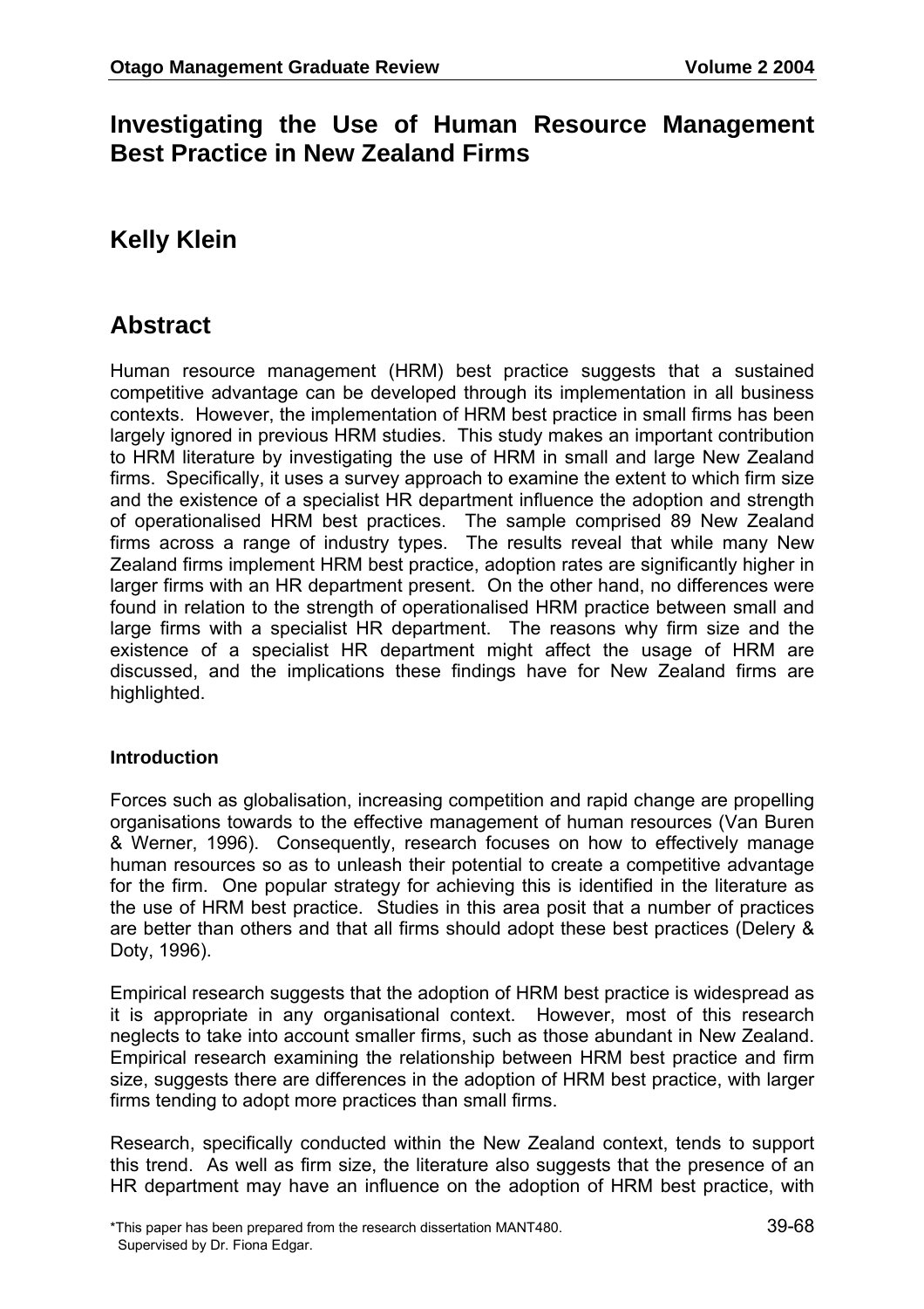# Investigating the Use of Human Resource Management Best Practice in New Zealand Firms

## Kelly Klein

## Abstract

Human resource management (HRM) best practice suggests that a sustained competitive advantage can be developed through its implementation in all business contexts. However, the implementation of HRM best practice in small firms has been largely ignored in previous HRM studies. This study makes an important contribution to HRM literature by investigating the use of HRM in small and large New Zealand firms. Specifically, it uses a survey approach to examine the extent to which firm size and the existence of a specialist HR department influence the adoption and strength of operationalised HRM best practices. The sample comprised 89 New Zealand firms across a range of industry types. The results reveal that while many New Zealand firms implement HRM best practice, adoption rates are significantly higher in larger firms with an HR department present. On the other hand, no differences were found in relation to the strength of operationalised HRM practice between small and large firms with a specialist HR department. The reasons why firm size and the existence of a specialist HR department might affect the usage of HRM are discussed, and the implications these findings have for New Zealand firms are highlighted.

#### Introduction

Forces such as globalisation, increasing competition and rapid change are propelling organisations towards to the effective management of human resources (Van Buren & Werner, 1996). Consequently, research focuses on how to effectively manage human resources so as to unleash their potential to create a competitive advantage for the firm. One popular strategy for achieving this is identified in the literature as the use of HRM best practice. Studies in this area posit that a number of practices are better than others and that all firms should adopt these best practices (Delery & Doty, 1996).

Empirical research suggests that the adoption of HRM best practice is widespread as it is appropriate in any organisational context. However, most of this research neglects to take into account smaller firms, such as those abundant in New Zealand. Empirical research examining the relationship between HRM best practice and firm size, suggests there are differences in the adoption of HRM best practice, with larger firms tending to adopt more practices than small firms.

Research, specifically conducted within the New Zealand context, tends to support this trend. As well as firm size, the literature also suggests that the presence of an HR department may have an influence on the adoption of HRM best practice, with

*This paper has been prepared from the research dissertation MANT480.
Supervised by Dr. Fiona Edgar.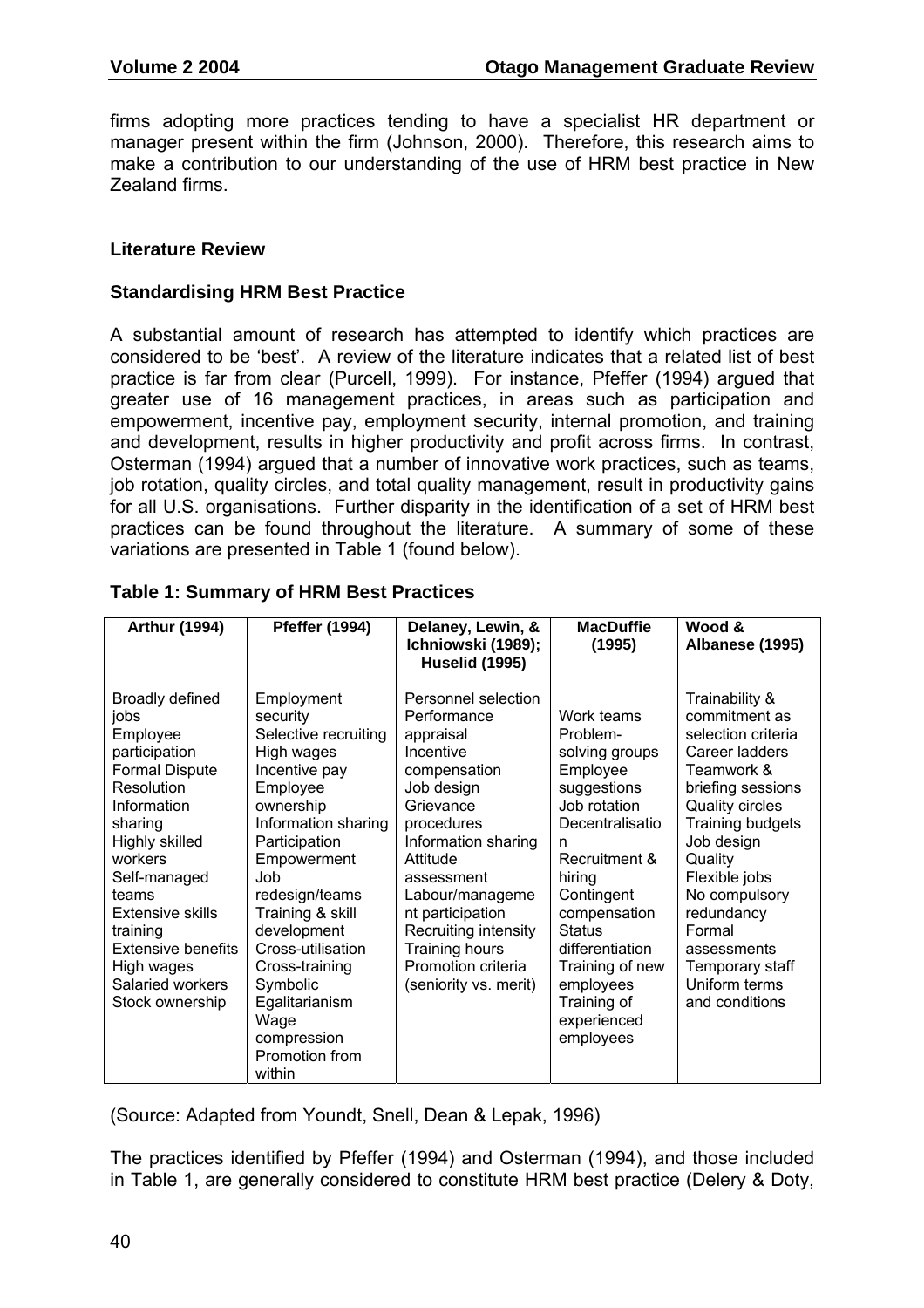firms adopting more practices tending to have a specialist HR department or manager present within the firm (Johnson, 2000). Therefore, this research aims to make a contribution to our understanding of the use of HRM best practice in New Zealand firms.

## Literature Review

### Standardising HRM Best Practice

A substantial amount of research has attempted to identify which practices are considered to be 'best'. A review of the literature indicates that a related list of best practice is far from clear (Purcell, 1999). For instance, Pfeffer (1994) argued that greater use of 16 management practices, in areas such as participation and empowerment, incentive pay, employment security, internal promotion, and training and development, results in higher productivity and profit across firms. In contrast, Osterman (1994) argued that a number of innovative work practices, such as teams, job rotation, quality circles, and total quality management, result in productivity gains for all U.S. organisations. Further disparity in the identification of a set of HRM best practices can be found throughout the literature. A summary of some of these variations are presented in Table 1 (found below).

**Table 1: Summary of HRM Best Practices**

| Arthur (1994) | Pfeffer (1994) | Delaney, Lewin, & Ichniowski (1989); Huselid (1995) | MacDuffie (1995) | Wood & Albanese (1995) |
|---|---|---|---|---|
| Broadly defined jobs<br>Employee participation<br>Formal Dispute Resolution<br>Information sharing<br>Highly skilled workers<br>Self-managed teams<br>Extensive skills training<br>Extensive benefits<br>High wages<br>Salaried workers<br>Stock ownership | Employment security<br>Selective recruiting<br>High wages<br>Incentive pay<br>Employee ownership<br>Information sharing<br>Participation<br>Empowerment<br>Job redesign/teams<br>Training & skill development<br>Cross-utilisation<br>Cross-training<br>Symbolic Egalitarianism<br>Wage compression<br>Promotion from within | Personnel selection<br>Performance appraisal<br>Incentive compensation<br>Job design<br>Grievance procedures<br>Information sharing<br>Attitude assessment<br>Labour/management participation<br>Recruiting intensity<br>Training hours<br>Promotion criteria (seniority vs. merit) | Work teams<br>Problem-solving groups<br>Employee suggestions<br>Job rotation<br>Decentralisation<br>Recruitment & hiring<br>Contingent compensation<br>Status differentiation<br>Training of new employees<br>Training of experienced employees | Trainability & commitment as selection criteria<br>Career ladders<br>Teamwork & briefing sessions<br>Quality circles<br>Training budgets<br>Job design<br>Quality<br>Flexible jobs<br>No compulsory redundancy<br>Formal assessments<br>Temporary staff<br>Uniform terms and conditions |

(Source: Adapted from Youndt, Snell, Dean & Lepak, 1996)

The practices identified by Pfeffer (1994) and Osterman (1994), and those included in Table 1, are generally considered to constitute HRM best practice (Delery & Doty,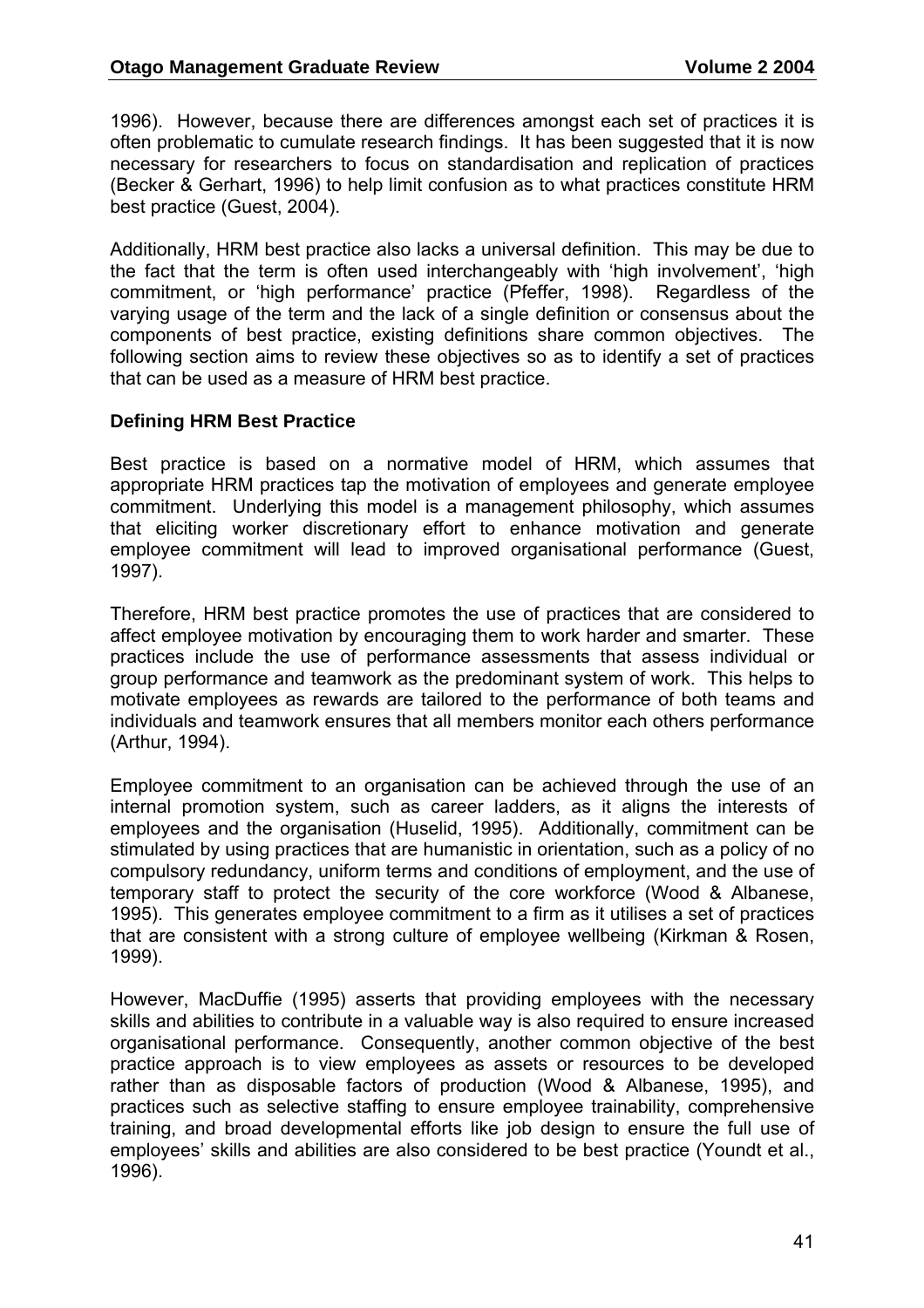1996). However, because there are differences amongst each set of practices it is often problematic to cumulate research findings. It has been suggested that it is now necessary for researchers to focus on standardisation and replication of practices (Becker & Gerhart, 1996) to help limit confusion as to what practices constitute HRM best practice (Guest, 2004).

Additionally, HRM best practice also lacks a universal definition. This may be due to the fact that the term is often used interchangeably with 'high involvement', 'high commitment, or 'high performance' practice (Pfeffer, 1998). Regardless of the varying usage of the term and the lack of a single definition or consensus about the components of best practice, existing definitions share common objectives. The following section aims to review these objectives so as to identify a set of practices that can be used as a measure of HRM best practice.

### Defining HRM Best Practice

Best practice is based on a normative model of HRM, which assumes that appropriate HRM practices tap the motivation of employees and generate employee commitment. Underlying this model is a management philosophy, which assumes that eliciting worker discretionary effort to enhance motivation and generate employee commitment will lead to improved organisational performance (Guest, 1997).

Therefore, HRM best practice promotes the use of practices that are considered to affect employee motivation by encouraging them to work harder and smarter. These practices include the use of performance assessments that assess individual or group performance and teamwork as the predominant system of work. This helps to motivate employees as rewards are tailored to the performance of both teams and individuals and teamwork ensures that all members monitor each others performance (Arthur, 1994).

Employee commitment to an organisation can be achieved through the use of an internal promotion system, such as career ladders, as it aligns the interests of employees and the organisation (Huselid, 1995). Additionally, commitment can be stimulated by using practices that are humanistic in orientation, such as a policy of no compulsory redundancy, uniform terms and conditions of employment, and the use of temporary staff to protect the security of the core workforce (Wood & Albanese, 1995). This generates employee commitment to a firm as it utilises a set of practices that are consistent with a strong culture of employee wellbeing (Kirkman & Rosen, 1999).

However, MacDuffie (1995) asserts that providing employees with the necessary skills and abilities to contribute in a valuable way is also required to ensure increased organisational performance. Consequently, another common objective of the best practice approach is to view employees as assets or resources to be developed rather than as disposable factors of production (Wood & Albanese, 1995), and practices such as selective staffing to ensure employee trainability, comprehensive training, and broad developmental efforts like job design to ensure the full use of employees' skills and abilities are also considered to be best practice (Youndt et al., 1996).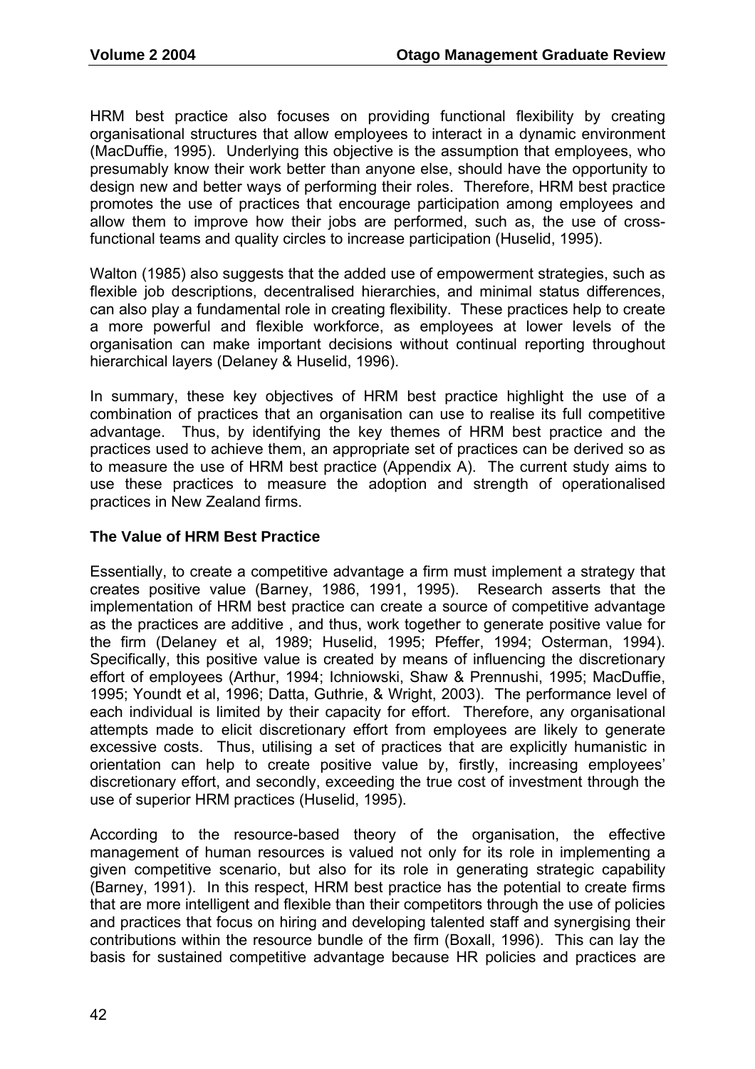HRM best practice also focuses on providing functional flexibility by creating organisational structures that allow employees to interact in a dynamic environment (MacDuffie, 1995). Underlying this objective is the assumption that employees, who presumably know their work better than anyone else, should have the opportunity to design new and better ways of performing their roles. Therefore, HRM best practice promotes the use of practices that encourage participation among employees and allow them to improve how their jobs are performed, such as, the use of cross-functional teams and quality circles to increase participation (Huselid, 1995).

Walton (1985) also suggests that the added use of empowerment strategies, such as flexible job descriptions, decentralised hierarchies, and minimal status differences, can also play a fundamental role in creating flexibility. These practices help to create a more powerful and flexible workforce, as employees at lower levels of the organisation can make important decisions without continual reporting throughout hierarchical layers (Delaney & Huselid, 1996).

In summary, these key objectives of HRM best practice highlight the use of a combination of practices that an organisation can use to realise its full competitive advantage. Thus, by identifying the key themes of HRM best practice and the practices used to achieve them, an appropriate set of practices can be derived so as to measure the use of HRM best practice (Appendix A). The current study aims to use these practices to measure the adoption and strength of operationalised practices in New Zealand firms.

**The Value of HRM Best Practice**

Essentially, to create a competitive advantage a firm must implement a strategy that creates positive value (Barney, 1986, 1991, 1995). Research asserts that the implementation of HRM best practice can create a source of competitive advantage as the practices are additive , and thus, work together to generate positive value for the firm (Delaney et al, 1989; Huselid, 1995; Pfeffer, 1994; Osterman, 1994). Specifically, this positive value is created by means of influencing the discretionary effort of employees (Arthur, 1994; Ichniowski, Shaw & Prennushi, 1995; MacDuffie, 1995; Youndt et al, 1996; Datta, Guthrie, & Wright, 2003). The performance level of each individual is limited by their capacity for effort. Therefore, any organisational attempts made to elicit discretionary effort from employees are likely to generate excessive costs. Thus, utilising a set of practices that are explicitly humanistic in orientation can help to create positive value by, firstly, increasing employees' discretionary effort, and secondly, exceeding the true cost of investment through the use of superior HRM practices (Huselid, 1995).

According to the resource-based theory of the organisation, the effective management of human resources is valued not only for its role in implementing a given competitive scenario, but also for its role in generating strategic capability (Barney, 1991). In this respect, HRM best practice has the potential to create firms that are more intelligent and flexible than their competitors through the use of policies and practices that focus on hiring and developing talented staff and synergising their contributions within the resource bundle of the firm (Boxall, 1996). This can lay the basis for sustained competitive advantage because HR policies and practices are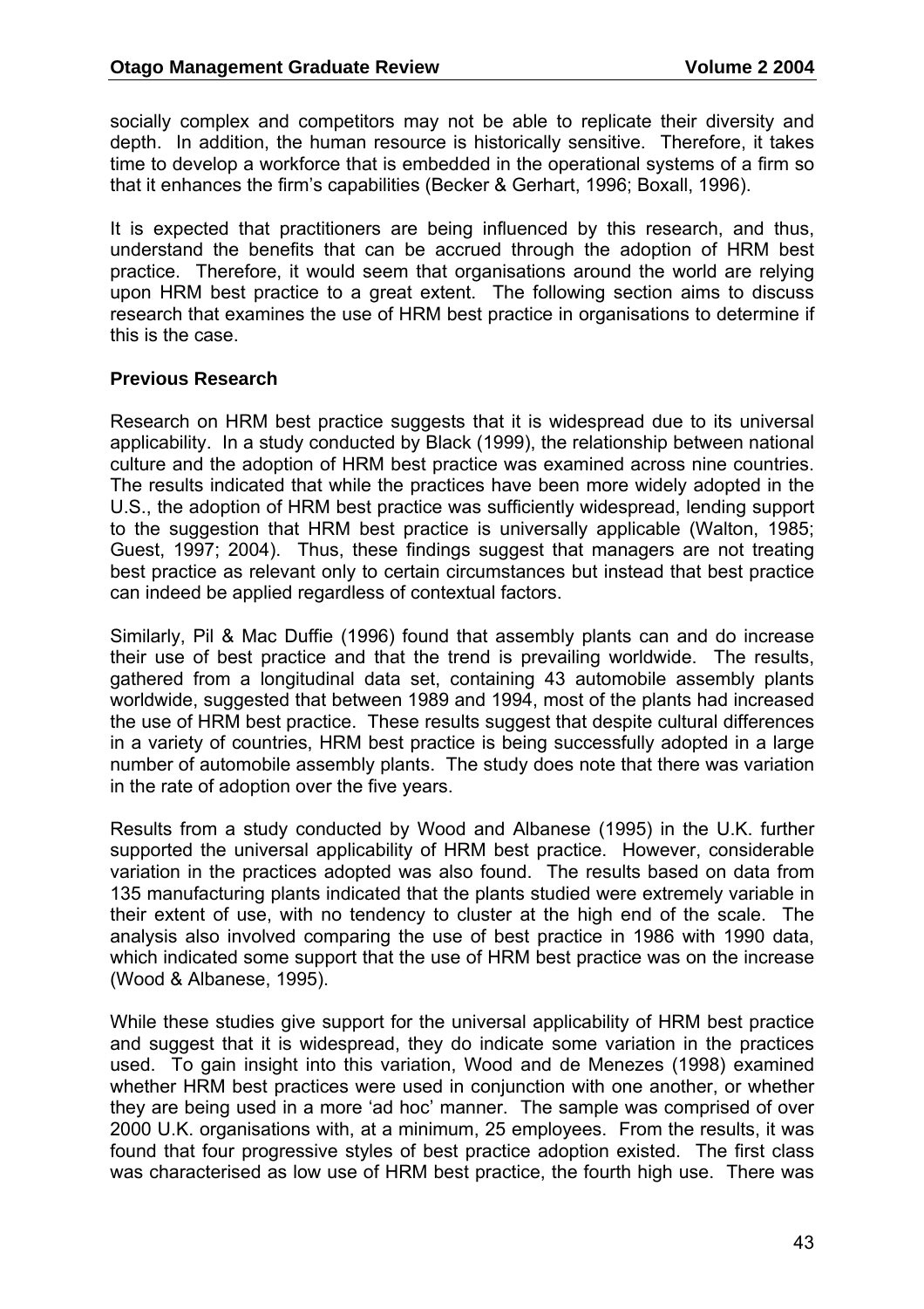socially complex and competitors may not be able to replicate their diversity and depth. In addition, the human resource is historically sensitive. Therefore, it takes time to develop a workforce that is embedded in the operational systems of a firm so that it enhances the firm's capabilities (Becker & Gerhart, 1996; Boxall, 1996).

It is expected that practitioners are being influenced by this research, and thus, understand the benefits that can be accrued through the adoption of HRM best practice. Therefore, it would seem that organisations around the world are relying upon HRM best practice to a great extent. The following section aims to discuss research that examines the use of HRM best practice in organisations to determine if this is the case.

**Previous Research**

Research on HRM best practice suggests that it is widespread due to its universal applicability. In a study conducted by Black (1999), the relationship between national culture and the adoption of HRM best practice was examined across nine countries. The results indicated that while the practices have been more widely adopted in the U.S., the adoption of HRM best practice was sufficiently widespread, lending support to the suggestion that HRM best practice is universally applicable (Walton, 1985; Guest, 1997; 2004). Thus, these findings suggest that managers are not treating best practice as relevant only to certain circumstances but instead that best practice can indeed be applied regardless of contextual factors.

Similarly, Pil & Mac Duffie (1996) found that assembly plants can and do increase their use of best practice and that the trend is prevailing worldwide. The results, gathered from a longitudinal data set, containing 43 automobile assembly plants worldwide, suggested that between 1989 and 1994, most of the plants had increased the use of HRM best practice. These results suggest that despite cultural differences in a variety of countries, HRM best practice is being successfully adopted in a large number of automobile assembly plants. The study does note that there was variation in the rate of adoption over the five years.

Results from a study conducted by Wood and Albanese (1995) in the U.K. further supported the universal applicability of HRM best practice. However, considerable variation in the practices adopted was also found. The results based on data from 135 manufacturing plants indicated that the plants studied were extremely variable in their extent of use, with no tendency to cluster at the high end of the scale. The analysis also involved comparing the use of best practice in 1986 with 1990 data, which indicated some support that the use of HRM best practice was on the increase (Wood & Albanese, 1995).

While these studies give support for the universal applicability of HRM best practice and suggest that it is widespread, they do indicate some variation in the practices used. To gain insight into this variation, Wood and de Menezes (1998) examined whether HRM best practices were used in conjunction with one another, or whether they are being used in a more 'ad hoc' manner. The sample was comprised of over 2000 U.K. organisations with, at a minimum, 25 employees. From the results, it was found that four progressive styles of best practice adoption existed. The first class was characterised as low use of HRM best practice, the fourth high use. There was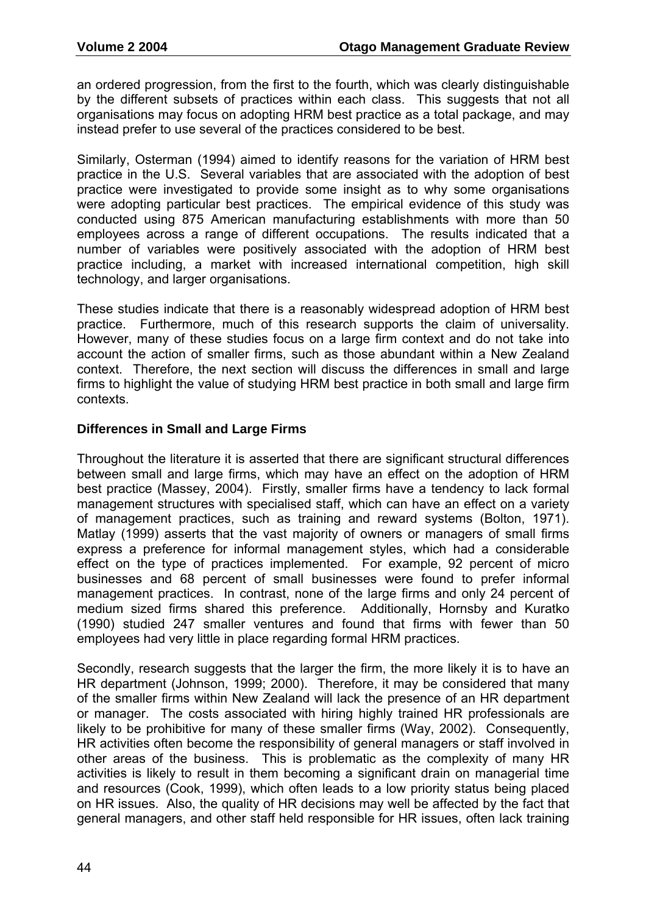an ordered progression, from the first to the fourth, which was clearly distinguishable by the different subsets of practices within each class. This suggests that not all organisations may focus on adopting HRM best practice as a total package, and may instead prefer to use several of the practices considered to be best.

Similarly, Osterman (1994) aimed to identify reasons for the variation of HRM best practice in the U.S. Several variables that are associated with the adoption of best practice were investigated to provide some insight as to why some organisations were adopting particular best practices. The empirical evidence of this study was conducted using 875 American manufacturing establishments with more than 50 employees across a range of different occupations. The results indicated that a number of variables were positively associated with the adoption of HRM best practice including, a market with increased international competition, high skill technology, and larger organisations.

These studies indicate that there is a reasonably widespread adoption of HRM best practice. Furthermore, much of this research supports the claim of universality. However, many of these studies focus on a large firm context and do not take into account the action of smaller firms, such as those abundant within a New Zealand context. Therefore, the next section will discuss the differences in small and large firms to highlight the value of studying HRM best practice in both small and large firm contexts.

**Differences in Small and Large Firms**

Throughout the literature it is asserted that there are significant structural differences between small and large firms, which may have an effect on the adoption of HRM best practice (Massey, 2004). Firstly, smaller firms have a tendency to lack formal management structures with specialised staff, which can have an effect on a variety of management practices, such as training and reward systems (Bolton, 1971). Matlay (1999) asserts that the vast majority of owners or managers of small firms express a preference for informal management styles, which had a considerable effect on the type of practices implemented. For example, 92 percent of micro businesses and 68 percent of small businesses were found to prefer informal management practices. In contrast, none of the large firms and only 24 percent of medium sized firms shared this preference. Additionally, Hornsby and Kuratko (1990) studied 247 smaller ventures and found that firms with fewer than 50 employees had very little in place regarding formal HRM practices.

Secondly, research suggests that the larger the firm, the more likely it is to have an HR department (Johnson, 1999; 2000). Therefore, it may be considered that many of the smaller firms within New Zealand will lack the presence of an HR department or manager. The costs associated with hiring highly trained HR professionals are likely to be prohibitive for many of these smaller firms (Way, 2002). Consequently, HR activities often become the responsibility of general managers or staff involved in other areas of the business. This is problematic as the complexity of many HR activities is likely to result in them becoming a significant drain on managerial time and resources (Cook, 1999), which often leads to a low priority status being placed on HR issues. Also, the quality of HR decisions may well be affected by the fact that general managers, and other staff held responsible for HR issues, often lack training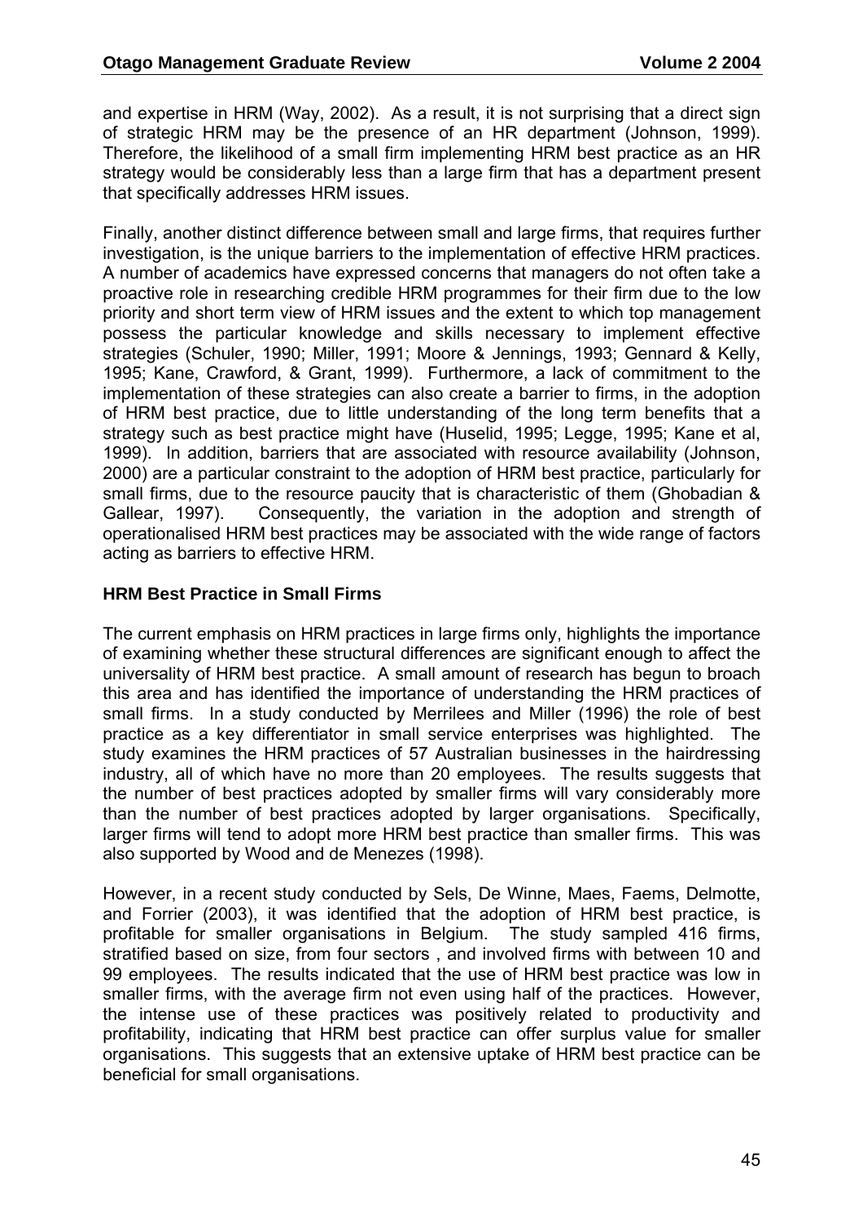and expertise in HRM (Way, 2002). As a result, it is not surprising that a direct sign of strategic HRM may be the presence of an HR department (Johnson, 1999). Therefore, the likelihood of a small firm implementing HRM best practice as an HR strategy would be considerably less than a large firm that has a department present that specifically addresses HRM issues.

Finally, another distinct difference between small and large firms, that requires further investigation, is the unique barriers to the implementation of effective HRM practices. A number of academics have expressed concerns that managers do not often take a proactive role in researching credible HRM programmes for their firm due to the low priority and short term view of HRM issues and the extent to which top management possess the particular knowledge and skills necessary to implement effective strategies (Schuler, 1990; Miller, 1991; Moore & Jennings, 1993; Gennard & Kelly, 1995; Kane, Crawford, & Grant, 1999). Furthermore, a lack of commitment to the implementation of these strategies can also create a barrier to firms, in the adoption of HRM best practice, due to little understanding of the long term benefits that a strategy such as best practice might have (Huselid, 1995; Legge, 1995; Kane et al, 1999). In addition, barriers that are associated with resource availability (Johnson, 2000) are a particular constraint to the adoption of HRM best practice, particularly for small firms, due to the resource paucity that is characteristic of them (Ghobadian & Gallear, 1997). Consequently, the variation in the adoption and strength of operationalised HRM best practices may be associated with the wide range of factors acting as barriers to effective HRM.

### HRM Best Practice in Small Firms

The current emphasis on HRM practices in large firms only, highlights the importance of examining whether these structural differences are significant enough to affect the universality of HRM best practice. A small amount of research has begun to broach this area and has identified the importance of understanding the HRM practices of small firms. In a study conducted by Merrilees and Miller (1996) the role of best practice as a key differentiator in small service enterprises was highlighted. The study examines the HRM practices of 57 Australian businesses in the hairdressing industry, all of which have no more than 20 employees. The results suggests that the number of best practices adopted by smaller firms will vary considerably more than the number of best practices adopted by larger organisations. Specifically, larger firms will tend to adopt more HRM best practice than smaller firms. This was also supported by Wood and de Menezes (1998).

However, in a recent study conducted by Sels, De Winne, Maes, Faems, Delmotte, and Forrier (2003), it was identified that the adoption of HRM best practice, is profitable for smaller organisations in Belgium. The study sampled 416 firms, stratified based on size, from four sectors , and involved firms with between 10 and 99 employees. The results indicated that the use of HRM best practice was low in smaller firms, with the average firm not even using half of the practices. However, the intense use of these practices was positively related to productivity and profitability, indicating that HRM best practice can offer surplus value for smaller organisations. This suggests that an extensive uptake of HRM best practice can be beneficial for small organisations.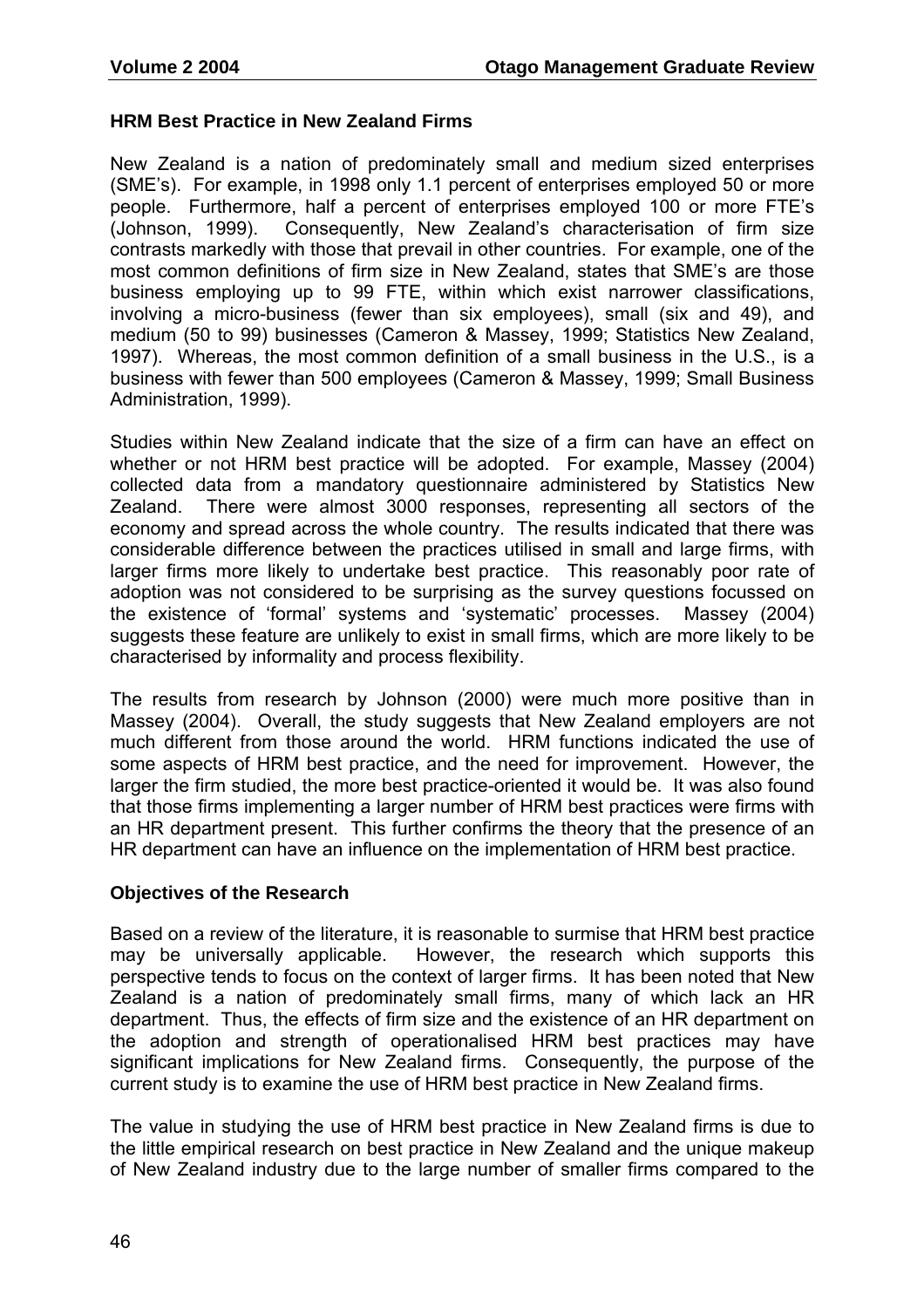**HRM Best Practice in New Zealand Firms**

New Zealand is a nation of predominately small and medium sized enterprises (SME's). For example, in 1998 only 1.1 percent of enterprises employed 50 or more people. Furthermore, half a percent of enterprises employed 100 or more FTE's (Johnson, 1999). Consequently, New Zealand's characterisation of firm size contrasts markedly with those that prevail in other countries. For example, one of the most common definitions of firm size in New Zealand, states that SME's are those business employing up to 99 FTE, within which exist narrower classifications, involving a micro-business (fewer than six employees), small (six and 49), and medium (50 to 99) businesses (Cameron & Massey, 1999; Statistics New Zealand, 1997). Whereas, the most common definition of a small business in the U.S., is a business with fewer than 500 employees (Cameron & Massey, 1999; Small Business Administration, 1999).

Studies within New Zealand indicate that the size of a firm can have an effect on whether or not HRM best practice will be adopted. For example, Massey (2004) collected data from a mandatory questionnaire administered by Statistics New Zealand. There were almost 3000 responses, representing all sectors of the economy and spread across the whole country. The results indicated that there was considerable difference between the practices utilised in small and large firms, with larger firms more likely to undertake best practice. This reasonably poor rate of adoption was not considered to be surprising as the survey questions focussed on the existence of 'formal' systems and 'systematic' processes. Massey (2004) suggests these feature are unlikely to exist in small firms, which are more likely to be characterised by informality and process flexibility.

The results from research by Johnson (2000) were much more positive than in Massey (2004). Overall, the study suggests that New Zealand employers are not much different from those around the world. HRM functions indicated the use of some aspects of HRM best practice, and the need for improvement. However, the larger the firm studied, the more best practice-oriented it would be. It was also found that those firms implementing a larger number of HRM best practices were firms with an HR department present. This further confirms the theory that the presence of an HR department can have an influence on the implementation of HRM best practice.

**Objectives of the Research**

Based on a review of the literature, it is reasonable to surmise that HRM best practice may be universally applicable. However, the research which supports this perspective tends to focus on the context of larger firms. It has been noted that New Zealand is a nation of predominately small firms, many of which lack an HR department. Thus, the effects of firm size and the existence of an HR department on the adoption and strength of operationalised HRM best practices may have significant implications for New Zealand firms. Consequently, the purpose of the current study is to examine the use of HRM best practice in New Zealand firms.

The value in studying the use of HRM best practice in New Zealand firms is due to the little empirical research on best practice in New Zealand and the unique makeup of New Zealand industry due to the large number of smaller firms compared to the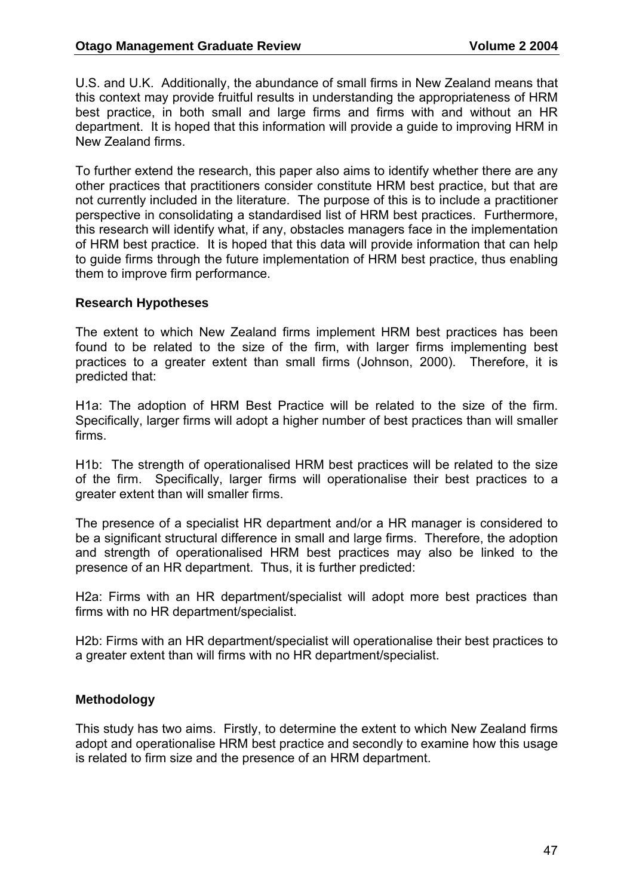U.S. and U.K. Additionally, the abundance of small firms in New Zealand means that this context may provide fruitful results in understanding the appropriateness of HRM best practice, in both small and large firms and firms with and without an HR department. It is hoped that this information will provide a guide to improving HRM in New Zealand firms.

To further extend the research, this paper also aims to identify whether there are any other practices that practitioners consider constitute HRM best practice, but that are not currently included in the literature. The purpose of this is to include a practitioner perspective in consolidating a standardised list of HRM best practices. Furthermore, this research will identify what, if any, obstacles managers face in the implementation of HRM best practice. It is hoped that this data will provide information that can help to guide firms through the future implementation of HRM best practice, thus enabling them to improve firm performance.

### Research Hypotheses

The extent to which New Zealand firms implement HRM best practices has been found to be related to the size of the firm, with larger firms implementing best practices to a greater extent than small firms (Johnson, 2000). Therefore, it is predicted that:

H1a: The adoption of HRM Best Practice will be related to the size of the firm. Specifically, larger firms will adopt a higher number of best practices than will smaller firms.

H1b: The strength of operationalised HRM best practices will be related to the size of the firm. Specifically, larger firms will operationalise their best practices to a greater extent than will smaller firms.

The presence of a specialist HR department and/or a HR manager is considered to be a significant structural difference in small and large firms. Therefore, the adoption and strength of operationalised HRM best practices may also be linked to the presence of an HR department. Thus, it is further predicted:

H2a: Firms with an HR department/specialist will adopt more best practices than firms with no HR department/specialist.

H2b: Firms with an HR department/specialist will operationalise their best practices to a greater extent than will firms with no HR department/specialist.

### Methodology

This study has two aims. Firstly, to determine the extent to which New Zealand firms adopt and operationalise HRM best practice and secondly to examine how this usage is related to firm size and the presence of an HRM department.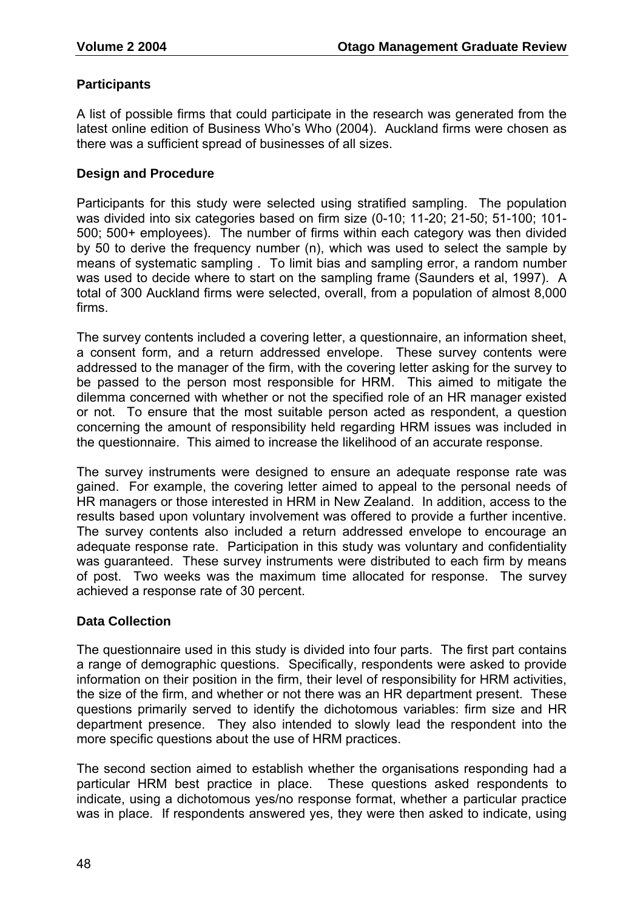### Participants

A list of possible firms that could participate in the research was generated from the latest online edition of Business Who's Who (2004). Auckland firms were chosen as there was a sufficient spread of businesses of all sizes.

### Design and Procedure

Participants for this study were selected using stratified sampling. The population was divided into six categories based on firm size (0-10; 11-20; 21-50; 51-100; 101-500; 500+ employees). The number of firms within each category was then divided by 50 to derive the frequency number (n), which was used to select the sample by means of systematic sampling . To limit bias and sampling error, a random number was used to decide where to start on the sampling frame (Saunders et al, 1997). A total of 300 Auckland firms were selected, overall, from a population of almost 8,000 firms.

The survey contents included a covering letter, a questionnaire, an information sheet, a consent form, and a return addressed envelope. These survey contents were addressed to the manager of the firm, with the covering letter asking for the survey to be passed to the person most responsible for HRM. This aimed to mitigate the dilemma concerned with whether or not the specified role of an HR manager existed or not. To ensure that the most suitable person acted as respondent, a question concerning the amount of responsibility held regarding HRM issues was included in the questionnaire. This aimed to increase the likelihood of an accurate response.

The survey instruments were designed to ensure an adequate response rate was gained. For example, the covering letter aimed to appeal to the personal needs of HR managers or those interested in HRM in New Zealand. In addition, access to the results based upon voluntary involvement was offered to provide a further incentive. The survey contents also included a return addressed envelope to encourage an adequate response rate. Participation in this study was voluntary and confidentiality was guaranteed. These survey instruments were distributed to each firm by means of post. Two weeks was the maximum time allocated for response. The survey achieved a response rate of 30 percent.

### Data Collection

The questionnaire used in this study is divided into four parts. The first part contains a range of demographic questions. Specifically, respondents were asked to provide information on their position in the firm, their level of responsibility for HRM activities, the size of the firm, and whether or not there was an HR department present. These questions primarily served to identify the dichotomous variables: firm size and HR department presence. They also intended to slowly lead the respondent into the more specific questions about the use of HRM practices.

The second section aimed to establish whether the organisations responding had a particular HRM best practice in place. These questions asked respondents to indicate, using a dichotomous yes/no response format, whether a particular practice was in place. If respondents answered yes, they were then asked to indicate, using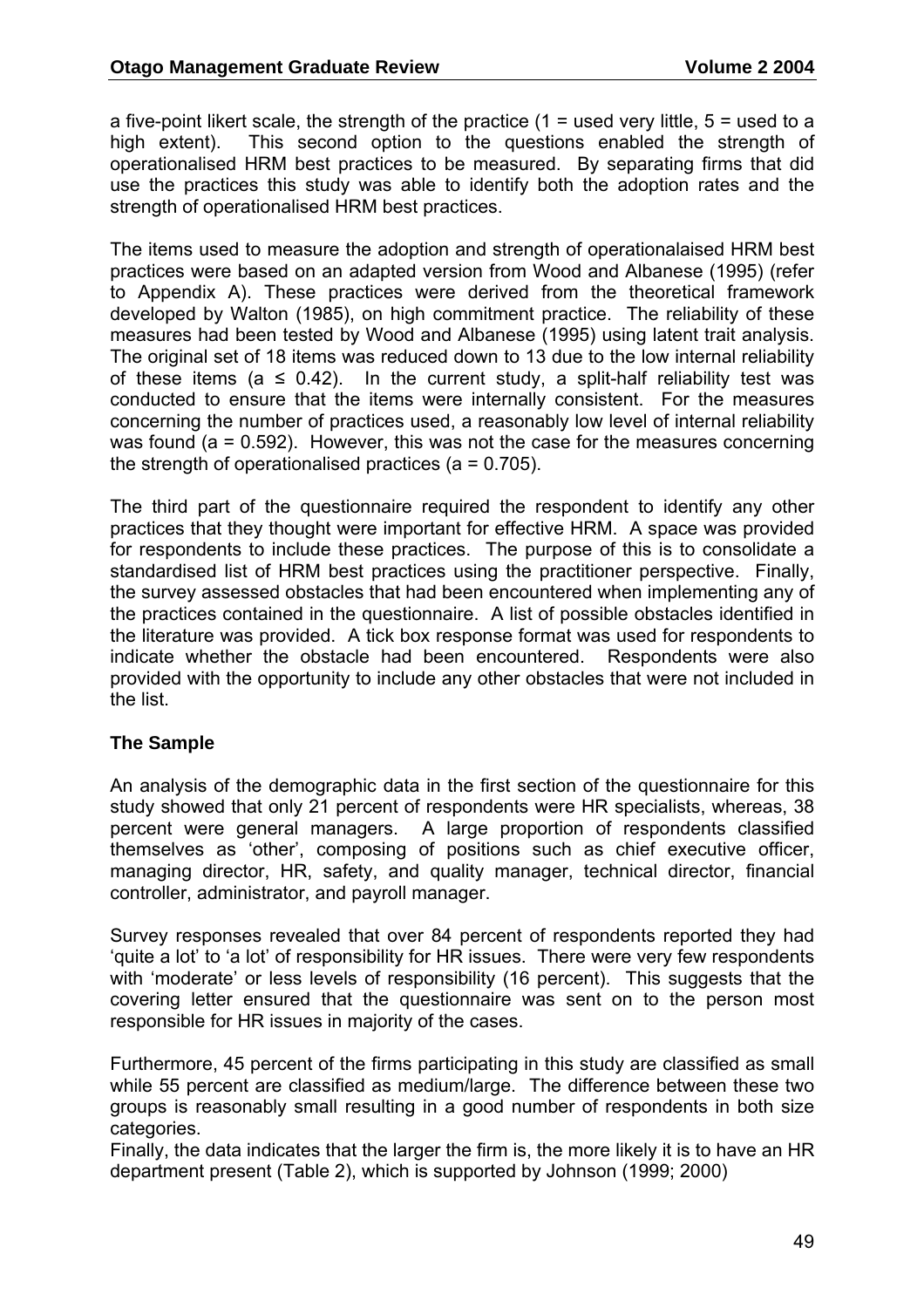a five-point likert scale, the strength of the practice (1 = used very little, 5 = used to a high extent). This second option to the questions enabled the strength of operationalised HRM best practices to be measured. By separating firms that did use the practices this study was able to identify both the adoption rates and the strength of operationalised HRM best practices.

The items used to measure the adoption and strength of operationalaised HRM best practices were based on an adapted version from Wood and Albanese (1995) (refer to Appendix A). These practices were derived from the theoretical framework developed by Walton (1985), on high commitment practice. The reliability of these measures had been tested by Wood and Albanese (1995) using latent trait analysis. The original set of 18 items was reduced down to 13 due to the low internal reliability of these items ($a \leq 0.42$). In the current study, a split-half reliability test was conducted to ensure that the items were internally consistent. For the measures concerning the number of practices used, a reasonably low level of internal reliability was found ($a = 0.592$). However, this was not the case for the measures concerning the strength of operationalised practices ($a = 0.705$).

The third part of the questionnaire required the respondent to identify any other practices that they thought were important for effective HRM. A space was provided for respondents to include these practices. The purpose of this is to consolidate a standardised list of HRM best practices using the practitioner perspective. Finally, the survey assessed obstacles that had been encountered when implementing any of the practices contained in the questionnaire. A list of possible obstacles identified in the literature was provided. A tick box response format was used for respondents to indicate whether the obstacle had been encountered. Respondents were also provided with the opportunity to include any other obstacles that were not included in the list.

### The Sample

An analysis of the demographic data in the first section of the questionnaire for this study showed that only 21 percent of respondents were HR specialists, whereas, 38 percent were general managers. A large proportion of respondents classified themselves as 'other', composing of positions such as chief executive officer, managing director, HR, safety, and quality manager, technical director, financial controller, administrator, and payroll manager.

Survey responses revealed that over 84 percent of respondents reported they had 'quite a lot' to 'a lot' of responsibility for HR issues. There were very few respondents with 'moderate' or less levels of responsibility (16 percent). This suggests that the covering letter ensured that the questionnaire was sent on to the person most responsible for HR issues in majority of the cases.

Furthermore, 45 percent of the firms participating in this study are classified as small while 55 percent are classified as medium/large. The difference between these two groups is reasonably small resulting in a good number of respondents in both size categories.
Finally, the data indicates that the larger the firm is, the more likely it is to have an HR department present (Table 2), which is supported by Johnson (1999; 2000)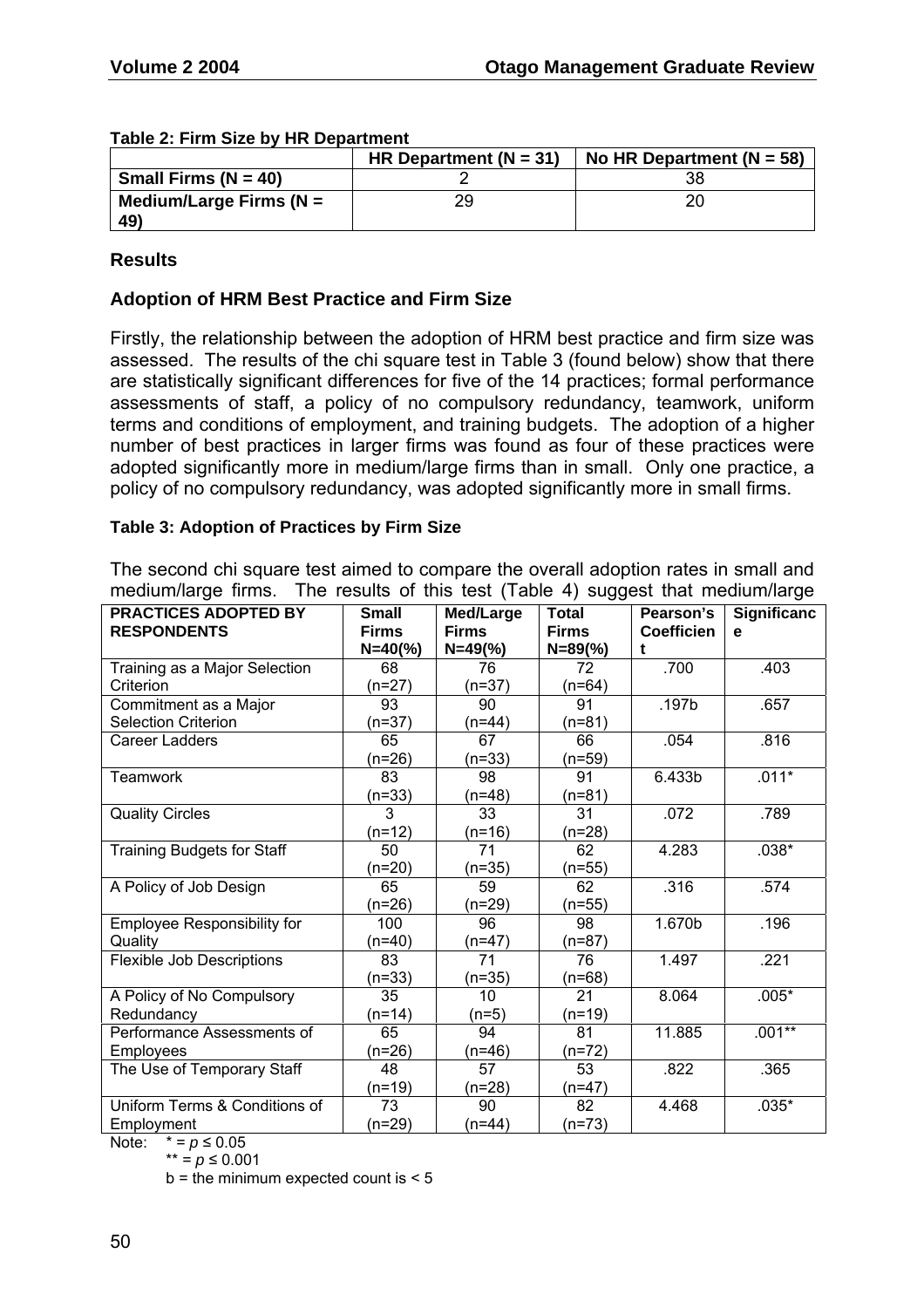**Table 2: Firm Size by HR Department**

| | HR Department (N = 31) | No HR Department (N = 58) |
|---|---|---|
| **Small Firms (N = 40)** | 2 | 38 |
| **Medium/Large Firms (N = 49)** | 29 | 20 |

## Results

### Adoption of HRM Best Practice and Firm Size

Firstly, the relationship between the adoption of HRM best practice and firm size was assessed. The results of the chi square test in Table 3 (found below) show that there are statistically significant differences for five of the 14 practices; formal performance assessments of staff, a policy of no compulsory redundancy, teamwork, uniform terms and conditions of employment, and training budgets. The adoption of a higher number of best practices in larger firms was found as four of these practices were adopted significantly more in medium/large firms than in small. Only one practice, a policy of no compulsory redundancy, was adopted significantly more in small firms.

**Table 3: Adoption of Practices by Firm Size**

| PRACTICES ADOPTED BY RESPONDENTS | Small Firms N=40(%) | Med/Large Firms N=49(%) | Total Firms N=89(%) | Pearson's Coefficient | Significance |
|---|---|---|---|---|---|
| Training as a Major Selection Criterion | 68 (n=27) | 76 (n=37) | 72 (n=64) | .700 | .403 |
| Commitment as a Major Selection Criterion | 93 (n=37) | 90 (n=44) | 91 (n=81) | .197b | .657 |
| Career Ladders | 65 (n=26) | 67 (n=33) | 66 (n=59) | .054 | .816 |
| Teamwork | 83 (n=33) | 98 (n=48) | 91 (n=81) | 6.433b | .011* |
| Quality Circles | 3 (n=12) | 33 (n=16) | 31 (n=28) | .072 | .789 |
| Training Budgets for Staff | 50 (n=20) | 71 (n=35) | 62 (n=55) | 4.283 | .038* |
| A Policy of Job Design | 65 (n=26) | 59 (n=29) | 62 (n=55) | .316 | .574 |
| Employee Responsibility for Quality | 100 (n=40) | 96 (n=47) | 98 (n=87) | 1.670b | .196 |
| Flexible Job Descriptions | 83 (n=33) | 71 (n=35) | 76 (n=68) | 1.497 | .221 |
| A Policy of No Compulsory Redundancy | 35 (n=14) | 10 (n=5) | 21 (n=19) | 8.064 | .005* |
| Performance Assessments of Employees | 65 (n=26) | 94 (n=46) | 81 (n=72) | 11.885 | .001** |
| The Use of Temporary Staff | 48 (n=19) | 57 (n=28) | 53 (n=47) | .822 | .365 |
| Uniform Terms & Conditions of Employment | 73 (n=29) | 90 (n=44) | 82 (n=73) | 4.468 | .035* |

Note: * = $p \leq 0.05$
** = $p \leq 0.001$
b = the minimum expected count is < 5

The second chi square test aimed to compare the overall adoption rates in small and medium/large firms. The results of this test (Table 4) suggest that medium/large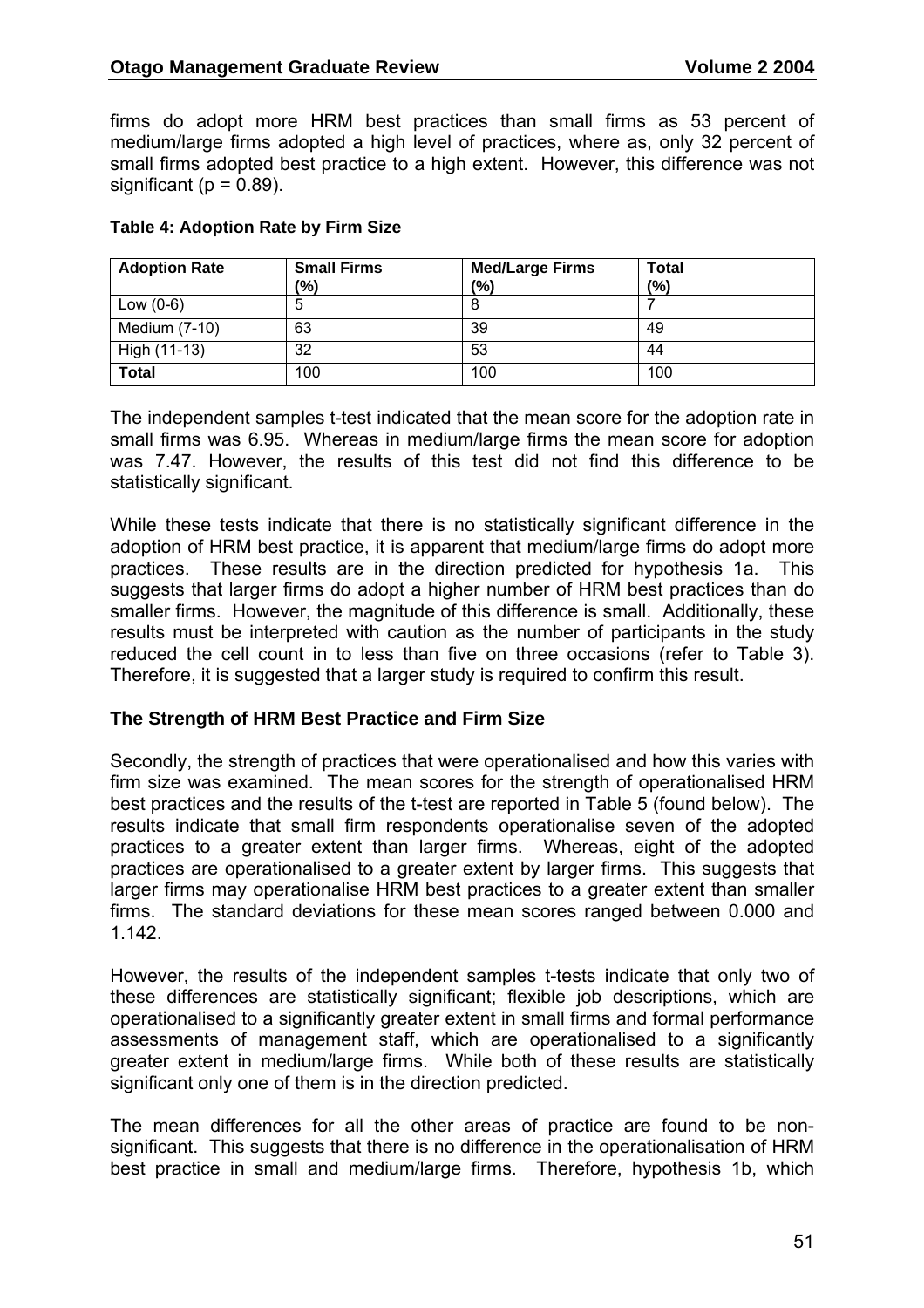firms do adopt more HRM best practices than small firms as 53 percent of medium/large firms adopted a high level of practices, where as, only 32 percent of small firms adopted best practice to a high extent. However, this difference was not significant ($p = 0.89$).

**Table 4: Adoption Rate by Firm Size**

| Adoption Rate | Small Firms (%) | Med/Large Firms (%) | Total (%) |
|---|---|---|---|
| Low (0-6) | 5 | 8 | 7 |
| Medium (7-10) | 63 | 39 | 49 |
| High (11-13) | 32 | 53 | 44 |
| **Total** | 100 | 100 | 100 |

The independent samples t-test indicated that the mean score for the adoption rate in small firms was 6.95. Whereas in medium/large firms the mean score for adoption was 7.47. However, the results of this test did not find this difference to be statistically significant.

While these tests indicate that there is no statistically significant difference in the adoption of HRM best practice, it is apparent that medium/large firms do adopt more practices. These results are in the direction predicted for hypothesis 1a. This suggests that larger firms do adopt a higher number of HRM best practices than do smaller firms. However, the magnitude of this difference is small. Additionally, these results must be interpreted with caution as the number of participants in the study reduced the cell count in to less than five on three occasions (refer to Table 3). Therefore, it is suggested that a larger study is required to confirm this result.

### The Strength of HRM Best Practice and Firm Size

Secondly, the strength of practices that were operationalised and how this varies with firm size was examined. The mean scores for the strength of operationalised HRM best practices and the results of the t-test are reported in Table 5 (found below). The results indicate that small firm respondents operationalise seven of the adopted practices to a greater extent than larger firms. Whereas, eight of the adopted practices are operationalised to a greater extent by larger firms. This suggests that larger firms may operationalise HRM best practices to a greater extent than smaller firms. The standard deviations for these mean scores ranged between 0.000 and 1.142.

However, the results of the independent samples t-tests indicate that only two of these differences are statistically significant; flexible job descriptions, which are operationalised to a significantly greater extent in small firms and formal performance assessments of management staff, which are operationalised to a significantly greater extent in medium/large firms. While both of these results are statistically significant only one of them is in the direction predicted.

The mean differences for all the other areas of practice are found to be non-significant. This suggests that there is no difference in the operationalisation of HRM best practice in small and medium/large firms. Therefore, hypothesis 1b, which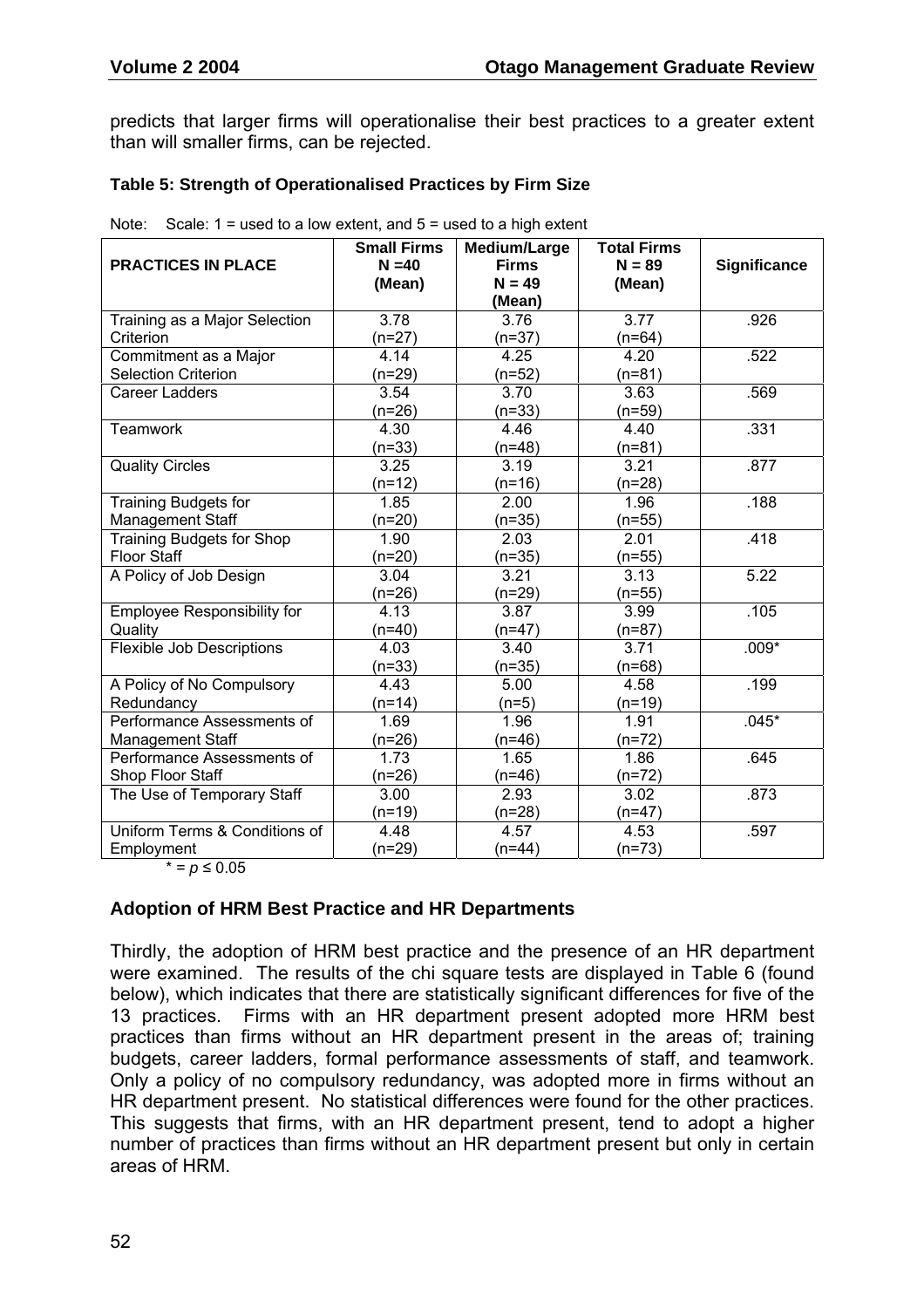predicts that larger firms will operationalise their best practices to a greater extent than will smaller firms, can be rejected.

**Table 5: Strength of Operationalised Practices by Firm Size**

Note: Scale: 1 = used to a low extent, and 5 = used to a high extent

| PRACTICES IN PLACE | Small Firms N =40 (Mean) | Medium/Large Firms N = 49 (Mean) | Total Firms N = 89 (Mean) | Significance |
|---|---|---|---|---|
| Training as a Major Selection Criterion | 3.78 (n=27) | 3.76 (n=37) | 3.77 (n=64) | .926 |
| Commitment as a Major Selection Criterion | 4.14 (n=29) | 4.25 (n=52) | 4.20 (n=81) | .522 |
| Career Ladders | 3.54 (n=26) | 3.70 (n=33) | 3.63 (n=59) | .569 |
| Teamwork | 4.30 (n=33) | 4.46 (n=48) | 4.40 (n=81) | .331 |
| Quality Circles | 3.25 (n=12) | 3.19 (n=16) | 3.21 (n=28) | .877 |
| Training Budgets for Management Staff | 1.85 (n=20) | 2.00 (n=35) | 1.96 (n=55) | .188 |
| Training Budgets for Shop Floor Staff | 1.90 (n=20) | 2.03 (n=35) | 2.01 (n=55) | .418 |
| A Policy of Job Design | 3.04 (n=26) | 3.21 (n=29) | 3.13 (n=55) | 5.22 |
| Employee Responsibility for Quality | 4.13 (n=40) | 3.87 (n=47) | 3.99 (n=87) | .105 |
| Flexible Job Descriptions | 4.03 (n=33) | 3.40 (n=35) | 3.71 (n=68) | .009* |
| A Policy of No Compulsory Redundancy | 4.43 (n=14) | 5.00 (n=5) | 4.58 (n=19) | .199 |
| Performance Assessments of Management Staff | 1.69 (n=26) | 1.96 (n=46) | 1.91 (n=72) | .045* |
| Performance Assessments of Shop Floor Staff | 1.73 (n=26) | 1.65 (n=46) | 1.86 (n=72) | .645 |
| The Use of Temporary Staff | 3.00 (n=19) | 2.93 (n=28) | 3.02 (n=47) | .873 |
| Uniform Terms & Conditions of Employment | 4.48 (n=29) | 4.57 (n=44) | 4.53 (n=73) | .597 |

* = $p \leq 0.05$

### Adoption of HRM Best Practice and HR Departments

Thirdly, the adoption of HRM best practice and the presence of an HR department were examined. The results of the chi square tests are displayed in Table 6 (found below), which indicates that there are statistically significant differences for five of the 13 practices. Firms with an HR department present adopted more HRM best practices than firms without an HR department present in the areas of; training budgets, career ladders, formal performance assessments of staff, and teamwork. Only a policy of no compulsory redundancy, was adopted more in firms without an HR department present. No statistical differences were found for the other practices. This suggests that firms, with an HR department present, tend to adopt a higher number of practices than firms without an HR department present but only in certain areas of HRM.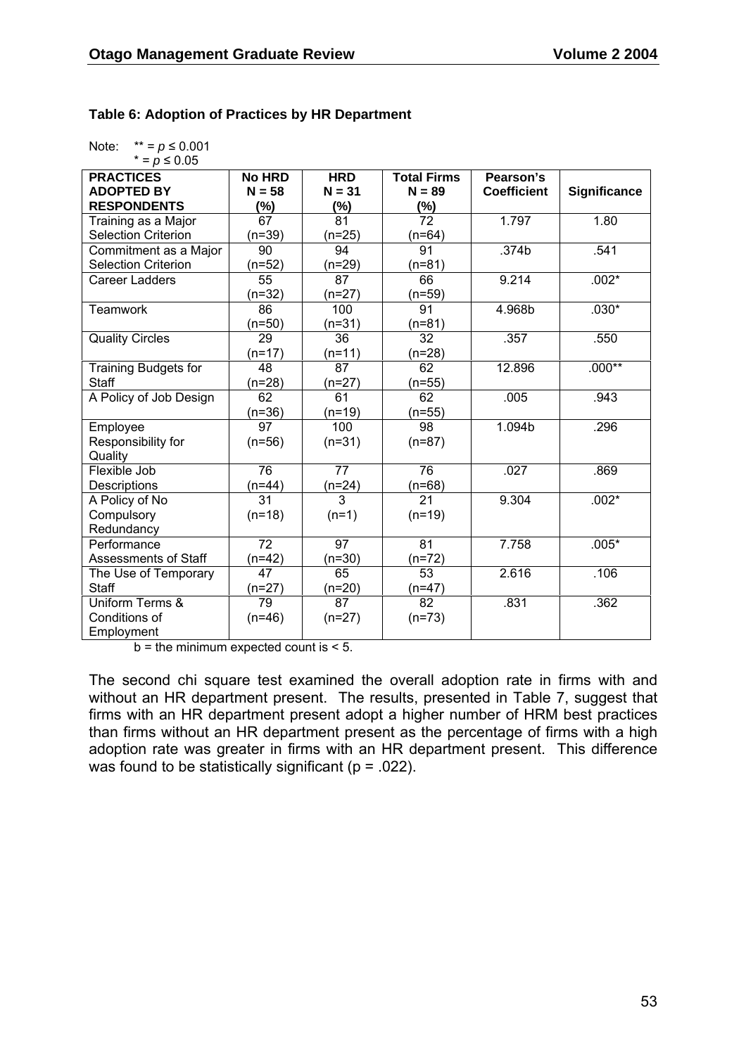**Table 6: Adoption of Practices by HR Department**

Note: ** = $p \leq 0.001$
* = $p \leq 0.05$

| PRACTICES ADOPTED BY RESPONDENTS | No HRD N = 58 (%) | HRD N = 31 (%) | Total Firms N = 89 (%) | Pearson's Coefficient | Significance |
|---|---|---|---|---|---|
| Training as a Major Selection Criterion | 67 (n=39) | 81 (n=25) | 72 (n=64) | 1.797 | 1.80 |
| Commitment as a Major Selection Criterion | 90 (n=52) | 94 (n=29) | 91 (n=81) | .374b | .541 |
| Career Ladders | 55 (n=32) | 87 (n=27) | 66 (n=59) | 9.214 | .002* |
| Teamwork | 86 (n=50) | 100 (n=31) | 91 (n=81) | 4.968b | .030* |
| Quality Circles | 29 (n=17) | 36 (n=11) | 32 (n=28) | .357 | .550 |
| Training Budgets for Staff | 48 (n=28) | 87 (n=27) | 62 (n=55) | 12.896 | .000** |
| A Policy of Job Design | 62 (n=36) | 61 (n=19) | 62 (n=55) | .005 | .943 |
| Employee Responsibility for Quality | 97 (n=56) | 100 (n=31) | 98 (n=87) | 1.094b | .296 |
| Flexible Job Descriptions | 76 (n=44) | 77 (n=24) | 76 (n=68) | .027 | .869 |
| A Policy of No Compulsory Redundancy | 31 (n=18) | 3 (n=1) | 21 (n=19) | 9.304 | .002* |
| Performance Assessments of Staff | 72 (n=42) | 97 (n=30) | 81 (n=72) | 7.758 | .005* |
| The Use of Temporary Staff | 47 (n=27) | 65 (n=20) | 53 (n=47) | 2.616 | .106 |
| Uniform Terms & Conditions of Employment | 79 (n=46) | 87 (n=27) | 82 (n=73) | .831 | .362 |

b = the minimum expected count is < 5.

The second chi square test examined the overall adoption rate in firms with and without an HR department present. The results, presented in Table 7, suggest that firms with an HR department present adopt a higher number of HRM best practices than firms without an HR department present as the percentage of firms with a high adoption rate was greater in firms with an HR department present. This difference was found to be statistically significant ($p = .022$).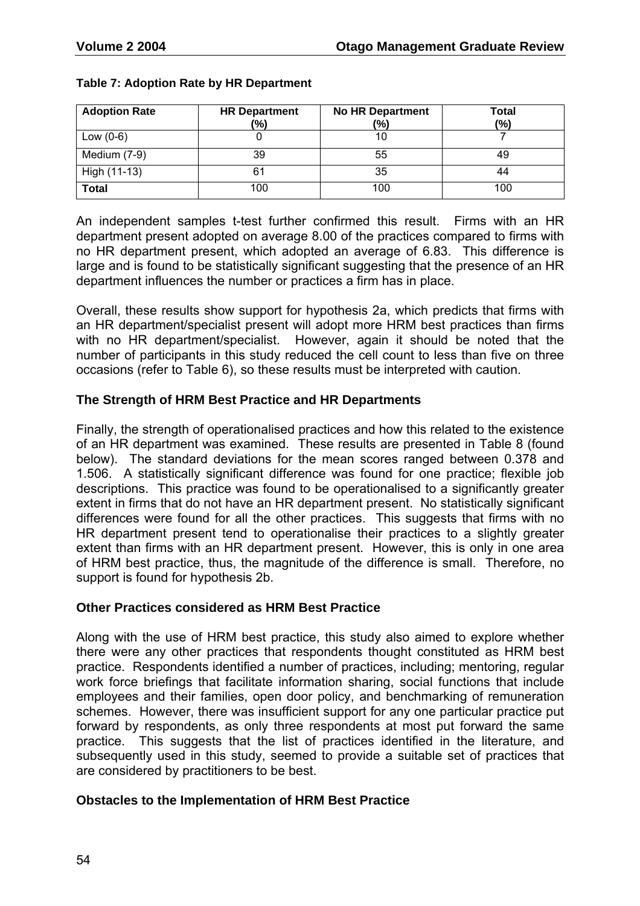**Table 7: Adoption Rate by HR Department**

| Adoption Rate | HR Department (%) | No HR Department (%) | Total (%) |
|---|---|---|---|
| Low (0-6) | 0 | 10 | 7 |
| Medium (7-9) | 39 | 55 | 49 |
| High (11-13) | 61 | 35 | 44 |
| **Total** | 100 | 100 | 100 |

An independent samples t-test further confirmed this result. Firms with an HR department present adopted on average 8.00 of the practices compared to firms with no HR department present, which adopted an average of 6.83. This difference is large and is found to be statistically significant suggesting that the presence of an HR department influences the number or practices a firm has in place.

Overall, these results show support for hypothesis 2a, which predicts that firms with an HR department/specialist present will adopt more HRM best practices than firms with no HR department/specialist. However, again it should be noted that the number of participants in this study reduced the cell count to less than five on three occasions (refer to Table 6), so these results must be interpreted with caution.

### The Strength of HRM Best Practice and HR Departments

Finally, the strength of operationalised practices and how this related to the existence of an HR department was examined. These results are presented in Table 8 (found below). The standard deviations for the mean scores ranged between 0.378 and 1.506. A statistically significant difference was found for one practice; flexible job descriptions. This practice was found to be operationalised to a significantly greater extent in firms that do not have an HR department present. No statistically significant differences were found for all the other practices. This suggests that firms with no HR department present tend to operationalise their practices to a slightly greater extent than firms with an HR department present. However, this is only in one area of HRM best practice, thus, the magnitude of the difference is small. Therefore, no support is found for hypothesis 2b.

### Other Practices considered as HRM Best Practice

Along with the use of HRM best practice, this study also aimed to explore whether there were any other practices that respondents thought constituted as HRM best practice. Respondents identified a number of practices, including; mentoring, regular work force briefings that facilitate information sharing, social functions that include employees and their families, open door policy, and benchmarking of remuneration schemes. However, there was insufficient support for any one particular practice put forward by respondents, as only three respondents at most put forward the same practice. This suggests that the list of practices identified in the literature, and subsequently used in this study, seemed to provide a suitable set of practices that are considered by practitioners to be best.

### Obstacles to the Implementation of HRM Best Practice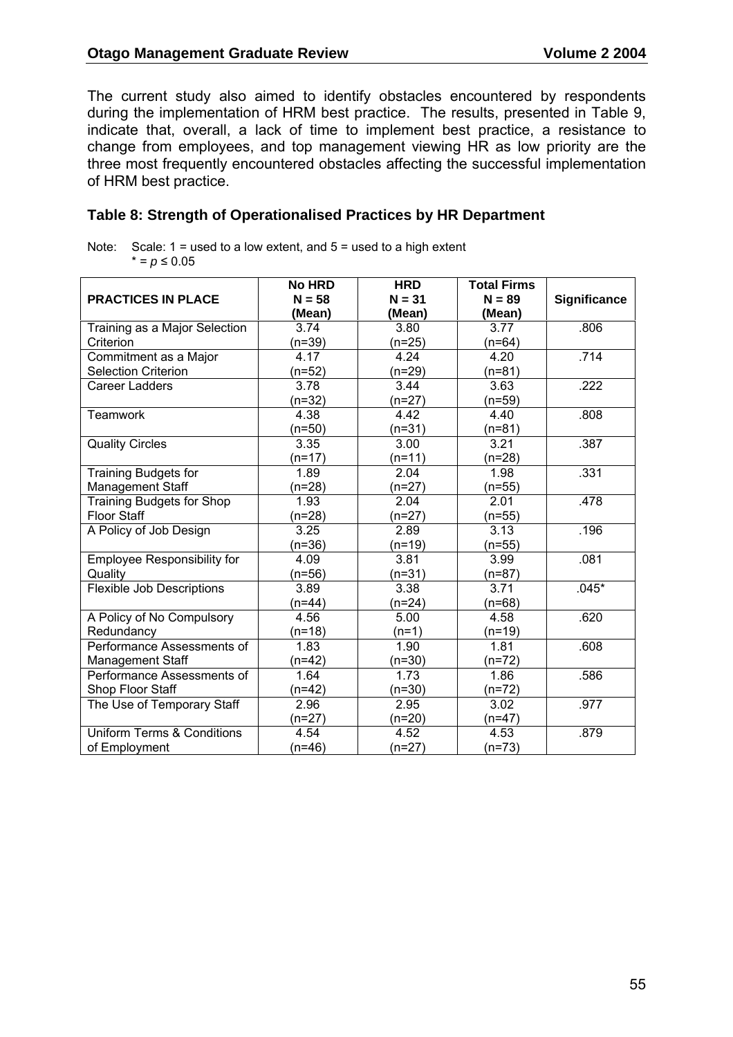The current study also aimed to identify obstacles encountered by respondents during the implementation of HRM best practice. The results, presented in Table 9, indicate that, overall, a lack of time to implement best practice, a resistance to change from employees, and top management viewing HR as low priority are the three most frequently encountered obstacles affecting the successful implementation of HRM best practice.

### Table 8: Strength of Operationalised Practices by HR Department

Note: Scale: 1 = used to a low extent, and 5 = used to a high extent
\* = $p \leq 0.05$

| PRACTICES IN PLACE | No HRD N = 58 (Mean) | HRD N = 31 (Mean) | Total Firms N = 89 (Mean) | Significance |
|---|---|---|---|---|
| Training as a Major Selection Criterion | 3.74 (n=39) | 3.80 (n=25) | 3.77 (n=64) | .806 |
| Commitment as a Major Selection Criterion | 4.17 (n=52) | 4.24 (n=29) | 4.20 (n=81) | .714 |
| Career Ladders | 3.78 (n=32) | 3.44 (n=27) | 3.63 (n=59) | .222 |
| Teamwork | 4.38 (n=50) | 4.42 (n=31) | 4.40 (n=81) | .808 |
| Quality Circles | 3.35 (n=17) | 3.00 (n=11) | 3.21 (n=28) | .387 |
| Training Budgets for Management Staff | 1.89 (n=28) | 2.04 (n=27) | 1.98 (n=55) | .331 |
| Training Budgets for Shop Floor Staff | 1.93 (n=28) | 2.04 (n=27) | 2.01 (n=55) | .478 |
| A Policy of Job Design | 3.25 (n=36) | 2.89 (n=19) | 3.13 (n=55) | .196 |
| Employee Responsibility for Quality | 4.09 (n=56) | 3.81 (n=31) | 3.99 (n=87) | .081 |
| Flexible Job Descriptions | 3.89 (n=44) | 3.38 (n=24) | 3.71 (n=68) | .045* |
| A Policy of No Compulsory Redundancy | 4.56 (n=18) | 5.00 (n=1) | 4.58 (n=19) | .620 |
| Performance Assessments of Management Staff | 1.83 (n=42) | 1.90 (n=30) | 1.81 (n=72) | .608 |
| Performance Assessments of Shop Floor Staff | 1.64 (n=42) | 1.73 (n=30) | 1.86 (n=72) | .586 |
| The Use of Temporary Staff | 2.96 (n=27) | 2.95 (n=20) | 3.02 (n=47) | .977 |
| Uniform Terms & Conditions of Employment | 4.54 (n=46) | 4.52 (n=27) | 4.53 (n=73) | .879 |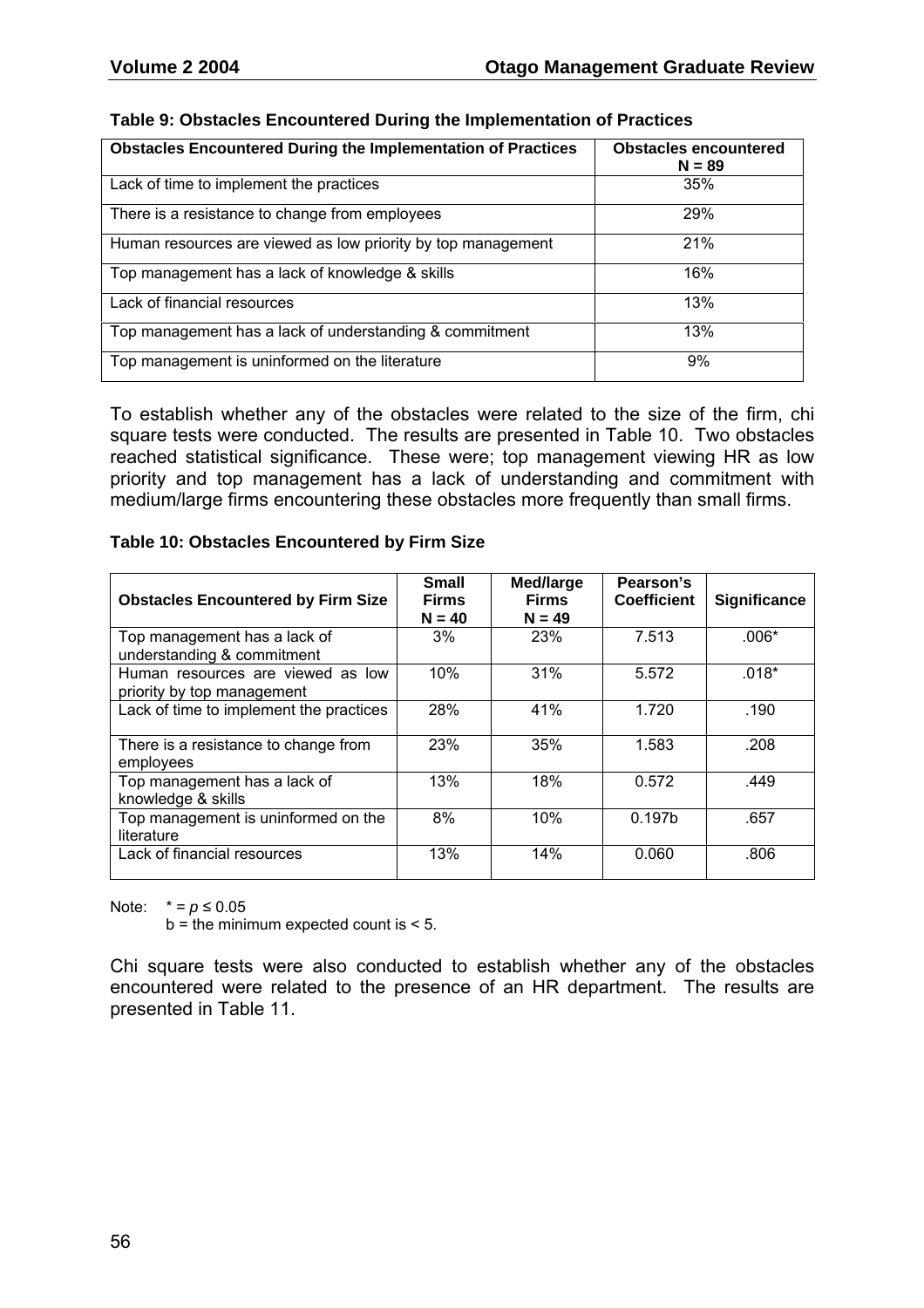**Table 9: Obstacles Encountered During the Implementation of Practices**

| Obstacles Encountered During the Implementation of Practices | Obstacles encountered N = 89 |
|---|---|
| Lack of time to implement the practices | 35% |
| There is a resistance to change from employees | 29% |
| Human resources are viewed as low priority by top management | 21% |
| Top management has a lack of knowledge & skills | 16% |
| Lack of financial resources | 13% |
| Top management has a lack of understanding & commitment | 13% |
| Top management is uninformed on the literature | 9% |

To establish whether any of the obstacles were related to the size of the firm, chi square tests were conducted. The results are presented in Table 10. Two obstacles reached statistical significance. These were; top management viewing HR as low priority and top management has a lack of understanding and commitment with medium/large firms encountering these obstacles more frequently than small firms.

**Table 10: Obstacles Encountered by Firm Size**

| Obstacles Encountered by Firm Size | Small Firms N = 40 | Med/large Firms N = 49 | Pearson's Coefficient | Significance |
|---|---|---|---|---|
| Top management has a lack of understanding & commitment | 3% | 23% | 7.513 | .006* |
| Human resources are viewed as low priority by top management | 10% | 31% | 5.572 | .018* |
| Lack of time to implement the practices | 28% | 41% | 1.720 | .190 |
| There is a resistance to change from employees | 23% | 35% | 1.583 | .208 |
| Top management has a lack of knowledge & skills | 13% | 18% | 0.572 | .449 |
| Top management is uninformed on the literature | 8% | 10% | 0.197b | .657 |
| Lack of financial resources | 13% | 14% | 0.060 | .806 |

Note: * = $p \leq 0.05$
b = the minimum expected count is < 5.

Chi square tests were also conducted to establish whether any of the obstacles encountered were related to the presence of an HR department. The results are presented in Table 11.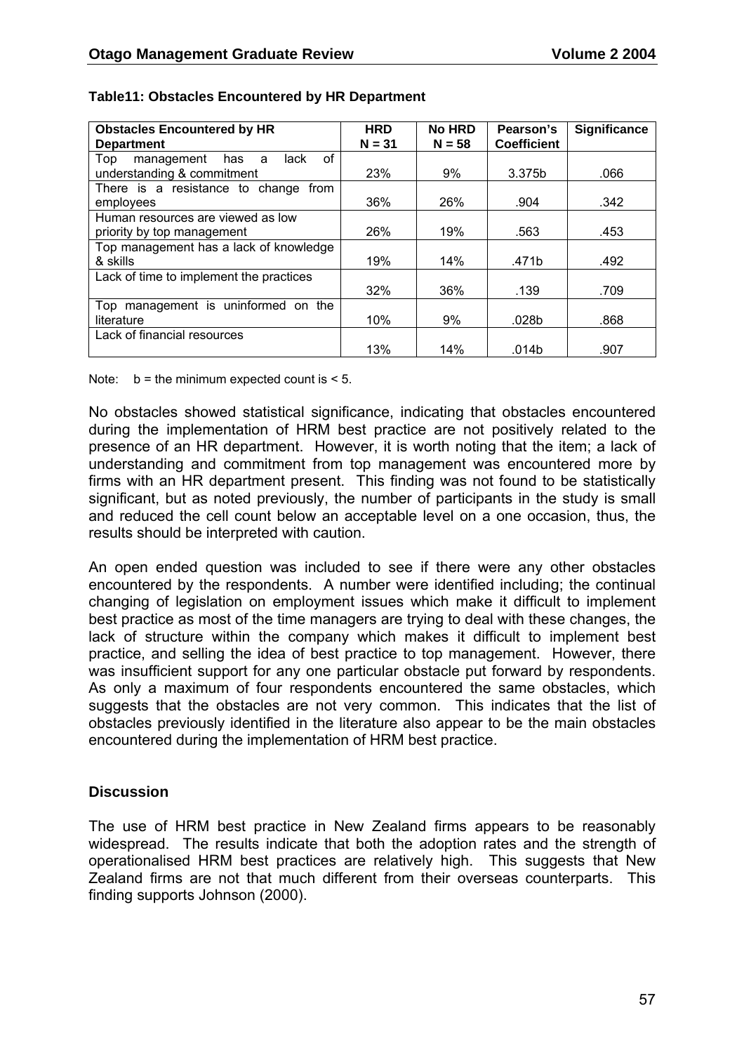**Table11: Obstacles Encountered by HR Department**

| Obstacles Encountered by HR Department | HRD N = 31 | No HRD N = 58 | Pearson's Coefficient | Significance |
|---|---|---|---|---|
| Top management has a lack of understanding & commitment | 23% | 9% | 3.375b | .066 |
| There is a resistance to change from employees | 36% | 26% | .904 | .342 |
| Human resources are viewed as low priority by top management | 26% | 19% | .563 | .453 |
| Top management has a lack of knowledge & skills | 19% | 14% | .471b | .492 |
| Lack of time to implement the practices | 32% | 36% | .139 | .709 |
| Top management is uninformed on the literature | 10% | 9% | .028b | .868 |
| Lack of financial resources | 13% | 14% | .014b | .907 |

Note: b = the minimum expected count is < 5.

No obstacles showed statistical significance, indicating that obstacles encountered during the implementation of HRM best practice are not positively related to the presence of an HR department. However, it is worth noting that the item; a lack of understanding and commitment from top management was encountered more by firms with an HR department present. This finding was not found to be statistically significant, but as noted previously, the number of participants in the study is small and reduced the cell count below an acceptable level on a one occasion, thus, the results should be interpreted with caution.

An open ended question was included to see if there were any other obstacles encountered by the respondents. A number were identified including; the continual changing of legislation on employment issues which make it difficult to implement best practice as most of the time managers are trying to deal with these changes, the lack of structure within the company which makes it difficult to implement best practice, and selling the idea of best practice to top management. However, there was insufficient support for any one particular obstacle put forward by respondents. As only a maximum of four respondents encountered the same obstacles, which suggests that the obstacles are not very common. This indicates that the list of obstacles previously identified in the literature also appear to be the main obstacles encountered during the implementation of HRM best practice.

## Discussion

The use of HRM best practice in New Zealand firms appears to be reasonably widespread. The results indicate that both the adoption rates and the strength of operationalised HRM best practices are relatively high. This suggests that New Zealand firms are not that much different from their overseas counterparts. This finding supports Johnson (2000).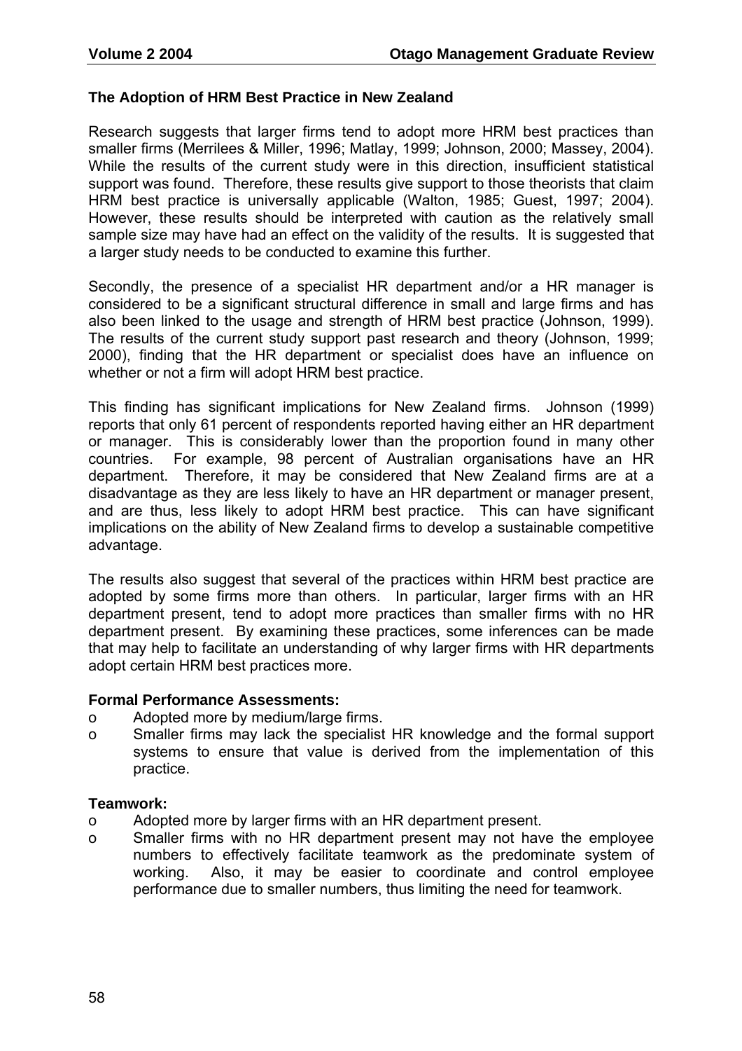### The Adoption of HRM Best Practice in New Zealand

Research suggests that larger firms tend to adopt more HRM best practices than smaller firms (Merrilees & Miller, 1996; Matlay, 1999; Johnson, 2000; Massey, 2004). While the results of the current study were in this direction, insufficient statistical support was found. Therefore, these results give support to those theorists that claim HRM best practice is universally applicable (Walton, 1985; Guest, 1997; 2004). However, these results should be interpreted with caution as the relatively small sample size may have had an effect on the validity of the results. It is suggested that a larger study needs to be conducted to examine this further.

Secondly, the presence of a specialist HR department and/or a HR manager is considered to be a significant structural difference in small and large firms and has also been linked to the usage and strength of HRM best practice (Johnson, 1999). The results of the current study support past research and theory (Johnson, 1999; 2000), finding that the HR department or specialist does have an influence on whether or not a firm will adopt HRM best practice.

This finding has significant implications for New Zealand firms. Johnson (1999) reports that only 61 percent of respondents reported having either an HR department or manager. This is considerably lower than the proportion found in many other countries. For example, 98 percent of Australian organisations have an HR department. Therefore, it may be considered that New Zealand firms are at a disadvantage as they are less likely to have an HR department or manager present, and are thus, less likely to adopt HRM best practice. This can have significant implications on the ability of New Zealand firms to develop a sustainable competitive advantage.

The results also suggest that several of the practices within HRM best practice are adopted by some firms more than others. In particular, larger firms with an HR department present, tend to adopt more practices than smaller firms with no HR department present. By examining these practices, some inferences can be made that may help to facilitate an understanding of why larger firms with HR departments adopt certain HRM best practices more.

**Formal Performance Assessments:**

- Adopted more by medium/large firms.
- Smaller firms may lack the specialist HR knowledge and the formal support systems to ensure that value is derived from the implementation of this practice.

**Teamwork:**

- Adopted more by larger firms with an HR department present.
- Smaller firms with no HR department present may not have the employee numbers to effectively facilitate teamwork as the predominate system of working. Also, it may be easier to coordinate and control employee performance due to smaller numbers, thus limiting the need for teamwork.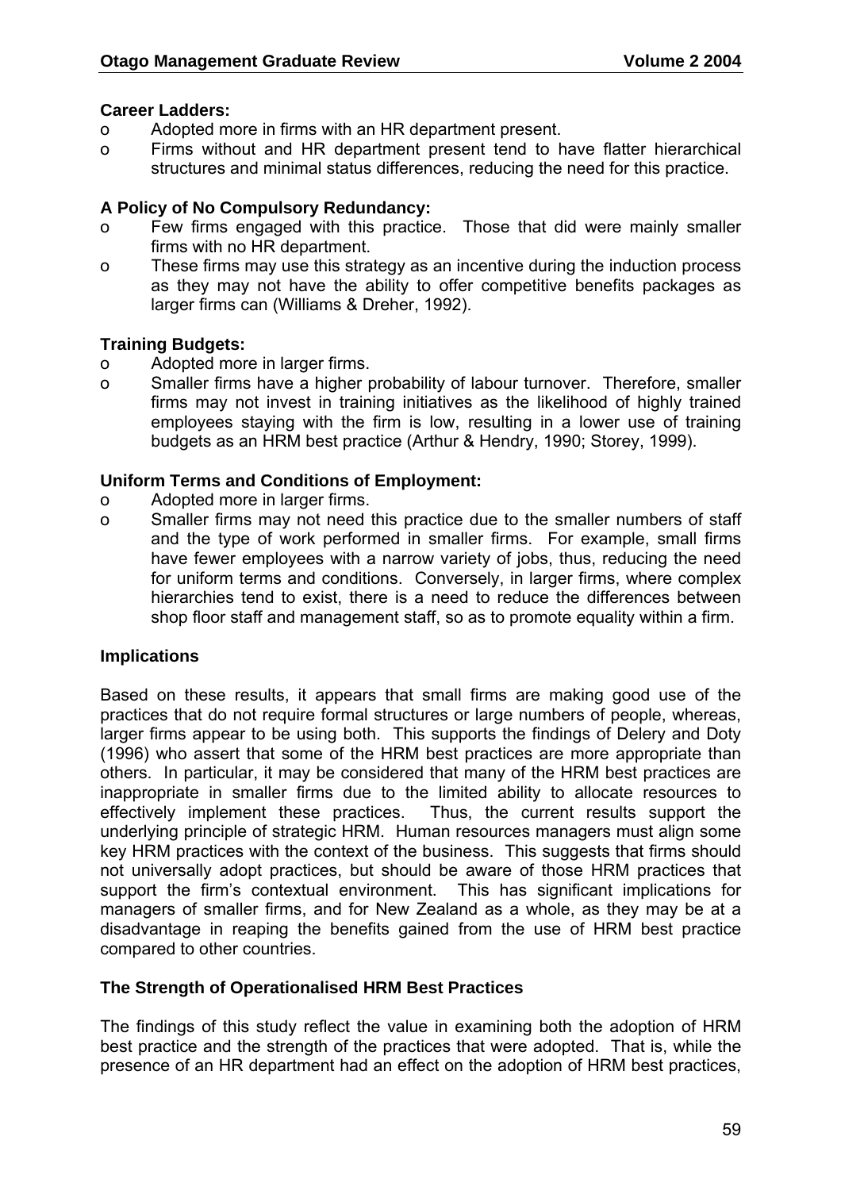**Career Ladders:**

- Adopted more in firms with an HR department present.
- Firms without and HR department present tend to have flatter hierarchical structures and minimal status differences, reducing the need for this practice.

**A Policy of No Compulsory Redundancy:**

- Few firms engaged with this practice. Those that did were mainly smaller firms with no HR department.
- These firms may use this strategy as an incentive during the induction process as they may not have the ability to offer competitive benefits packages as larger firms can (Williams & Dreher, 1992).

**Training Budgets:**

- Adopted more in larger firms.
- Smaller firms have a higher probability of labour turnover. Therefore, smaller firms may not invest in training initiatives as the likelihood of highly trained employees staying with the firm is low, resulting in a lower use of training budgets as an HRM best practice (Arthur & Hendry, 1990; Storey, 1999).

**Uniform Terms and Conditions of Employment:**

- Adopted more in larger firms.
- Smaller firms may not need this practice due to the smaller numbers of staff and the type of work performed in smaller firms. For example, small firms have fewer employees with a narrow variety of jobs, thus, reducing the need for uniform terms and conditions. Conversely, in larger firms, where complex hierarchies tend to exist, there is a need to reduce the differences between shop floor staff and management staff, so as to promote equality within a firm.

### Implications

Based on these results, it appears that small firms are making good use of the practices that do not require formal structures or large numbers of people, whereas, larger firms appear to be using both. This supports the findings of Delery and Doty (1996) who assert that some of the HRM best practices are more appropriate than others. In particular, it may be considered that many of the HRM best practices are inappropriate in smaller firms due to the limited ability to allocate resources to effectively implement these practices. Thus, the current results support the underlying principle of strategic HRM. Human resources managers must align some key HRM practices with the context of the business. This suggests that firms should not universally adopt practices, but should be aware of those HRM practices that support the firm's contextual environment. This has significant implications for managers of smaller firms, and for New Zealand as a whole, as they may be at a disadvantage in reaping the benefits gained from the use of HRM best practice compared to other countries.

### The Strength of Operationalised HRM Best Practices

The findings of this study reflect the value in examining both the adoption of HRM best practice and the strength of the practices that were adopted. That is, while the presence of an HR department had an effect on the adoption of HRM best practices,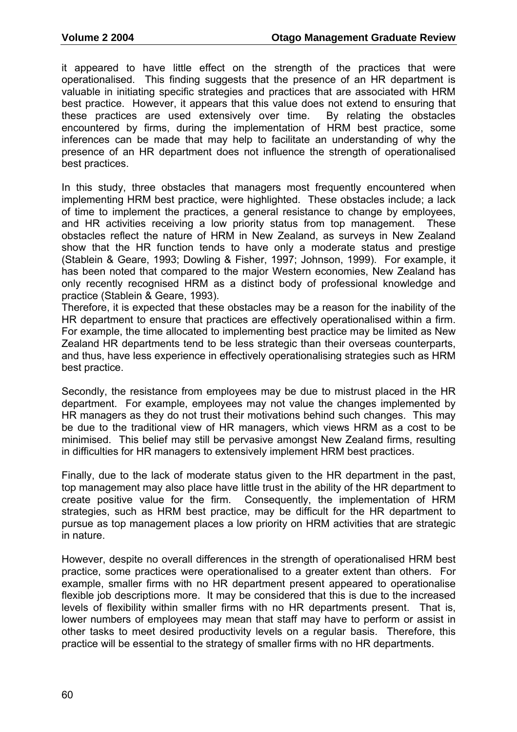it appeared to have little effect on the strength of the practices that were operationalised. This finding suggests that the presence of an HR department is valuable in initiating specific strategies and practices that are associated with HRM best practice. However, it appears that this value does not extend to ensuring that these practices are used extensively over time. By relating the obstacles encountered by firms, during the implementation of HRM best practice, some inferences can be made that may help to facilitate an understanding of why the presence of an HR department does not influence the strength of operationalised best practices.

In this study, three obstacles that managers most frequently encountered when implementing HRM best practice, were highlighted. These obstacles include; a lack of time to implement the practices, a general resistance to change by employees, and HR activities receiving a low priority status from top management. These obstacles reflect the nature of HRM in New Zealand, as surveys in New Zealand show that the HR function tends to have only a moderate status and prestige (Stablein & Geare, 1993; Dowling & Fisher, 1997; Johnson, 1999). For example, it has been noted that compared to the major Western economies, New Zealand has only recently recognised HRM as a distinct body of professional knowledge and practice (Stablein & Geare, 1993).

Therefore, it is expected that these obstacles may be a reason for the inability of the HR department to ensure that practices are effectively operationalised within a firm. For example, the time allocated to implementing best practice may be limited as New Zealand HR departments tend to be less strategic than their overseas counterparts, and thus, have less experience in effectively operationalising strategies such as HRM best practice.

Secondly, the resistance from employees may be due to mistrust placed in the HR department. For example, employees may not value the changes implemented by HR managers as they do not trust their motivations behind such changes. This may be due to the traditional view of HR managers, which views HRM as a cost to be minimised. This belief may still be pervasive amongst New Zealand firms, resulting in difficulties for HR managers to extensively implement HRM best practices.

Finally, due to the lack of moderate status given to the HR department in the past, top management may also place have little trust in the ability of the HR department to create positive value for the firm. Consequently, the implementation of HRM strategies, such as HRM best practice, may be difficult for the HR department to pursue as top management places a low priority on HRM activities that are strategic in nature.

However, despite no overall differences in the strength of operationalised HRM best practice, some practices were operationalised to a greater extent than others. For example, smaller firms with no HR department present appeared to operationalise flexible job descriptions more. It may be considered that this is due to the increased levels of flexibility within smaller firms with no HR departments present. That is, lower numbers of employees may mean that staff may have to perform or assist in other tasks to meet desired productivity levels on a regular basis. Therefore, this practice will be essential to the strategy of smaller firms with no HR departments.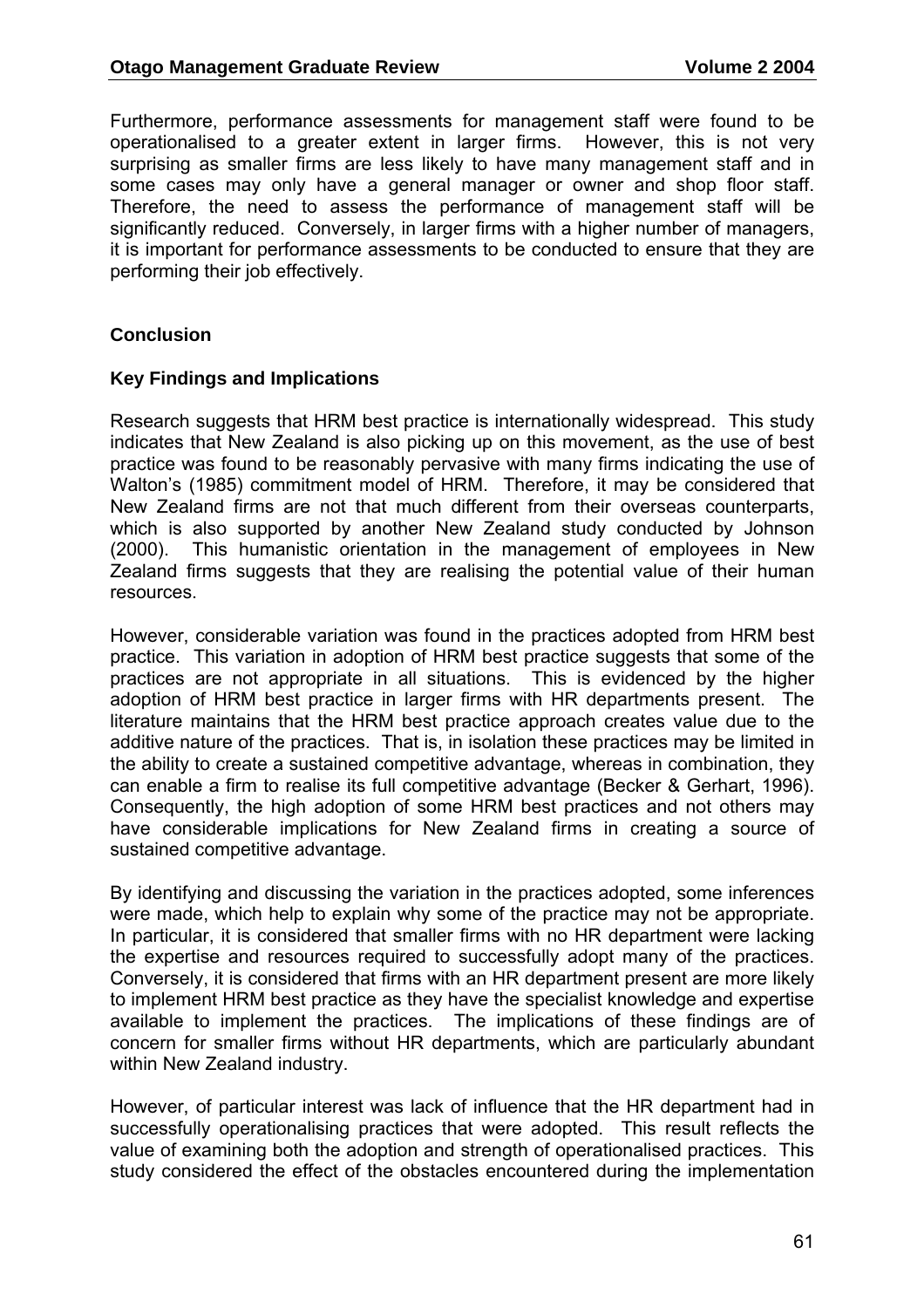Furthermore, performance assessments for management staff were found to be operationalised to a greater extent in larger firms. However, this is not very surprising as smaller firms are less likely to have many management staff and in some cases may only have a general manager or owner and shop floor staff. Therefore, the need to assess the performance of management staff will be significantly reduced. Conversely, in larger firms with a higher number of managers, it is important for performance assessments to be conducted to ensure that they are performing their job effectively.

## Conclusion

### Key Findings and Implications

Research suggests that HRM best practice is internationally widespread. This study indicates that New Zealand is also picking up on this movement, as the use of best practice was found to be reasonably pervasive with many firms indicating the use of Walton's (1985) commitment model of HRM. Therefore, it may be considered that New Zealand firms are not that much different from their overseas counterparts, which is also supported by another New Zealand study conducted by Johnson (2000). This humanistic orientation in the management of employees in New Zealand firms suggests that they are realising the potential value of their human resources.

However, considerable variation was found in the practices adopted from HRM best practice. This variation in adoption of HRM best practice suggests that some of the practices are not appropriate in all situations. This is evidenced by the higher adoption of HRM best practice in larger firms with HR departments present. The literature maintains that the HRM best practice approach creates value due to the additive nature of the practices. That is, in isolation these practices may be limited in the ability to create a sustained competitive advantage, whereas in combination, they can enable a firm to realise its full competitive advantage (Becker & Gerhart, 1996). Consequently, the high adoption of some HRM best practices and not others may have considerable implications for New Zealand firms in creating a source of sustained competitive advantage.

By identifying and discussing the variation in the practices adopted, some inferences were made, which help to explain why some of the practice may not be appropriate. In particular, it is considered that smaller firms with no HR department were lacking the expertise and resources required to successfully adopt many of the practices. Conversely, it is considered that firms with an HR department present are more likely to implement HRM best practice as they have the specialist knowledge and expertise available to implement the practices. The implications of these findings are of concern for smaller firms without HR departments, which are particularly abundant within New Zealand industry.

However, of particular interest was lack of influence that the HR department had in successfully operationalising practices that were adopted. This result reflects the value of examining both the adoption and strength of operationalised practices. This study considered the effect of the obstacles encountered during the implementation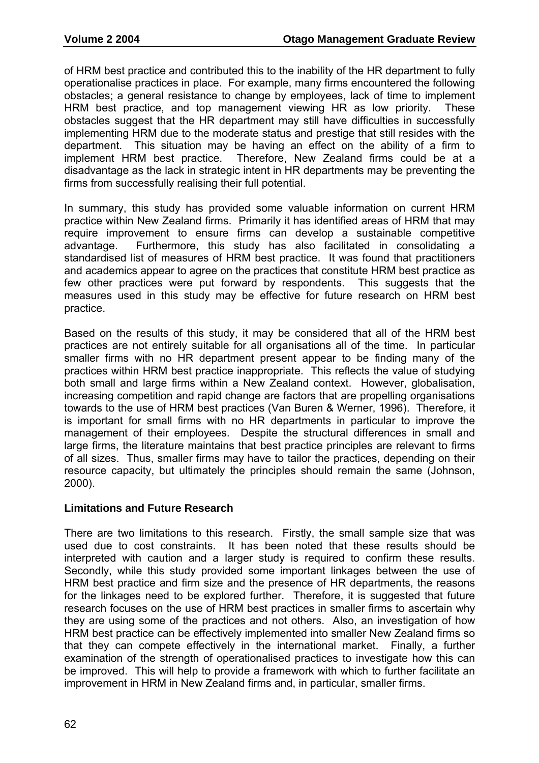of HRM best practice and contributed this to the inability of the HR department to fully operationalise practices in place. For example, many firms encountered the following obstacles; a general resistance to change by employees, lack of time to implement HRM best practice, and top management viewing HR as low priority. These obstacles suggest that the HR department may still have difficulties in successfully implementing HRM due to the moderate status and prestige that still resides with the department. This situation may be having an effect on the ability of a firm to implement HRM best practice. Therefore, New Zealand firms could be at a disadvantage as the lack in strategic intent in HR departments may be preventing the firms from successfully realising their full potential.

In summary, this study has provided some valuable information on current HRM practice within New Zealand firms. Primarily it has identified areas of HRM that may require improvement to ensure firms can develop a sustainable competitive advantage. Furthermore, this study has also facilitated in consolidating a standardised list of measures of HRM best practice. It was found that practitioners and academics appear to agree on the practices that constitute HRM best practice as few other practices were put forward by respondents. This suggests that the measures used in this study may be effective for future research on HRM best practice.

Based on the results of this study, it may be considered that all of the HRM best practices are not entirely suitable for all organisations all of the time. In particular smaller firms with no HR department present appear to be finding many of the practices within HRM best practice inappropriate. This reflects the value of studying both small and large firms within a New Zealand context. However, globalisation, increasing competition and rapid change are factors that are propelling organisations towards to the use of HRM best practices (Van Buren & Werner, 1996). Therefore, it is important for small firms with no HR departments in particular to improve the management of their employees. Despite the structural differences in small and large firms, the literature maintains that best practice principles are relevant to firms of all sizes. Thus, smaller firms may have to tailor the practices, depending on their resource capacity, but ultimately the principles should remain the same (Johnson, 2000).

**Limitations and Future Research**

There are two limitations to this research. Firstly, the small sample size that was used due to cost constraints. It has been noted that these results should be interpreted with caution and a larger study is required to confirm these results. Secondly, while this study provided some important linkages between the use of HRM best practice and firm size and the presence of HR departments, the reasons for the linkages need to be explored further. Therefore, it is suggested that future research focuses on the use of HRM best practices in smaller firms to ascertain why they are using some of the practices and not others. Also, an investigation of how HRM best practice can be effectively implemented into smaller New Zealand firms so that they can compete effectively in the international market. Finally, a further examination of the strength of operationalised practices to investigate how this can be improved. This will help to provide a framework with which to further facilitate an improvement in HRM in New Zealand firms and, in particular, smaller firms.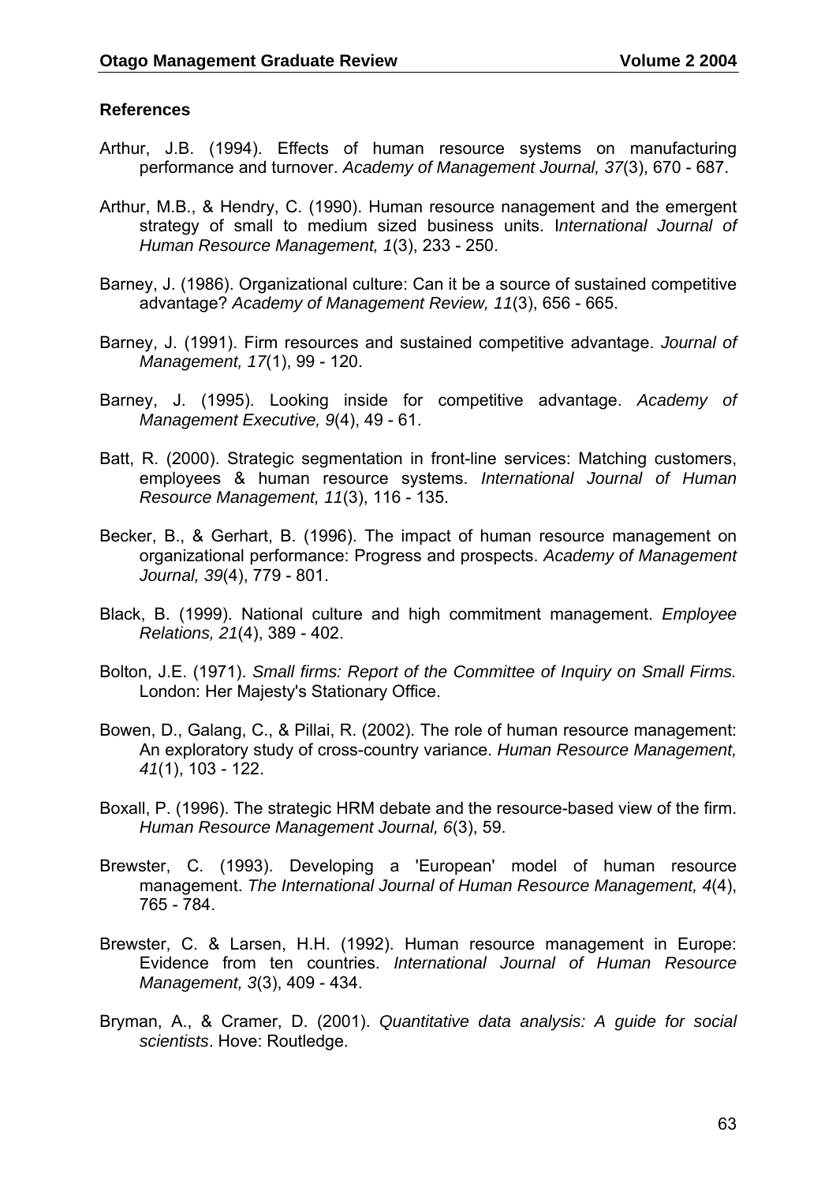**References**

Arthur, J.B. (1994). Effects of human resource systems on manufacturing performance and turnover. *Academy of Management Journal, 37*(3), 670 - 687.

Arthur, M.B., & Hendry, C. (1990). Human resource nanagement and the emergent strategy of small to medium sized business units. I*nternational Journal of Human Resource Management, 1*(3), 233 - 250.

Barney, J. (1986). Organizational culture: Can it be a source of sustained competitive advantage? *Academy of Management Review, 11*(3), 656 - 665.

Barney, J. (1991). Firm resources and sustained competitive advantage. *Journal of Management, 17*(1), 99 - 120.

Barney, J. (1995). Looking inside for competitive advantage. *Academy of Management Executive, 9*(4), 49 - 61.

Batt, R. (2000). Strategic segmentation in front-line services: Matching customers, employees & human resource systems. *International Journal of Human Resource Management, 11*(3), 116 - 135.

Becker, B., & Gerhart, B. (1996). The impact of human resource management on organizational performance: Progress and prospects. *Academy of Management Journal, 39*(4), 779 - 801.

Black, B. (1999). National culture and high commitment management. *Employee Relations, 21*(4), 389 - 402.

Bolton, J.E. (1971). *Small firms: Report of the Committee of Inquiry on Small Firms.* London: Her Majesty's Stationary Office.

Bowen, D., Galang, C., & Pillai, R. (2002). The role of human resource management: An exploratory study of cross-country variance. *Human Resource Management, 41*(1), 103 - 122.

Boxall, P. (1996). The strategic HRM debate and the resource-based view of the firm. *Human Resource Management Journal, 6*(3), 59.

Brewster, C. (1993). Developing a 'European' model of human resource management. *The International Journal of Human Resource Management, 4*(4), 765 - 784.

Brewster, C. & Larsen, H.H. (1992). Human resource management in Europe: Evidence from ten countries. *International Journal of Human Resource Management, 3*(3), 409 - 434.

Bryman, A., & Cramer, D. (2001). *Quantitative data analysis: A guide for social scientists*. Hove: Routledge.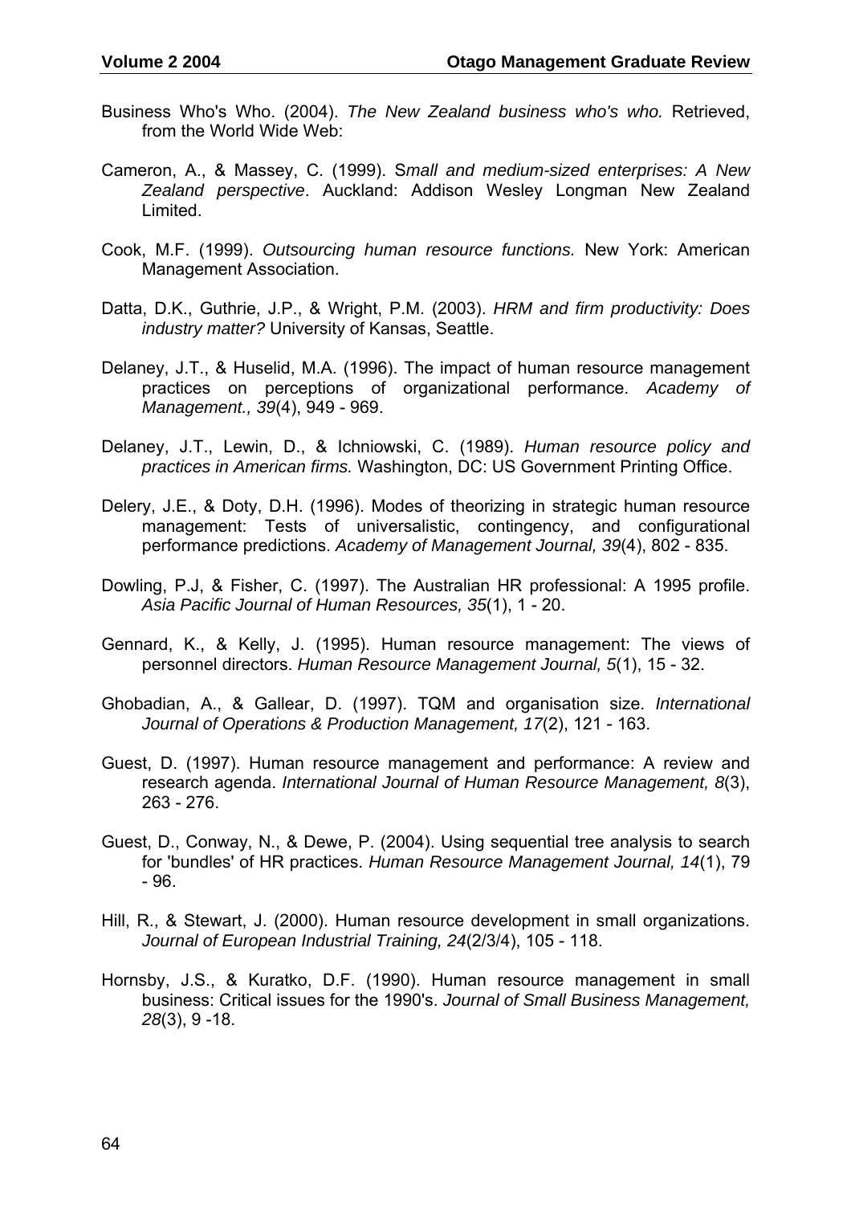Business Who's Who. (2004). *The New Zealand business who's who.* Retrieved, from the World Wide Web:

Cameron, A., & Massey, C. (1999). S*mall and medium-sized enterprises: A New Zealand perspective*. Auckland: Addison Wesley Longman New Zealand Limited.

Cook, M.F. (1999). *Outsourcing human resource functions.* New York: American Management Association.

Datta, D.K., Guthrie, J.P., & Wright, P.M. (2003). *HRM and firm productivity: Does industry matter?* University of Kansas, Seattle.

Delaney, J.T., & Huselid, M.A. (1996). The impact of human resource management practices on perceptions of organizational performance. *Academy of Management., 39*(4), 949 - 969.

Delaney, J.T., Lewin, D., & Ichniowski, C. (1989). *Human resource policy and practices in American firms.* Washington, DC: US Government Printing Office.

Delery, J.E., & Doty, D.H. (1996). Modes of theorizing in strategic human resource management: Tests of universalistic, contingency, and configurational performance predictions. *Academy of Management Journal, 39*(4), 802 - 835.

Dowling, P.J, & Fisher, C. (1997). The Australian HR professional: A 1995 profile. *Asia Pacific Journal of Human Resources, 35*(1), 1 - 20.

Gennard, K., & Kelly, J. (1995). Human resource management: The views of personnel directors. *Human Resource Management Journal, 5*(1), 15 - 32.

Ghobadian, A., & Gallear, D. (1997). TQM and organisation size. *International Journal of Operations & Production Management, 17*(2), 121 - 163.

Guest, D. (1997). Human resource management and performance: A review and research agenda. *International Journal of Human Resource Management, 8*(3), 263 - 276.

Guest, D., Conway, N., & Dewe, P. (2004). Using sequential tree analysis to search for 'bundles' of HR practices. *Human Resource Management Journal, 14*(1), 79 - 96.

Hill, R., & Stewart, J. (2000). Human resource development in small organizations. *Journal of European Industrial Training, 24*(2/3/4), 105 - 118.

Hornsby, J.S., & Kuratko, D.F. (1990). Human resource management in small business: Critical issues for the 1990's. *Journal of Small Business Management, 28*(3), 9 -18.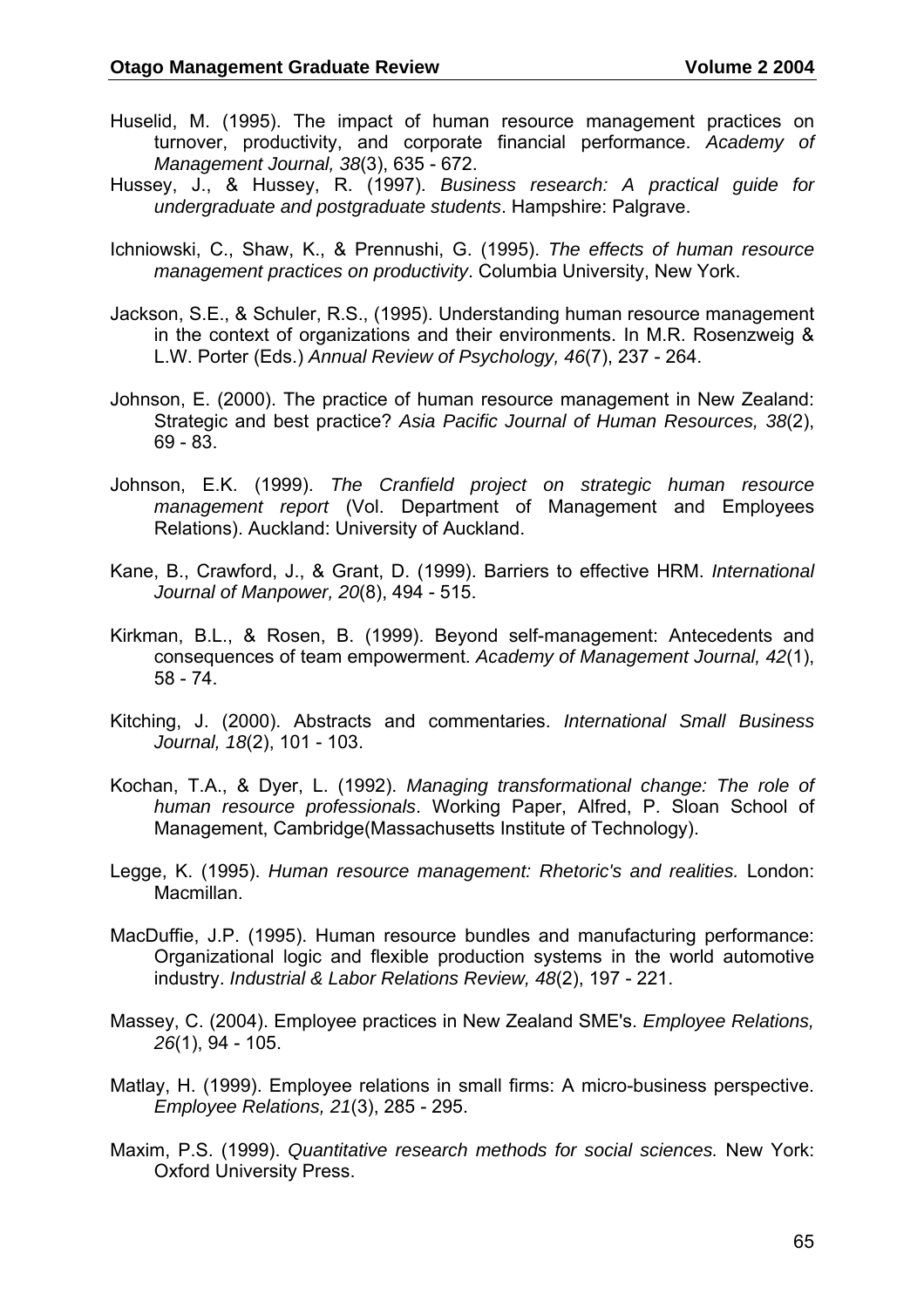Huselid, M. (1995). The impact of human resource management practices on turnover, productivity, and corporate financial performance. *Academy of Management Journal, 38*(3), 635 - 672.

Hussey, J., & Hussey, R. (1997). *Business research: A practical guide for undergraduate and postgraduate students*. Hampshire: Palgrave.

Ichniowski, C., Shaw, K., & Prennushi, G. (1995). *The effects of human resource management practices on productivity*. Columbia University, New York.

Jackson, S.E., & Schuler, R.S., (1995). Understanding human resource management in the context of organizations and their environments. In M.R. Rosenzweig & L.W. Porter (Eds.) *Annual Review of Psychology, 46*(7), 237 - 264.

Johnson, E. (2000). The practice of human resource management in New Zealand: Strategic and best practice? *Asia Pacific Journal of Human Resources, 38*(2), 69 - 83.

Johnson, E.K. (1999). *The Cranfield project on strategic human resource management report* (Vol. Department of Management and Employees Relations). Auckland: University of Auckland.

Kane, B., Crawford, J., & Grant, D. (1999). Barriers to effective HRM. *International Journal of Manpower, 20*(8), 494 - 515.

Kirkman, B.L., & Rosen, B. (1999). Beyond self-management: Antecedents and consequences of team empowerment. *Academy of Management Journal, 42*(1), 58 - 74.

Kitching, J. (2000). Abstracts and commentaries. *International Small Business Journal, 18*(2), 101 - 103.

Kochan, T.A., & Dyer, L. (1992). *Managing transformational change: The role of human resource professionals*. Working Paper, Alfred, P. Sloan School of Management, Cambridge(Massachusetts Institute of Technology).

Legge, K. (1995). *Human resource management: Rhetoric's and realities.* London: Macmillan.

MacDuffie, J.P. (1995). Human resource bundles and manufacturing performance: Organizational logic and flexible production systems in the world automotive industry. *Industrial & Labor Relations Review, 48*(2), 197 - 221.

Massey, C. (2004). Employee practices in New Zealand SME's. *Employee Relations, 26*(1), 94 - 105.

Matlay, H. (1999). Employee relations in small firms: A micro-business perspective. *Employee Relations, 21*(3), 285 - 295.

Maxim, P.S. (1999). *Quantitative research methods for social sciences.* New York: Oxford University Press.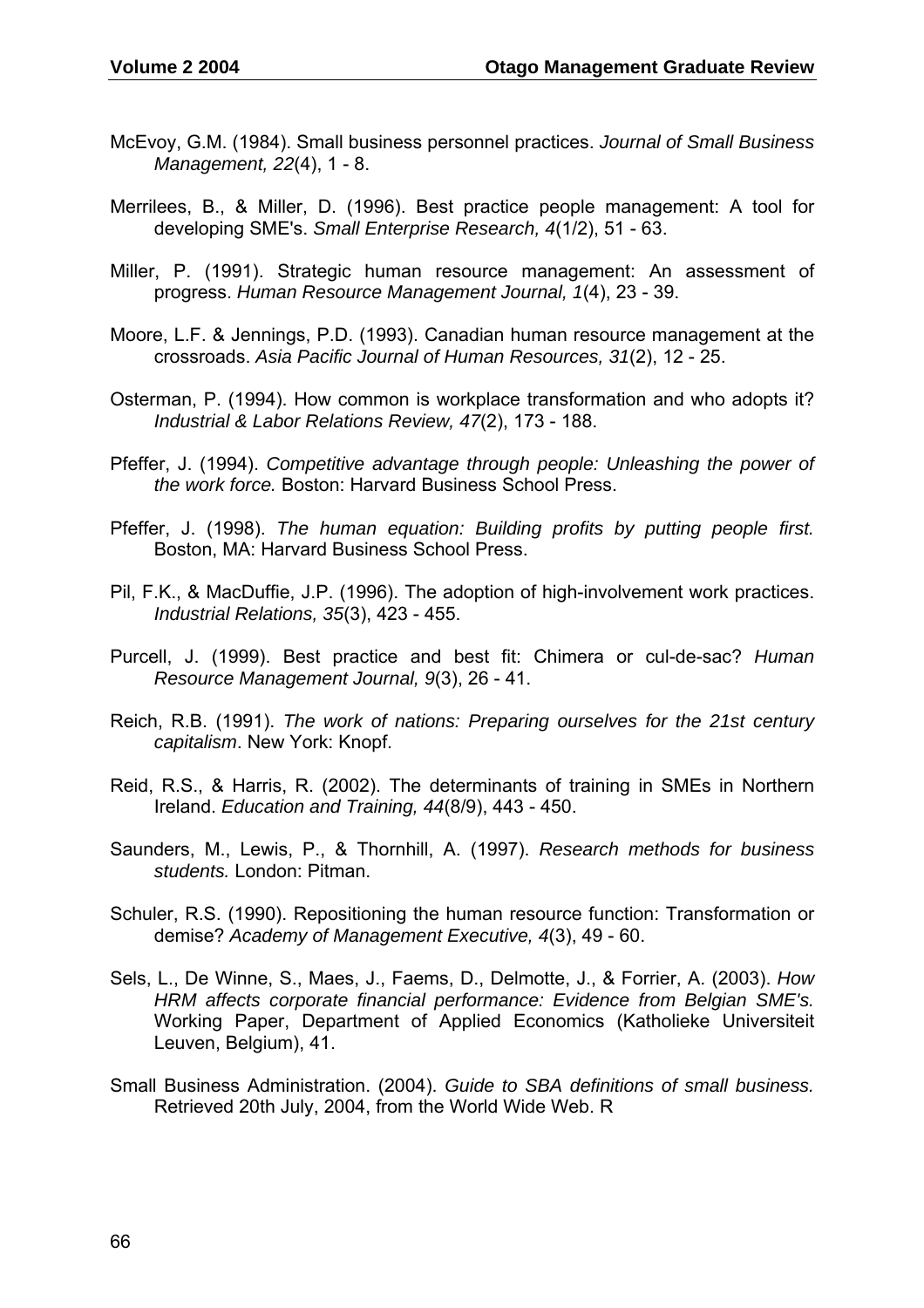McEvoy, G.M. (1984). Small business personnel practices. *Journal of Small Business Management, 22*(4), 1 - 8.

Merrilees, B., & Miller, D. (1996). Best practice people management: A tool for developing SME's. *Small Enterprise Research, 4*(1/2), 51 - 63.

Miller, P. (1991). Strategic human resource management: An assessment of progress. *Human Resource Management Journal, 1*(4), 23 - 39.

Moore, L.F. & Jennings, P.D. (1993). Canadian human resource management at the crossroads. *Asia Pacific Journal of Human Resources, 31*(2), 12 - 25.

Osterman, P. (1994). How common is workplace transformation and who adopts it? *Industrial & Labor Relations Review, 47*(2), 173 - 188.

Pfeffer, J. (1994). *Competitive advantage through people: Unleashing the power of the work force.* Boston: Harvard Business School Press.

Pfeffer, J. (1998). *The human equation: Building profits by putting people first.* Boston, MA: Harvard Business School Press.

Pil, F.K., & MacDuffie, J.P. (1996). The adoption of high-involvement work practices. *Industrial Relations, 35*(3), 423 - 455.

Purcell, J. (1999). Best practice and best fit: Chimera or cul-de-sac? *Human Resource Management Journal, 9*(3), 26 - 41.

Reich, R.B. (1991). *The work of nations: Preparing ourselves for the 21st century capitalism*. New York: Knopf.

Reid, R.S., & Harris, R. (2002). The determinants of training in SMEs in Northern Ireland. *Education and Training, 44*(8/9), 443 - 450.

Saunders, M., Lewis, P., & Thornhill, A. (1997). *Research methods for business students.* London: Pitman.

Schuler, R.S. (1990). Repositioning the human resource function: Transformation or demise? *Academy of Management Executive, 4*(3), 49 - 60.

Sels, L., De Winne, S., Maes, J., Faems, D., Delmotte, J., & Forrier, A. (2003). *How HRM affects corporate financial performance: Evidence from Belgian SME's.* Working Paper, Department of Applied Economics (Katholieke Universiteit Leuven, Belgium), 41.

Small Business Administration. (2004). *Guide to SBA definitions of small business.* Retrieved 20th July, 2004, from the World Wide Web. R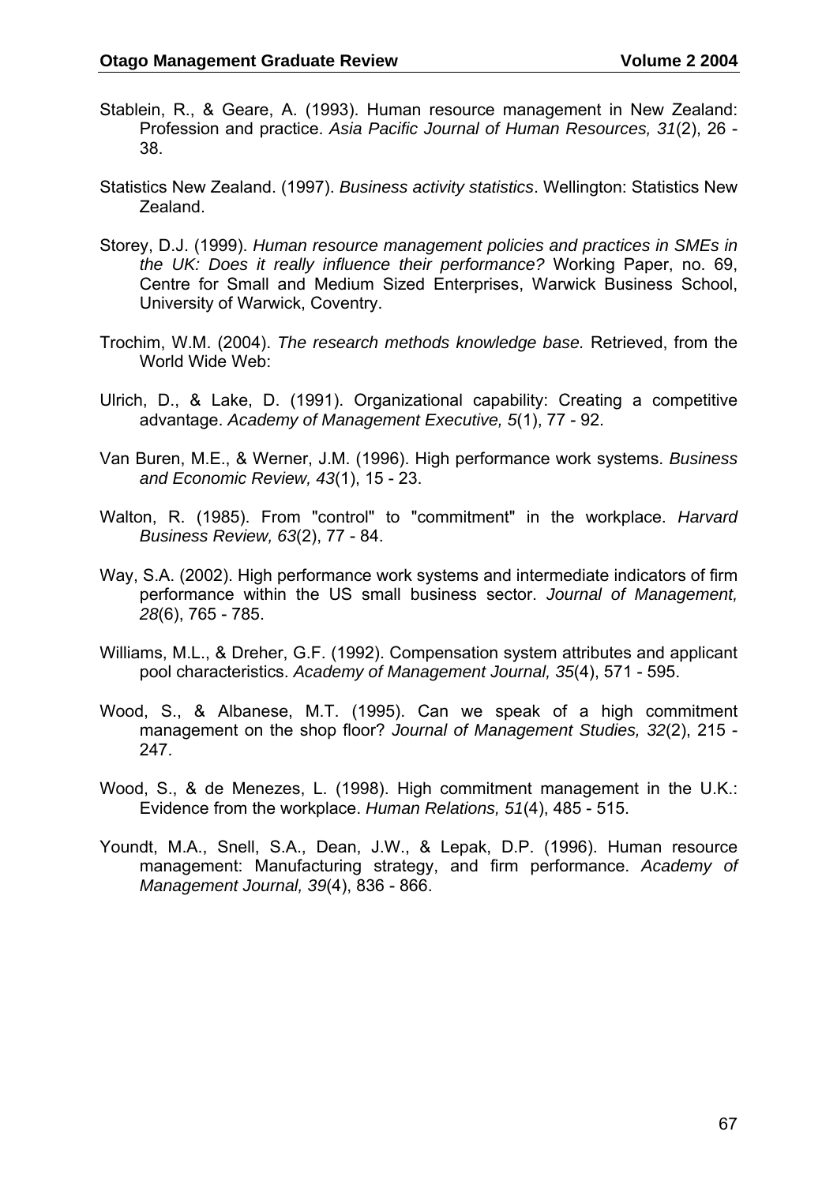Stablein, R., & Geare, A. (1993). Human resource management in New Zealand: Profession and practice. *Asia Pacific Journal of Human Resources, 31*(2), 26 - 38.

Statistics New Zealand. (1997). *Business activity statistics*. Wellington: Statistics New Zealand.

Storey, D.J. (1999). *Human resource management policies and practices in SMEs in the UK: Does it really influence their performance?* Working Paper, no. 69, Centre for Small and Medium Sized Enterprises, Warwick Business School, University of Warwick, Coventry.

Trochim, W.M. (2004). *The research methods knowledge base.* Retrieved, from the World Wide Web:

Ulrich, D., & Lake, D. (1991). Organizational capability: Creating a competitive advantage. *Academy of Management Executive, 5*(1), 77 - 92.

Van Buren, M.E., & Werner, J.M. (1996). High performance work systems. *Business and Economic Review, 43*(1), 15 - 23.

Walton, R. (1985). From "control" to "commitment" in the workplace. *Harvard Business Review, 63*(2), 77 - 84.

Way, S.A. (2002). High performance work systems and intermediate indicators of firm performance within the US small business sector. *Journal of Management, 28*(6), 765 - 785.

Williams, M.L., & Dreher, G.F. (1992). Compensation system attributes and applicant pool characteristics. *Academy of Management Journal, 35*(4), 571 - 595.

Wood, S., & Albanese, M.T. (1995). Can we speak of a high commitment management on the shop floor? *Journal of Management Studies, 32*(2), 215 - 247.

Wood, S., & de Menezes, L. (1998). High commitment management in the U.K.: Evidence from the workplace. *Human Relations, 51*(4), 485 - 515.

Youndt, M.A., Snell, S.A., Dean, J.W., & Lepak, D.P. (1996). Human resource management: Manufacturing strategy, and firm performance. *Academy of Management Journal, 39*(4), 836 - 866.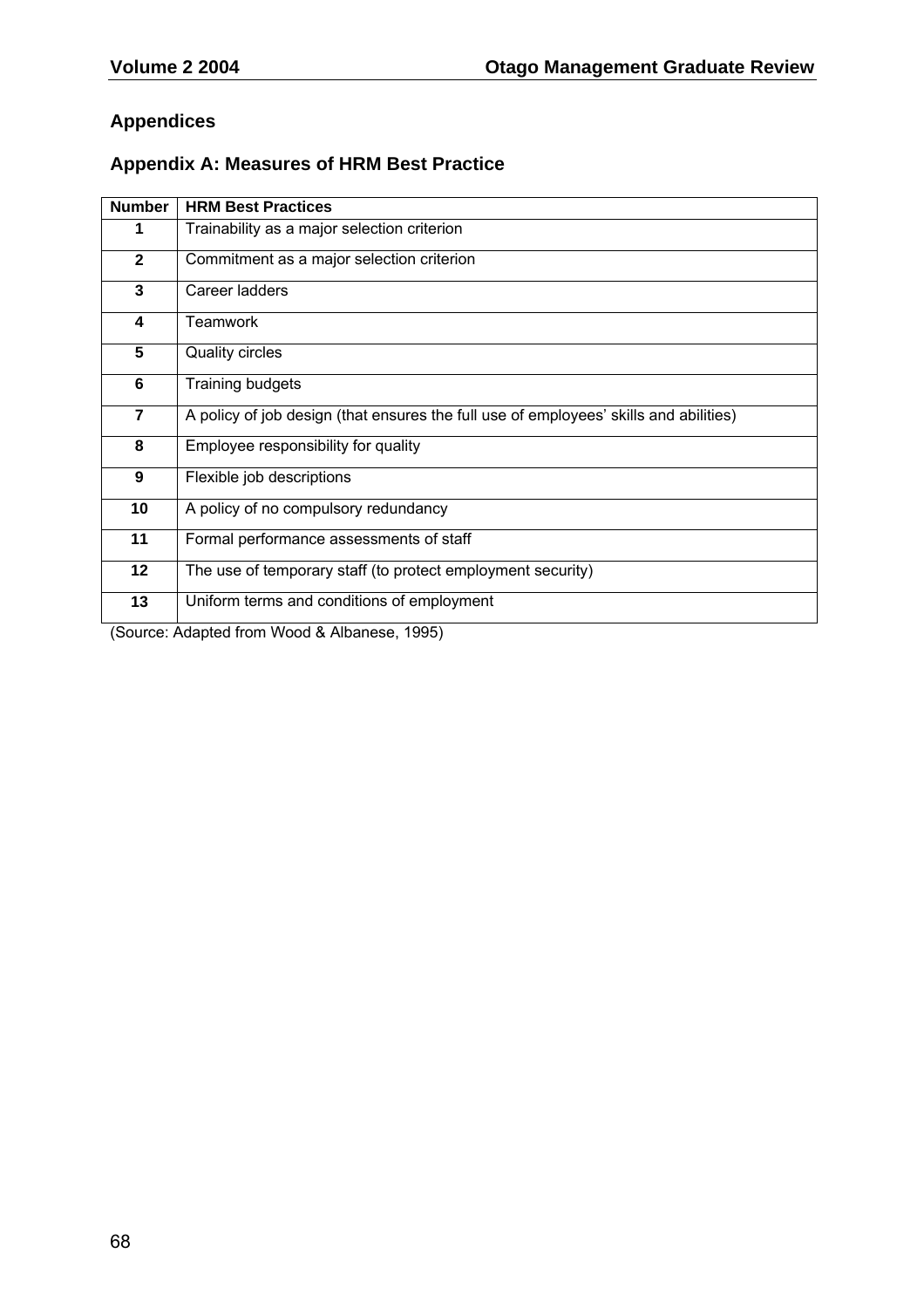## Appendices

### Appendix A: Measures of HRM Best Practice

| Number | HRM Best Practices |
|---|---|
| 1 | Trainability as a major selection criterion |
| 2 | Commitment as a major selection criterion |
| 3 | Career ladders |
| 4 | Teamwork |
| 5 | Quality circles |
| 6 | Training budgets |
| 7 | A policy of job design (that ensures the full use of employees' skills and abilities) |
| 8 | Employee responsibility for quality |
| 9 | Flexible job descriptions |
| 10 | A policy of no compulsory redundancy |
| 11 | Formal performance assessments of staff |
| 12 | The use of temporary staff (to protect employment security) |
| 13 | Uniform terms and conditions of employment |

(Source: Adapted from Wood & Albanese, 1995)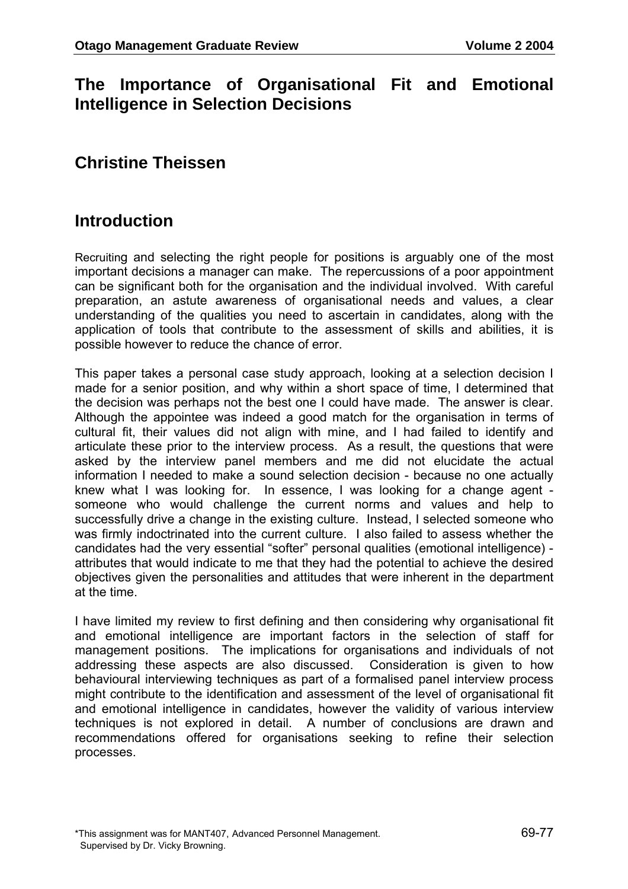# The Importance of Organisational Fit and Emotional Intelligence in Selection Decisions

## Christine Theissen

## Introduction

Recruiting and selecting the right people for positions is arguably one of the most important decisions a manager can make. The repercussions of a poor appointment can be significant both for the organisation and the individual involved. With careful preparation, an astute awareness of organisational needs and values, a clear understanding of the qualities you need to ascertain in candidates, along with the application of tools that contribute to the assessment of skills and abilities, it is possible however to reduce the chance of error.

This paper takes a personal case study approach, looking at a selection decision I made for a senior position, and why within a short space of time, I determined that the decision was perhaps not the best one I could have made. The answer is clear. Although the appointee was indeed a good match for the organisation in terms of cultural fit, their values did not align with mine, and I had failed to identify and articulate these prior to the interview process. As a result, the questions that were asked by the interview panel members and me did not elucidate the actual information I needed to make a sound selection decision - because no one actually knew what I was looking for. In essence, I was looking for a change agent - someone who would challenge the current norms and values and help to successfully drive a change in the existing culture. Instead, I selected someone who was firmly indoctrinated into the current culture. I also failed to assess whether the candidates had the very essential "softer" personal qualities (emotional intelligence) - attributes that would indicate to me that they had the potential to achieve the desired objectives given the personalities and attitudes that were inherent in the department at the time.

I have limited my review to first defining and then considering why organisational fit and emotional intelligence are important factors in the selection of staff for management positions. The implications for organisations and individuals of not addressing these aspects are also discussed. Consideration is given to how behavioural interviewing techniques as part of a formalised panel interview process might contribute to the identification and assessment of the level of organisational fit and emotional intelligence in candidates, however the validity of various interview techniques is not explored in detail. A number of conclusions are drawn and recommendations offered for organisations seeking to refine their selection processes.

*This assignment was for MANT407, Advanced Personnel Management. Supervised by Dr. Vicky Browning.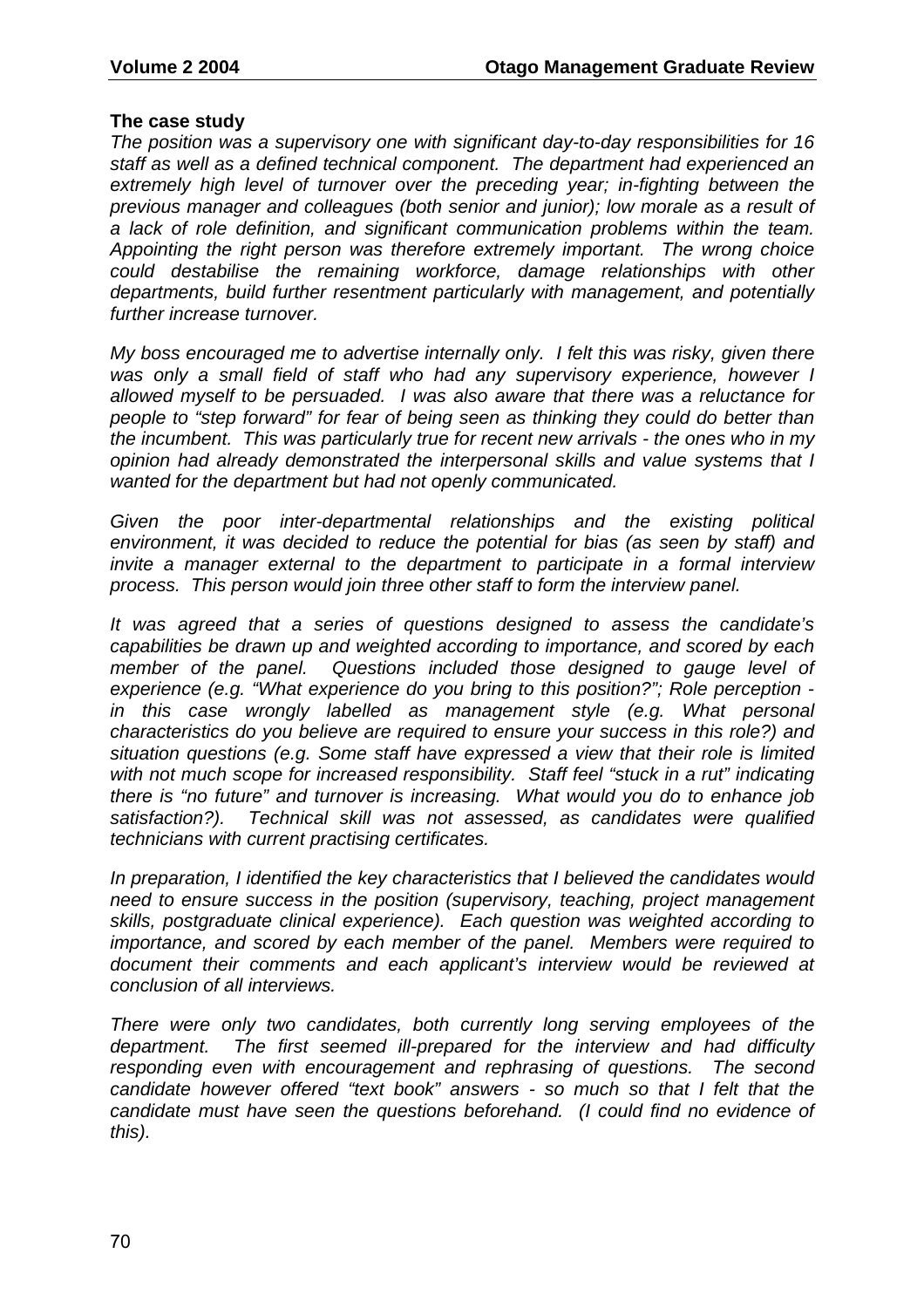**The case study**

*The position was a supervisory one with significant day-to-day responsibilities for 16 staff as well as a defined technical component. The department had experienced an extremely high level of turnover over the preceding year; in-fighting between the previous manager and colleagues (both senior and junior); low morale as a result of a lack of role definition, and significant communication problems within the team. Appointing the right person was therefore extremely important. The wrong choice could destabilise the remaining workforce, damage relationships with other departments, build further resentment particularly with management, and potentially further increase turnover.*

*My boss encouraged me to advertise internally only. I felt this was risky, given there was only a small field of staff who had any supervisory experience, however I allowed myself to be persuaded. I was also aware that there was a reluctance for people to "step forward" for fear of being seen as thinking they could do better than the incumbent. This was particularly true for recent new arrivals - the ones who in my opinion had already demonstrated the interpersonal skills and value systems that I wanted for the department but had not openly communicated.*

*Given the poor inter-departmental relationships and the existing political environment, it was decided to reduce the potential for bias (as seen by staff) and invite a manager external to the department to participate in a formal interview process. This person would join three other staff to form the interview panel.*

*It was agreed that a series of questions designed to assess the candidate's capabilities be drawn up and weighted according to importance, and scored by each member of the panel. Questions included those designed to gauge level of experience (e.g. "What experience do you bring to this position?"; Role perception - in this case wrongly labelled as management style (e.g. What personal characteristics do you believe are required to ensure your success in this role?) and situation questions (e.g. Some staff have expressed a view that their role is limited with not much scope for increased responsibility. Staff feel "stuck in a rut" indicating there is "no future" and turnover is increasing. What would you do to enhance job satisfaction?). Technical skill was not assessed, as candidates were qualified technicians with current practising certificates.*

*In preparation, I identified the key characteristics that I believed the candidates would need to ensure success in the position (supervisory, teaching, project management skills, postgraduate clinical experience). Each question was weighted according to importance, and scored by each member of the panel. Members were required to document their comments and each applicant's interview would be reviewed at conclusion of all interviews.*

*There were only two candidates, both currently long serving employees of the department. The first seemed ill-prepared for the interview and had difficulty responding even with encouragement and rephrasing of questions. The second candidate however offered "text book" answers - so much so that I felt that the candidate must have seen the questions beforehand. (I could find no evidence of this).*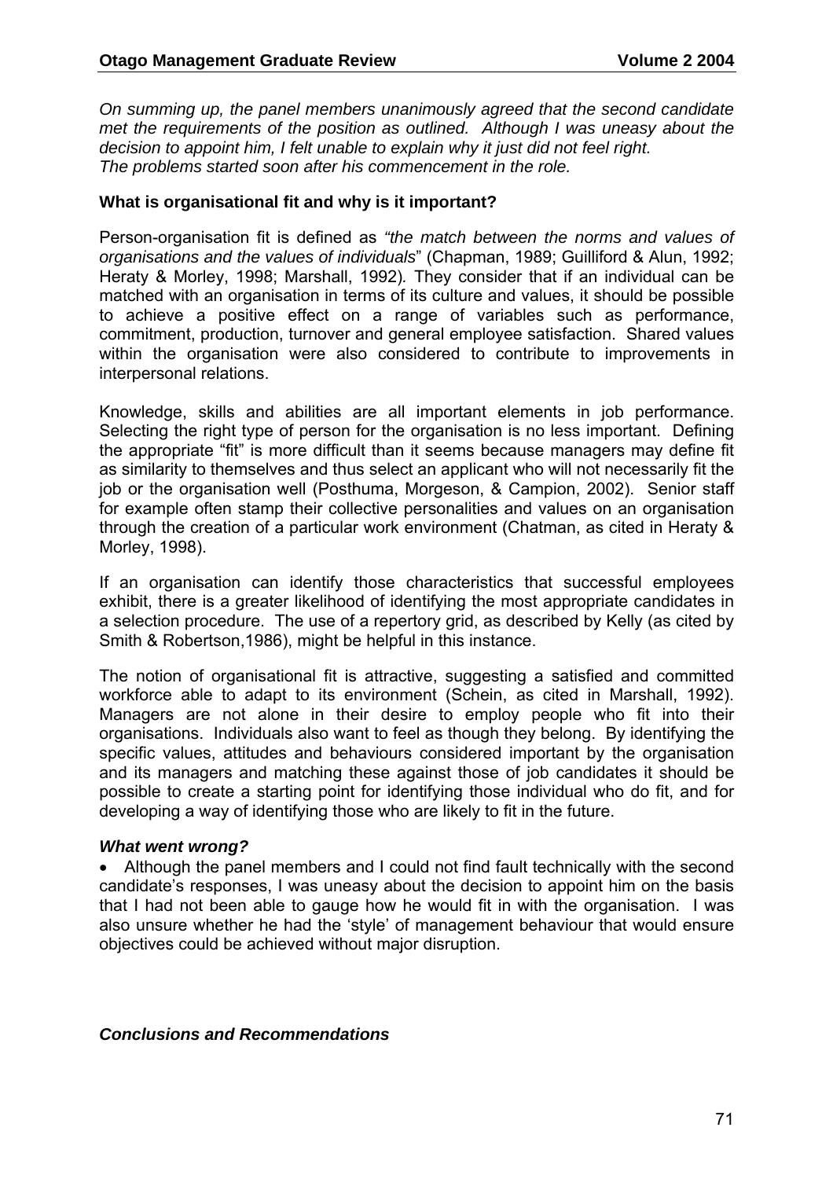*On summing up, the panel members unanimously agreed that the second candidate met the requirements of the position as outlined. Although I was uneasy about the decision to appoint him, I felt unable to explain why it just did not feel right. The problems started soon after his commencement in the role.*

**What is organisational fit and why is it important?**

Person-organisation fit is defined as *"the match between the norms and values of organisations and the values of individuals*" (Chapman, 1989; Guilliford & Alun, 1992; Heraty & Morley, 1998; Marshall, 1992). They consider that if an individual can be matched with an organisation in terms of its culture and values, it should be possible to achieve a positive effect on a range of variables such as performance, commitment, production, turnover and general employee satisfaction. Shared values within the organisation were also considered to contribute to improvements in interpersonal relations.

Knowledge, skills and abilities are all important elements in job performance. Selecting the right type of person for the organisation is no less important. Defining the appropriate "fit" is more difficult than it seems because managers may define fit as similarity to themselves and thus select an applicant who will not necessarily fit the job or the organisation well (Posthuma, Morgeson, & Campion, 2002). Senior staff for example often stamp their collective personalities and values on an organisation through the creation of a particular work environment (Chatman, as cited in Heraty & Morley, 1998).

If an organisation can identify those characteristics that successful employees exhibit, there is a greater likelihood of identifying the most appropriate candidates in a selection procedure. The use of a repertory grid, as described by Kelly (as cited by Smith & Robertson,1986), might be helpful in this instance.

The notion of organisational fit is attractive, suggesting a satisfied and committed workforce able to adapt to its environment (Schein, as cited in Marshall, 1992). Managers are not alone in their desire to employ people who fit into their organisations. Individuals also want to feel as though they belong. By identifying the specific values, attitudes and behaviours considered important by the organisation and its managers and matching these against those of job candidates it should be possible to create a starting point for identifying those individual who do fit, and for developing a way of identifying those who are likely to fit in the future.

***What went wrong?***

- Although the panel members and I could not find fault technically with the second candidate's responses, I was uneasy about the decision to appoint him on the basis that I had not been able to gauge how he would fit in with the organisation. I was also unsure whether he had the 'style' of management behaviour that would ensure objectives could be achieved without major disruption.

***Conclusions and Recommendations***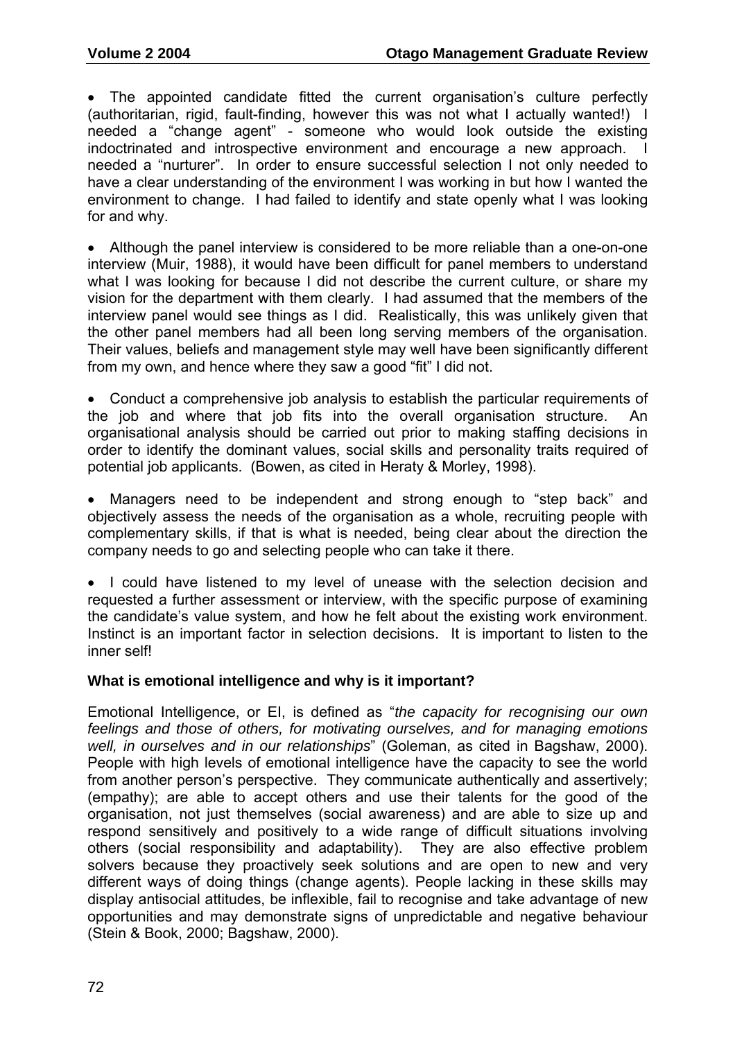- The appointed candidate fitted the current organisation's culture perfectly (authoritarian, rigid, fault-finding, however this was not what I actually wanted!) I needed a "change agent" - someone who would look outside the existing indoctrinated and introspective environment and encourage a new approach. I needed a "nurturer". In order to ensure successful selection I not only needed to have a clear understanding of the environment I was working in but how I wanted the environment to change. I had failed to identify and state openly what I was looking for and why.

- Although the panel interview is considered to be more reliable than a one-on-one interview (Muir, 1988), it would have been difficult for panel members to understand what I was looking for because I did not describe the current culture, or share my vision for the department with them clearly. I had assumed that the members of the interview panel would see things as I did. Realistically, this was unlikely given that the other panel members had all been long serving members of the organisation. Their values, beliefs and management style may well have been significantly different from my own, and hence where they saw a good "fit" I did not.

- Conduct a comprehensive job analysis to establish the particular requirements of the job and where that job fits into the overall organisation structure. An organisational analysis should be carried out prior to making staffing decisions in order to identify the dominant values, social skills and personality traits required of potential job applicants. (Bowen, as cited in Heraty & Morley, 1998).

- Managers need to be independent and strong enough to "step back" and objectively assess the needs of the organisation as a whole, recruiting people with complementary skills, if that is what is needed, being clear about the direction the company needs to go and selecting people who can take it there.

- I could have listened to my level of unease with the selection decision and requested a further assessment or interview, with the specific purpose of examining the candidate's value system, and how he felt about the existing work environment. Instinct is an important factor in selection decisions. It is important to listen to the inner self!

**What is emotional intelligence and why is it important?**

Emotional Intelligence, or EI, is defined as "*the capacity for recognising our own feelings and those of others, for motivating ourselves, and for managing emotions well, in ourselves and in our relationships*" (Goleman, as cited in Bagshaw, 2000). People with high levels of emotional intelligence have the capacity to see the world from another person's perspective. They communicate authentically and assertively; (empathy); are able to accept others and use their talents for the good of the organisation, not just themselves (social awareness) and are able to size up and respond sensitively and positively to a wide range of difficult situations involving others (social responsibility and adaptability). They are also effective problem solvers because they proactively seek solutions and are open to new and very different ways of doing things (change agents). People lacking in these skills may display antisocial attitudes, be inflexible, fail to recognise and take advantage of new opportunities and may demonstrate signs of unpredictable and negative behaviour (Stein & Book, 2000; Bagshaw, 2000).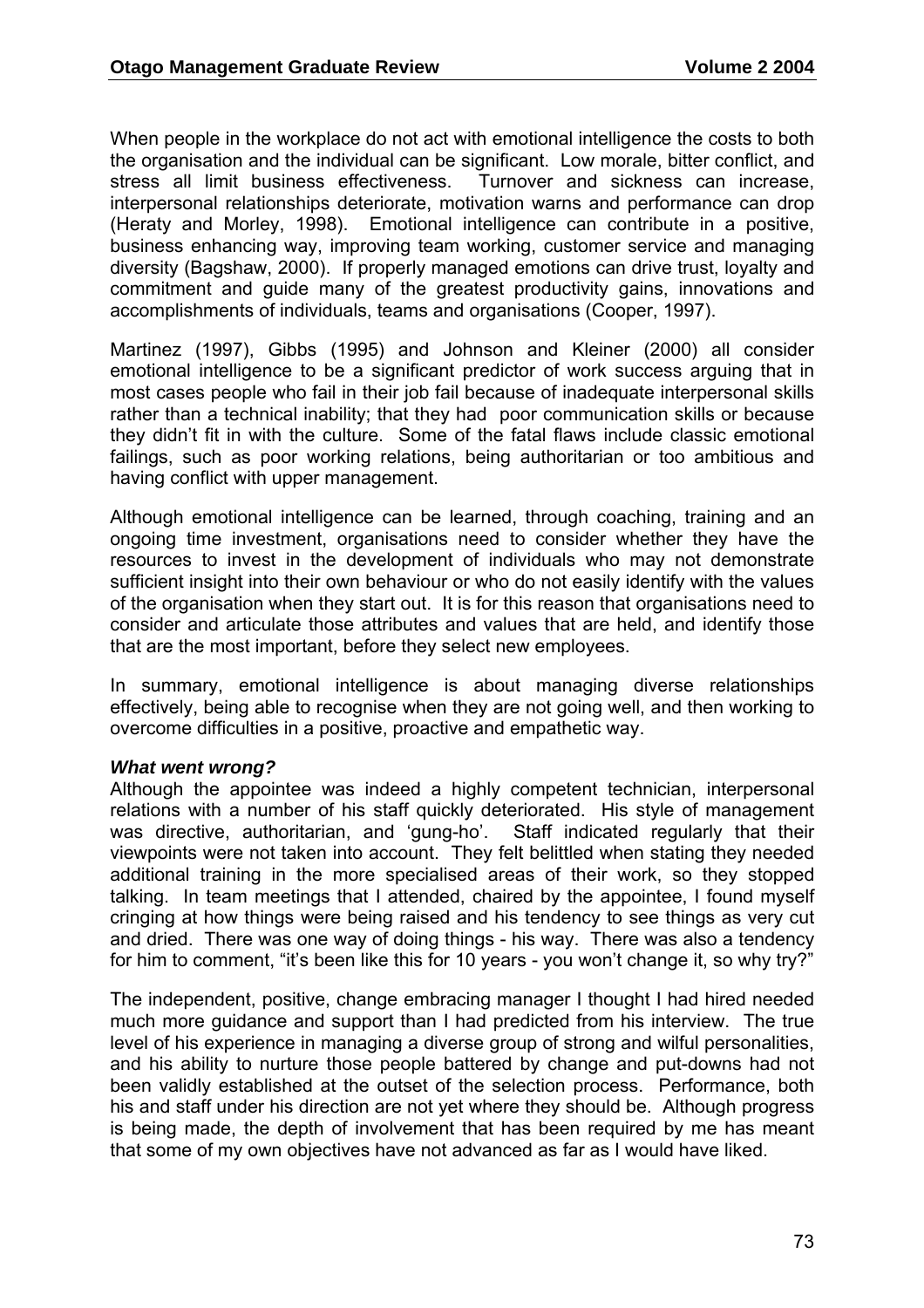When people in the workplace do not act with emotional intelligence the costs to both the organisation and the individual can be significant. Low morale, bitter conflict, and stress all limit business effectiveness. Turnover and sickness can increase, interpersonal relationships deteriorate, motivation warns and performance can drop (Heraty and Morley, 1998). Emotional intelligence can contribute in a positive, business enhancing way, improving team working, customer service and managing diversity (Bagshaw, 2000). If properly managed emotions can drive trust, loyalty and commitment and guide many of the greatest productivity gains, innovations and accomplishments of individuals, teams and organisations (Cooper, 1997).

Martinez (1997), Gibbs (1995) and Johnson and Kleiner (2000) all consider emotional intelligence to be a significant predictor of work success arguing that in most cases people who fail in their job fail because of inadequate interpersonal skills rather than a technical inability; that they had poor communication skills or because they didn't fit in with the culture. Some of the fatal flaws include classic emotional failings, such as poor working relations, being authoritarian or too ambitious and having conflict with upper management.

Although emotional intelligence can be learned, through coaching, training and an ongoing time investment, organisations need to consider whether they have the resources to invest in the development of individuals who may not demonstrate sufficient insight into their own behaviour or who do not easily identify with the values of the organisation when they start out. It is for this reason that organisations need to consider and articulate those attributes and values that are held, and identify those that are the most important, before they select new employees.

In summary, emotional intelligence is about managing diverse relationships effectively, being able to recognise when they are not going well, and then working to overcome difficulties in a positive, proactive and empathetic way.

***What went wrong?***

Although the appointee was indeed a highly competent technician, interpersonal relations with a number of his staff quickly deteriorated. His style of management was directive, authoritarian, and 'gung-ho'. Staff indicated regularly that their viewpoints were not taken into account. They felt belittled when stating they needed additional training in the more specialised areas of their work, so they stopped talking. In team meetings that I attended, chaired by the appointee, I found myself cringing at how things were being raised and his tendency to see things as very cut and dried. There was one way of doing things - his way. There was also a tendency for him to comment, "it's been like this for 10 years - you won't change it, so why try?"

The independent, positive, change embracing manager I thought I had hired needed much more guidance and support than I had predicted from his interview. The true level of his experience in managing a diverse group of strong and wilful personalities, and his ability to nurture those people battered by change and put-downs had not been validly established at the outset of the selection process. Performance, both his and staff under his direction are not yet where they should be. Although progress is being made, the depth of involvement that has been required by me has meant that some of my own objectives have not advanced as far as I would have liked.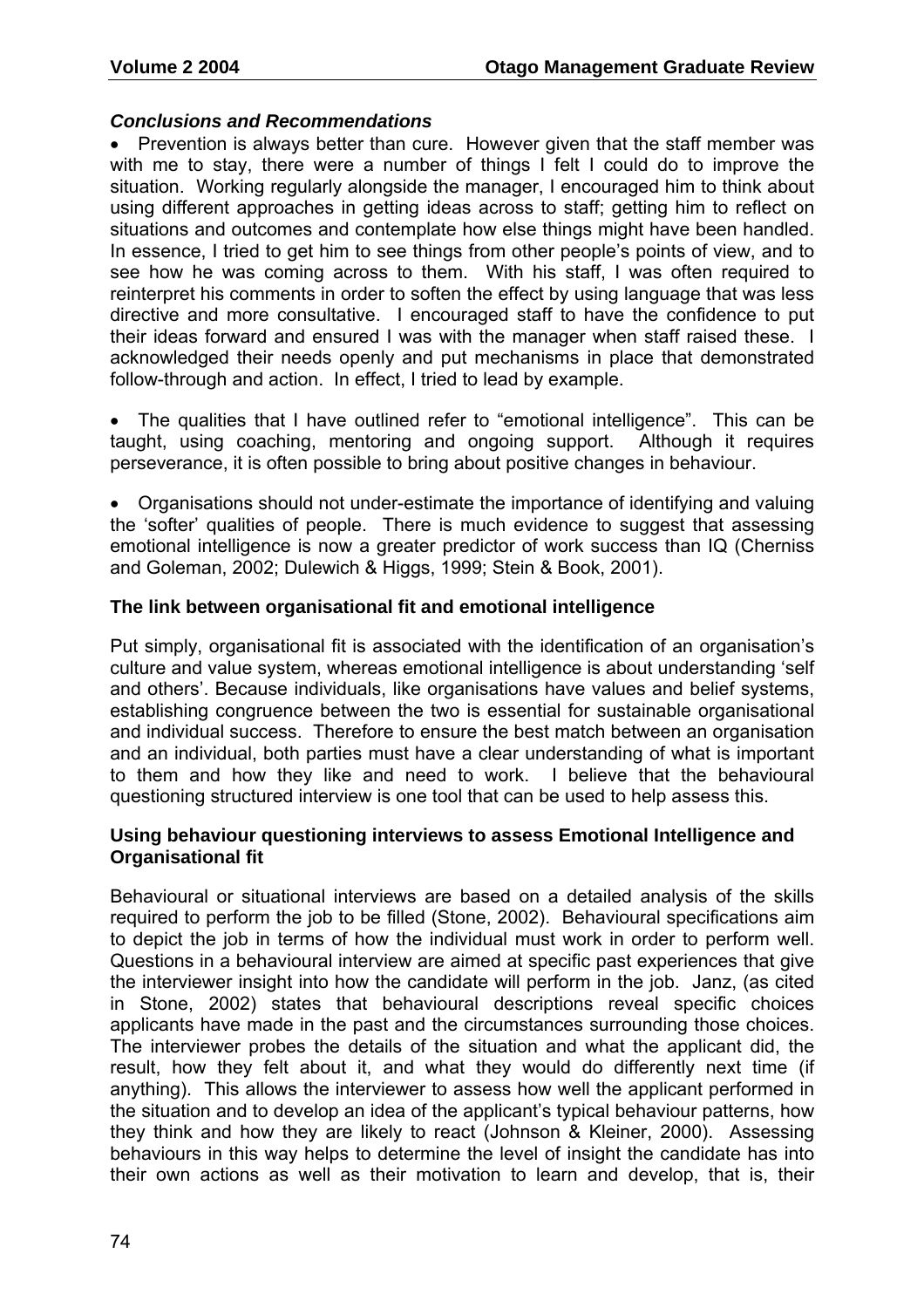### *Conclusions and Recommendations*

- Prevention is always better than cure. However given that the staff member was with me to stay, there were a number of things I felt I could do to improve the situation. Working regularly alongside the manager, I encouraged him to think about using different approaches in getting ideas across to staff; getting him to reflect on situations and outcomes and contemplate how else things might have been handled. In essence, I tried to get him to see things from other people's points of view, and to see how he was coming across to them. With his staff, I was often required to reinterpret his comments in order to soften the effect by using language that was less directive and more consultative. I encouraged staff to have the confidence to put their ideas forward and ensured I was with the manager when staff raised these. I acknowledged their needs openly and put mechanisms in place that demonstrated follow-through and action. In effect, I tried to lead by example.

- The qualities that I have outlined refer to "emotional intelligence". This can be taught, using coaching, mentoring and ongoing support. Although it requires perseverance, it is often possible to bring about positive changes in behaviour.

- Organisations should not under-estimate the importance of identifying and valuing the 'softer' qualities of people. There is much evidence to suggest that assessing emotional intelligence is now a greater predictor of work success than IQ (Cherniss and Goleman, 2002; Dulewich & Higgs, 1999; Stein & Book, 2001).

### The link between organisational fit and emotional intelligence

Put simply, organisational fit is associated with the identification of an organisation's culture and value system, whereas emotional intelligence is about understanding 'self and others'. Because individuals, like organisations have values and belief systems, establishing congruence between the two is essential for sustainable organisational and individual success. Therefore to ensure the best match between an organisation and an individual, both parties must have a clear understanding of what is important to them and how they like and need to work. I believe that the behavioural questioning structured interview is one tool that can be used to help assess this.

### Using behaviour questioning interviews to assess Emotional Intelligence and Organisational fit

Behavioural or situational interviews are based on a detailed analysis of the skills required to perform the job to be filled (Stone, 2002). Behavioural specifications aim to depict the job in terms of how the individual must work in order to perform well. Questions in a behavioural interview are aimed at specific past experiences that give the interviewer insight into how the candidate will perform in the job. Janz, (as cited in Stone, 2002) states that behavioural descriptions reveal specific choices applicants have made in the past and the circumstances surrounding those choices. The interviewer probes the details of the situation and what the applicant did, the result, how they felt about it, and what they would do differently next time (if anything). This allows the interviewer to assess how well the applicant performed in the situation and to develop an idea of the applicant's typical behaviour patterns, how they think and how they are likely to react (Johnson & Kleiner, 2000). Assessing behaviours in this way helps to determine the level of insight the candidate has into their own actions as well as their motivation to learn and develop, that is, their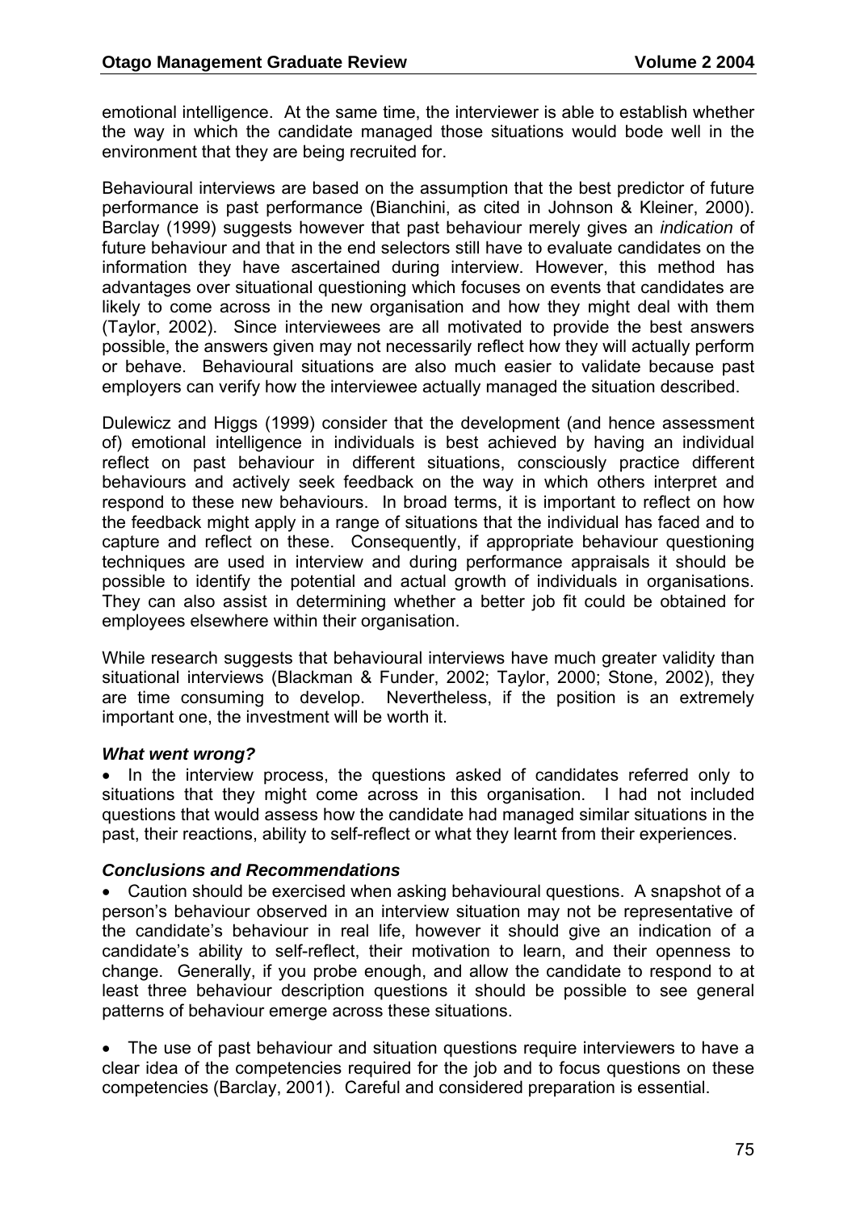emotional intelligence. At the same time, the interviewer is able to establish whether the way in which the candidate managed those situations would bode well in the environment that they are being recruited for.

Behavioural interviews are based on the assumption that the best predictor of future performance is past performance (Bianchini, as cited in Johnson & Kleiner, 2000). Barclay (1999) suggests however that past behaviour merely gives an *indication* of future behaviour and that in the end selectors still have to evaluate candidates on the information they have ascertained during interview. However, this method has advantages over situational questioning which focuses on events that candidates are likely to come across in the new organisation and how they might deal with them (Taylor, 2002). Since interviewees are all motivated to provide the best answers possible, the answers given may not necessarily reflect how they will actually perform or behave. Behavioural situations are also much easier to validate because past employers can verify how the interviewee actually managed the situation described.

Dulewicz and Higgs (1999) consider that the development (and hence assessment of) emotional intelligence in individuals is best achieved by having an individual reflect on past behaviour in different situations, consciously practice different behaviours and actively seek feedback on the way in which others interpret and respond to these new behaviours. In broad terms, it is important to reflect on how the feedback might apply in a range of situations that the individual has faced and to capture and reflect on these. Consequently, if appropriate behaviour questioning techniques are used in interview and during performance appraisals it should be possible to identify the potential and actual growth of individuals in organisations. They can also assist in determining whether a better job fit could be obtained for employees elsewhere within their organisation.

While research suggests that behavioural interviews have much greater validity than situational interviews (Blackman & Funder, 2002; Taylor, 2000; Stone, 2002), they are time consuming to develop. Nevertheless, if the position is an extremely important one, the investment will be worth it.

***What went wrong?***

- In the interview process, the questions asked of candidates referred only to situations that they might come across in this organisation. I had not included questions that would assess how the candidate had managed similar situations in the past, their reactions, ability to self-reflect or what they learnt from their experiences.

***Conclusions and Recommendations***

- Caution should be exercised when asking behavioural questions. A snapshot of a person's behaviour observed in an interview situation may not be representative of the candidate's behaviour in real life, however it should give an indication of a candidate's ability to self-reflect, their motivation to learn, and their openness to change. Generally, if you probe enough, and allow the candidate to respond to at least three behaviour description questions it should be possible to see general patterns of behaviour emerge across these situations.

- The use of past behaviour and situation questions require interviewers to have a clear idea of the competencies required for the job and to focus questions on these competencies (Barclay, 2001). Careful and considered preparation is essential.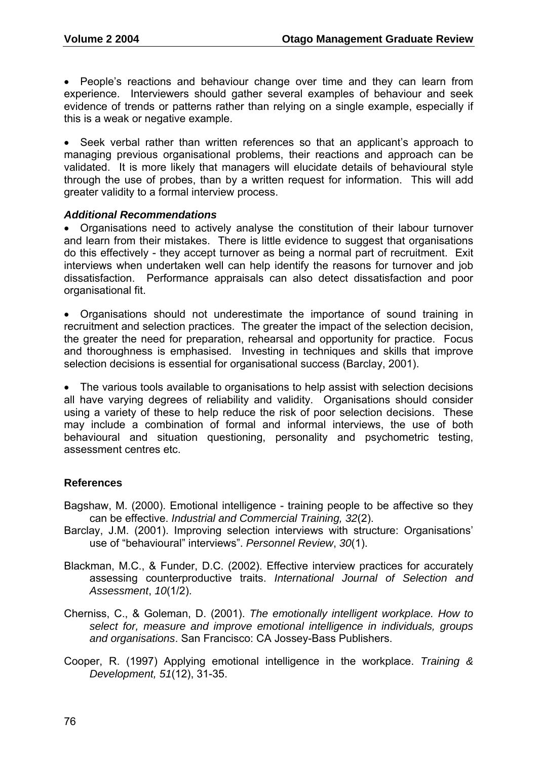- People's reactions and behaviour change over time and they can learn from experience. Interviewers should gather several examples of behaviour and seek evidence of trends or patterns rather than relying on a single example, especially if this is a weak or negative example.

- Seek verbal rather than written references so that an applicant's approach to managing previous organisational problems, their reactions and approach can be validated. It is more likely that managers will elucidate details of behavioural style through the use of probes, than by a written request for information. This will add greater validity to a formal interview process.

### *Additional Recommendations*

- Organisations need to actively analyse the constitution of their labour turnover and learn from their mistakes. There is little evidence to suggest that organisations do this effectively - they accept turnover as being a normal part of recruitment. Exit interviews when undertaken well can help identify the reasons for turnover and job dissatisfaction. Performance appraisals can also detect dissatisfaction and poor organisational fit.

- Organisations should not underestimate the importance of sound training in recruitment and selection practices. The greater the impact of the selection decision, the greater the need for preparation, rehearsal and opportunity for practice. Focus and thoroughness is emphasised. Investing in techniques and skills that improve selection decisions is essential for organisational success (Barclay, 2001).

- The various tools available to organisations to help assist with selection decisions all have varying degrees of reliability and validity. Organisations should consider using a variety of these to help reduce the risk of poor selection decisions. These may include a combination of formal and informal interviews, the use of both behavioural and situation questioning, personality and psychometric testing, assessment centres etc.

## References

Bagshaw, M. (2000). Emotional intelligence - training people to be affective so they can be effective. *Industrial and Commercial Training, 32*(2).

Barclay, J.M. (2001). Improving selection interviews with structure: Organisations' use of "behavioural" interviews". *Personnel Review*, *30*(1).

Blackman, M.C., & Funder, D.C. (2002). Effective interview practices for accurately assessing counterproductive traits. *International Journal of Selection and Assessment*, *10*(1/2).

Cherniss, C., & Goleman, D. (2001). *The emotionally intelligent workplace. How to select for, measure and improve emotional intelligence in individuals, groups and organisations*. San Francisco: CA Jossey-Bass Publishers.

Cooper, R. (1997) Applying emotional intelligence in the workplace. *Training & Development, 51*(12), 31-35.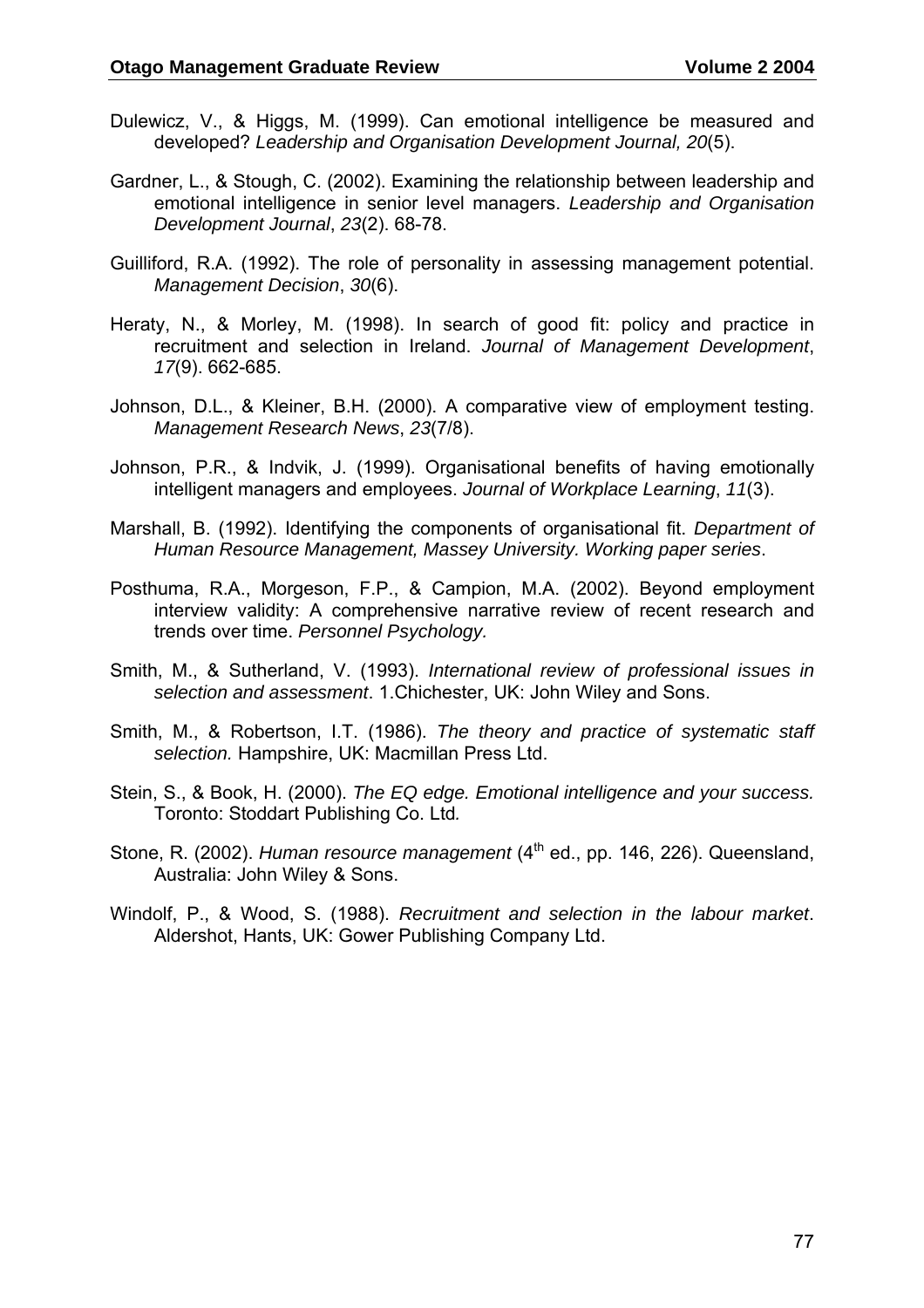Dulewicz, V., & Higgs, M. (1999). Can emotional intelligence be measured and developed? *Leadership and Organisation Development Journal, 20*(5).

Gardner, L., & Stough, C. (2002). Examining the relationship between leadership and emotional intelligence in senior level managers. *Leadership and Organisation Development Journal*, *23*(2). 68-78.

Guilliford, R.A. (1992). The role of personality in assessing management potential. *Management Decision*, *30*(6).

Heraty, N., & Morley, M. (1998). In search of good fit: policy and practice in recruitment and selection in Ireland. *Journal of Management Development*, *17*(9). 662-685.

Johnson, D.L., & Kleiner, B.H. (2000). A comparative view of employment testing. *Management Research News*, *23*(7/8).

Johnson, P.R., & Indvik, J. (1999). Organisational benefits of having emotionally intelligent managers and employees. *Journal of Workplace Learning*, *11*(3).

Marshall, B. (1992). Identifying the components of organisational fit. *Department of Human Resource Management, Massey University. Working paper series*.

Posthuma, R.A., Morgeson, F.P., & Campion, M.A. (2002). Beyond employment interview validity: A comprehensive narrative review of recent research and trends over time. *Personnel Psychology.*

Smith, M., & Sutherland, V. (1993). *International review of professional issues in selection and assessment*. 1.Chichester, UK: John Wiley and Sons.

Smith, M., & Robertson, I.T. (1986). *The theory and practice of systematic staff selection.* Hampshire, UK: Macmillan Press Ltd.

Stein, S., & Book, H. (2000). *The EQ edge. Emotional intelligence and your success.* Toronto: Stoddart Publishing Co. Ltd.

Stone, R. (2002). *Human resource management* (4th ed., pp. 146, 226). Queensland, Australia: John Wiley & Sons.

Windolf, P., & Wood, S. (1988). *Recruitment and selection in the labour market*. Aldershot, Hants, UK: Gower Publishing Company Ltd.